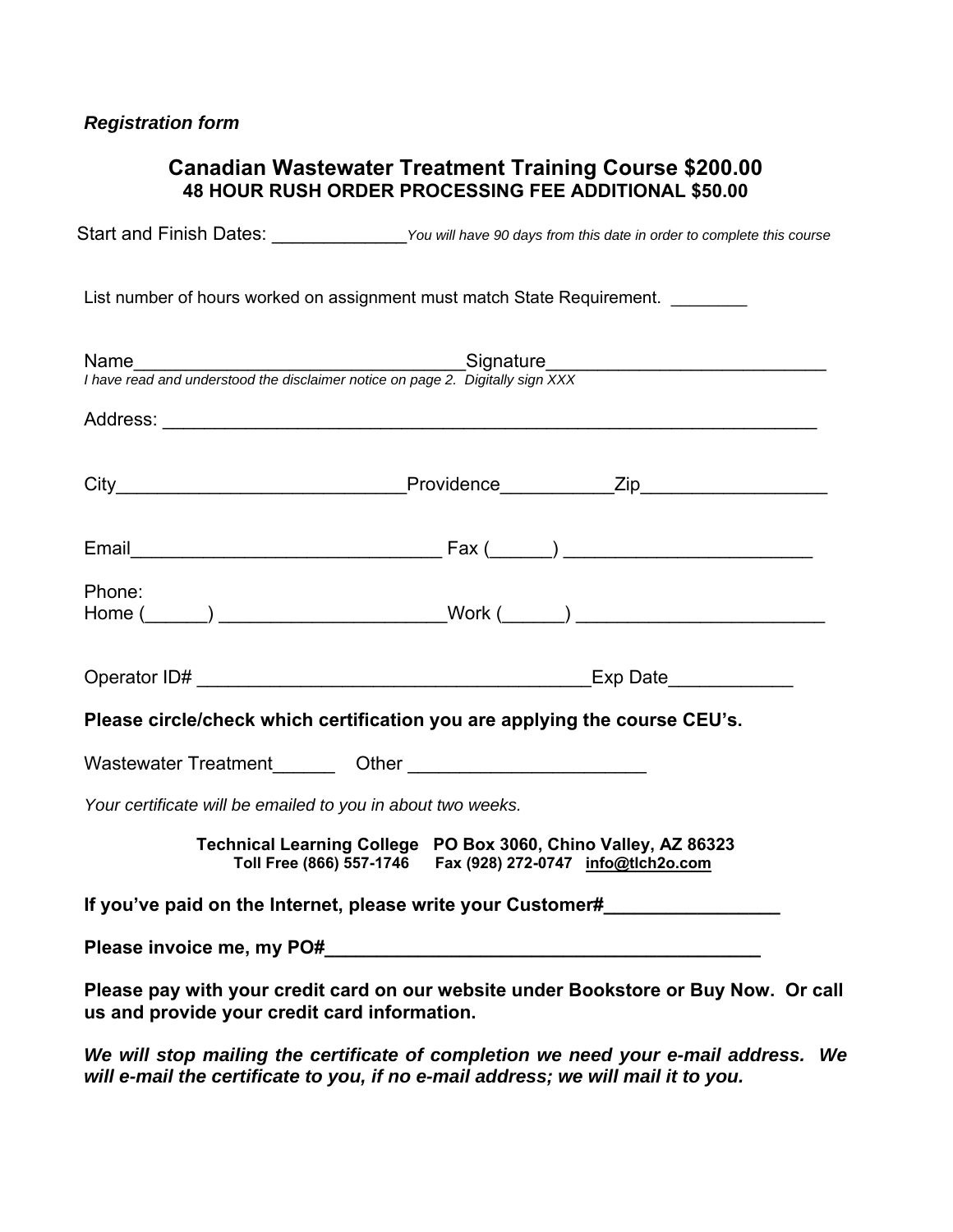*Registration form*

## Canadian Wastewater Treatment Training Course $200.00
### 48 HOUR RUSH ORDER PROCESSING FEE ADDITIONAL $50.00

Start and Finish Dates: _____________ *You will have 90 days from this date in order to complete this course*

List number of hours worked on assignment must match State Requirement. ________

Name_______________________________Signature___________________________
*I have read and understood the disclaimer notice on page 2. Digitally sign XXX*

Address: ________________________________________________________________

City___________________________Providence__________Zip_________________

Email_____________________________ Fax (______) ________________________

Phone:
Home (______) _____________________Work (______) ________________________

Operator ID# _____________________________________Exp Date____________

**Please circle/check which certification you are applying the course CEU's.**

Wastewater Treatment______ Other ______________________

*Your certificate will be emailed to you in about two weeks.*

**Technical Learning College PO Box 3060, Chino Valley, AZ 86323**
**Toll Free (866) 557-1746 Fax (928) 272-0747 info@tlch2o.com**

**If you've paid on the Internet, please write your Customer#________________**

**Please invoice me, my PO#_________________________________________**

**Please pay with your credit card on our website under Bookstore or Buy Now. Or call us and provide your credit card information.**

***We will stop mailing the certificate of completion we need your e-mail address. We will e-mail the certificate to you, if no e-mail address; we will mail it to you.***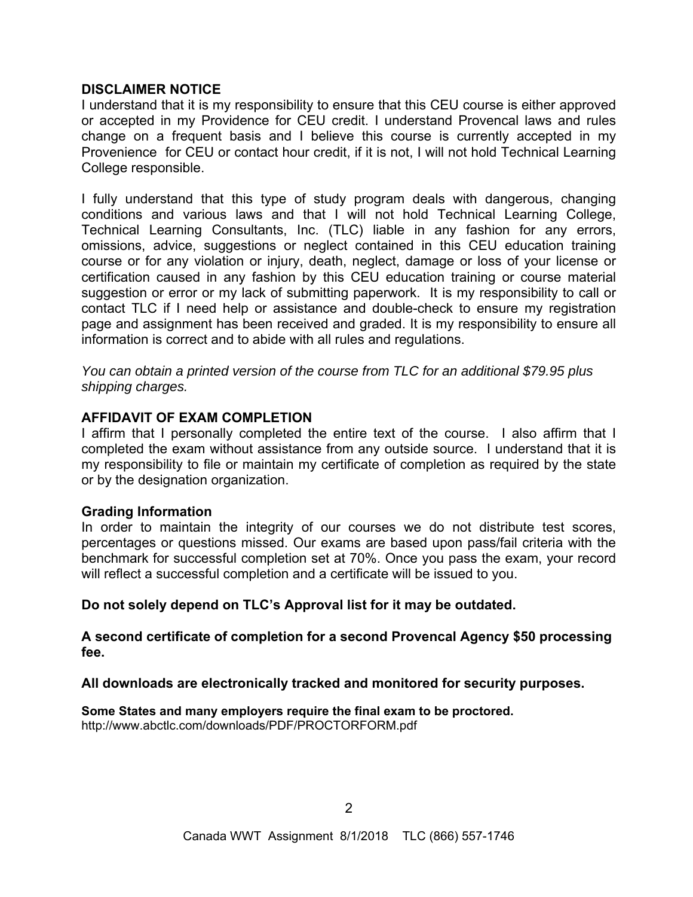**DISCLAIMER NOTICE**

I understand that it is my responsibility to ensure that this CEU course is either approved or accepted in my Providence for CEU credit. I understand Provencal laws and rules change on a frequent basis and I believe this course is currently accepted in my Provenience for CEU or contact hour credit, if it is not, I will not hold Technical Learning College responsible.

I fully understand that this type of study program deals with dangerous, changing conditions and various laws and that I will not hold Technical Learning College, Technical Learning Consultants, Inc. (TLC) liable in any fashion for any errors, omissions, advice, suggestions or neglect contained in this CEU education training course or for any violation or injury, death, neglect, damage or loss of your license or certification caused in any fashion by this CEU education training or course material suggestion or error or my lack of submitting paperwork. It is my responsibility to call or contact TLC if I need help or assistance and double-check to ensure my registration page and assignment has been received and graded. It is my responsibility to ensure all information is correct and to abide with all rules and regulations.

*You can obtain a printed version of the course from TLC for an additional $79.95 plus shipping charges.*

**AFFIDAVIT OF EXAM COMPLETION**

I affirm that I personally completed the entire text of the course. I also affirm that I completed the exam without assistance from any outside source. I understand that it is my responsibility to file or maintain my certificate of completion as required by the state or by the designation organization.

**Grading Information**

In order to maintain the integrity of our courses we do not distribute test scores, percentages or questions missed. Our exams are based upon pass/fail criteria with the benchmark for successful completion set at 70%. Once you pass the exam, your record will reflect a successful completion and a certificate will be issued to you.

**Do not solely depend on TLC's Approval list for it may be outdated.**

**A second certificate of completion for a second Provencal Agency $50 processing fee.**

**All downloads are electronically tracked and monitored for security purposes.**

**Some States and many employers require the final exam to be proctored.**
http://www.abctlc.com/downloads/PDF/PROCTORFORM.pdf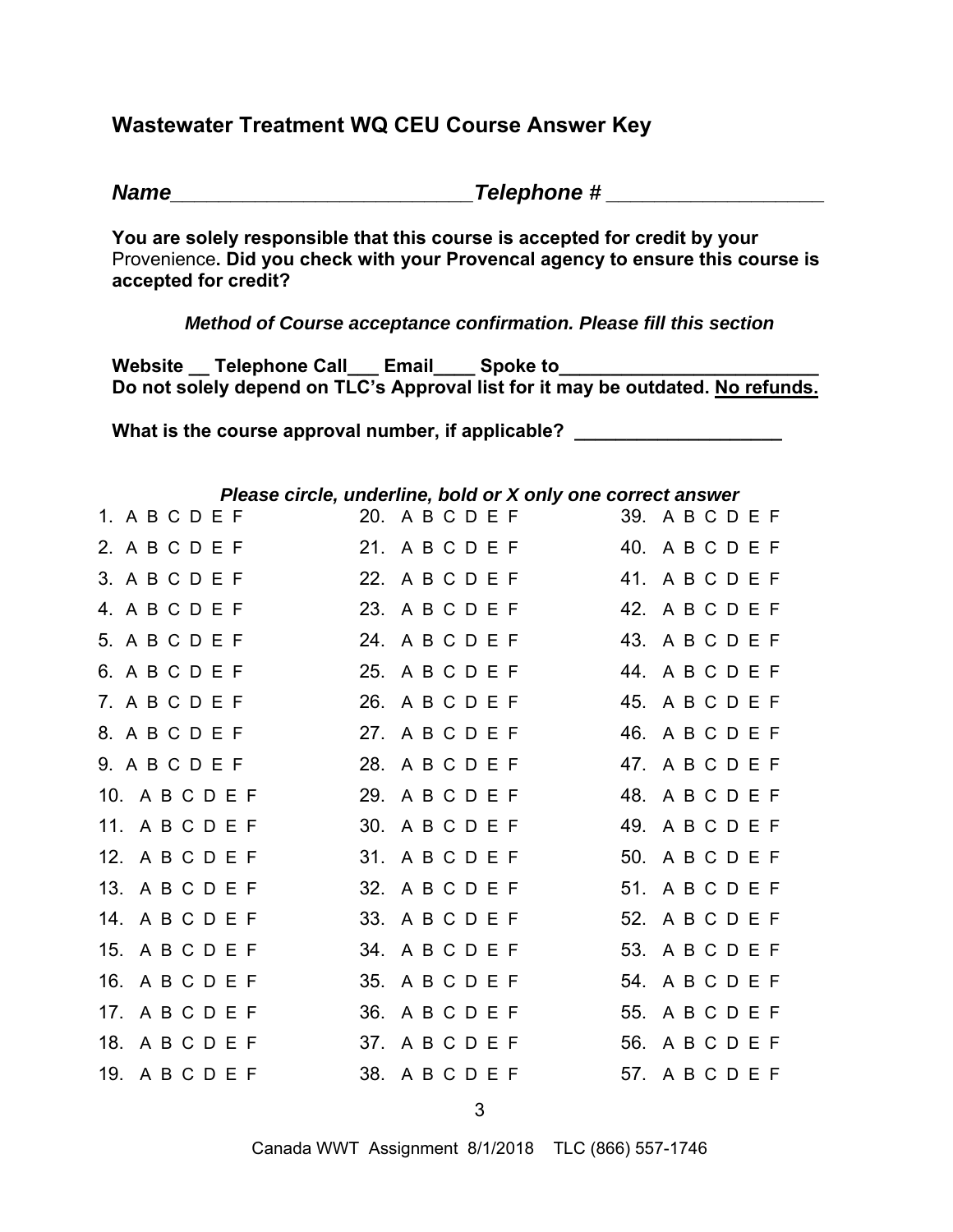## Wastewater Treatment WQ CEU Course Answer Key

***Name*****__________________________*****Telephone #*** __________________

**You are solely responsible that this course is accepted for credit by your** Provenience**. Did you check with your Provencal agency to ensure this course is accepted for credit?**

***Method of Course acceptance confirmation. Please fill this section***

**Website __ Telephone Call___ Email____ Spoke to________________________**
**Do not solely depend on TLC's Approval list for it may be outdated. No refunds.**

**What is the course approval number, if applicable? ____________________**

***Please circle, underline, bold or X only one correct answer***

| | | |
|---|---|---|
| 1. A B C D E F | 20. A B C D E F | 39. A B C D E F |
| 2. A B C D E F | 21. A B C D E F | 40. A B C D E F |
| 3. A B C D E F | 22. A B C D E F | 41. A B C D E F |
| 4. A B C D E F | 23. A B C D E F | 42. A B C D E F |
| 5. A B C D E F | 24. A B C D E F | 43. A B C D E F |
| 6. A B C D E F | 25. A B C D E F | 44. A B C D E F |
| 7. A B C D E F | 26. A B C D E F | 45. A B C D E F |
| 8. A B C D E F | 27. A B C D E F | 46. A B C D E F |
| 9. A B C D E F | 28. A B C D E F | 47. A B C D E F |
| 10. A B C D E F | 29. A B C D E F | 48. A B C D E F |
| 11. A B C D E F | 30. A B C D E F | 49. A B C D E F |
| 12. A B C D E F | 31. A B C D E F | 50. A B C D E F |
| 13. A B C D E F | 32. A B C D E F | 51. A B C D E F |
| 14. A B C D E F | 33. A B C D E F | 52. A B C D E F |
| 15. A B C D E F | 34. A B C D E F | 53. A B C D E F |
| 16. A B C D E F | 35. A B C D E F | 54. A B C D E F |
| 17. A B C D E F | 36. A B C D E F | 55. A B C D E F |
| 18. A B C D E F | 37. A B C D E F | 56. A B C D E F |
| 19. A B C D E F | 38. A B C D E F | 57. A B C D E F |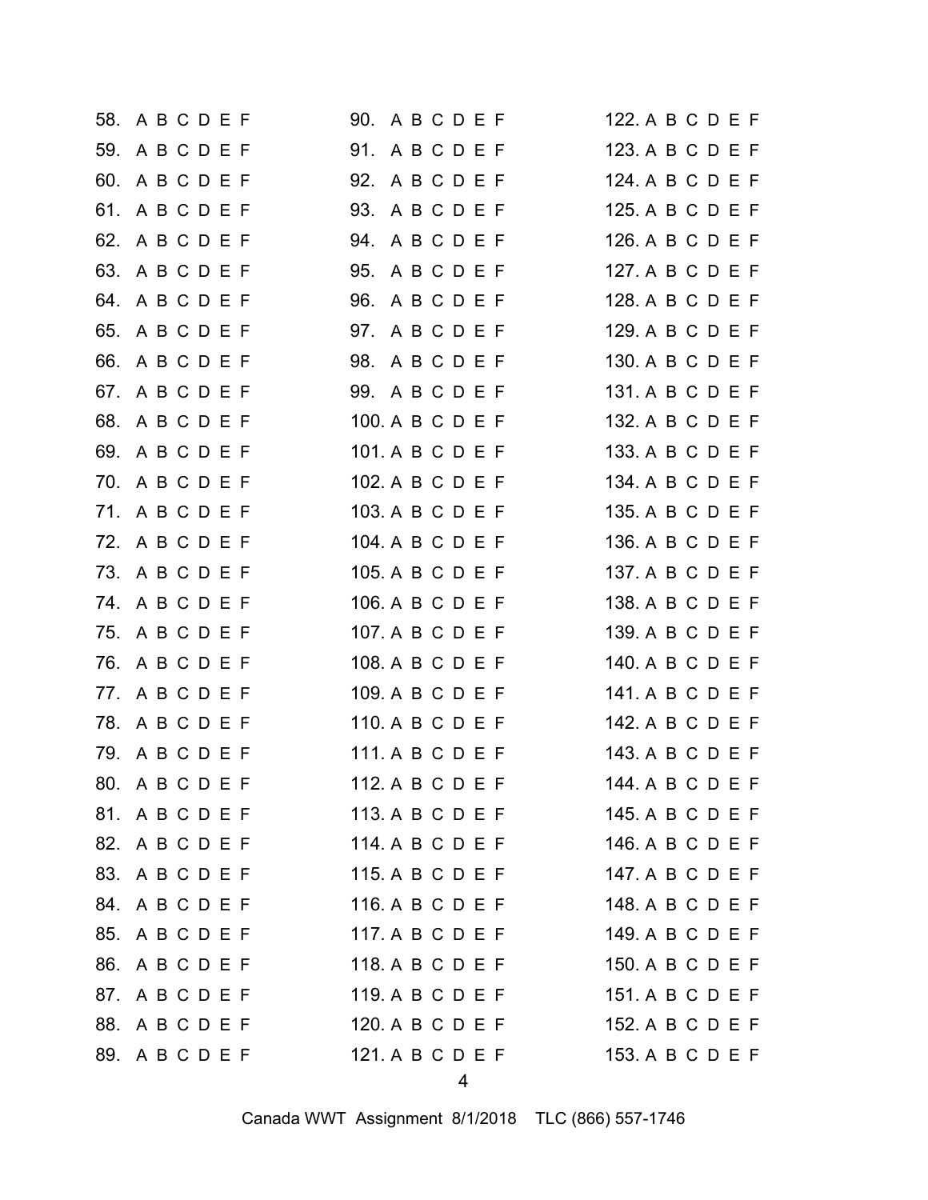58. A B C D E F

59. A B C D E F

60. A B C D E F

61. A B C D E F

62. A B C D E F

63. A B C D E F

64. A B C D E F

65. A B C D E F

66. A B C D E F

67. A B C D E F

68. A B C D E F

69. A B C D E F

70. A B C D E F

71. A B C D E F

72. A B C D E F

73. A B C D E F

74. A B C D E F

75. A B C D E F

76. A B C D E F

77. A B C D E F

78. A B C D E F

79. A B C D E F

80. A B C D E F

81. A B C D E F

82. A B C D E F

83. A B C D E F

84. A B C D E F

85. A B C D E F

86. A B C D E F

87. A B C D E F

88. A B C D E F

89. A B C D E F

90. A B C D E F

91. A B C D E F

92. A B C D E F

93. A B C D E F

94. A B C D E F

95. A B C D E F

96. A B C D E F

97. A B C D E F

98. A B C D E F

99. A B C D E F

100. A B C D E F

101. A B C D E F

102. A B C D E F

103. A B C D E F

104. A B C D E F

105. A B C D E F

106. A B C D E F

107. A B C D E F

108. A B C D E F

109. A B C D E F

110. A B C D E F

111. A B C D E F

112. A B C D E F

113. A B C D E F

114. A B C D E F

115. A B C D E F

116. A B C D E F

117. A B C D E F

118. A B C D E F

119. A B C D E F

120. A B C D E F

121. A B C D E F

122. A B C D E F

123. A B C D E F

124. A B C D E F

125. A B C D E F

126. A B C D E F

127. A B C D E F

128. A B C D E F

129. A B C D E F

130. A B C D E F

131. A B C D E F

132. A B C D E F

133. A B C D E F

134. A B C D E F

135. A B C D E F

136. A B C D E F

137. A B C D E F

138. A B C D E F

139. A B C D E F

140. A B C D E F

141. A B C D E F

142. A B C D E F

143. A B C D E F

144. A B C D E F

145. A B C D E F

146. A B C D E F

147. A B C D E F

148. A B C D E F

149. A B C D E F

150. A B C D E F

151. A B C D E F

152. A B C D E F

153. A B C D E F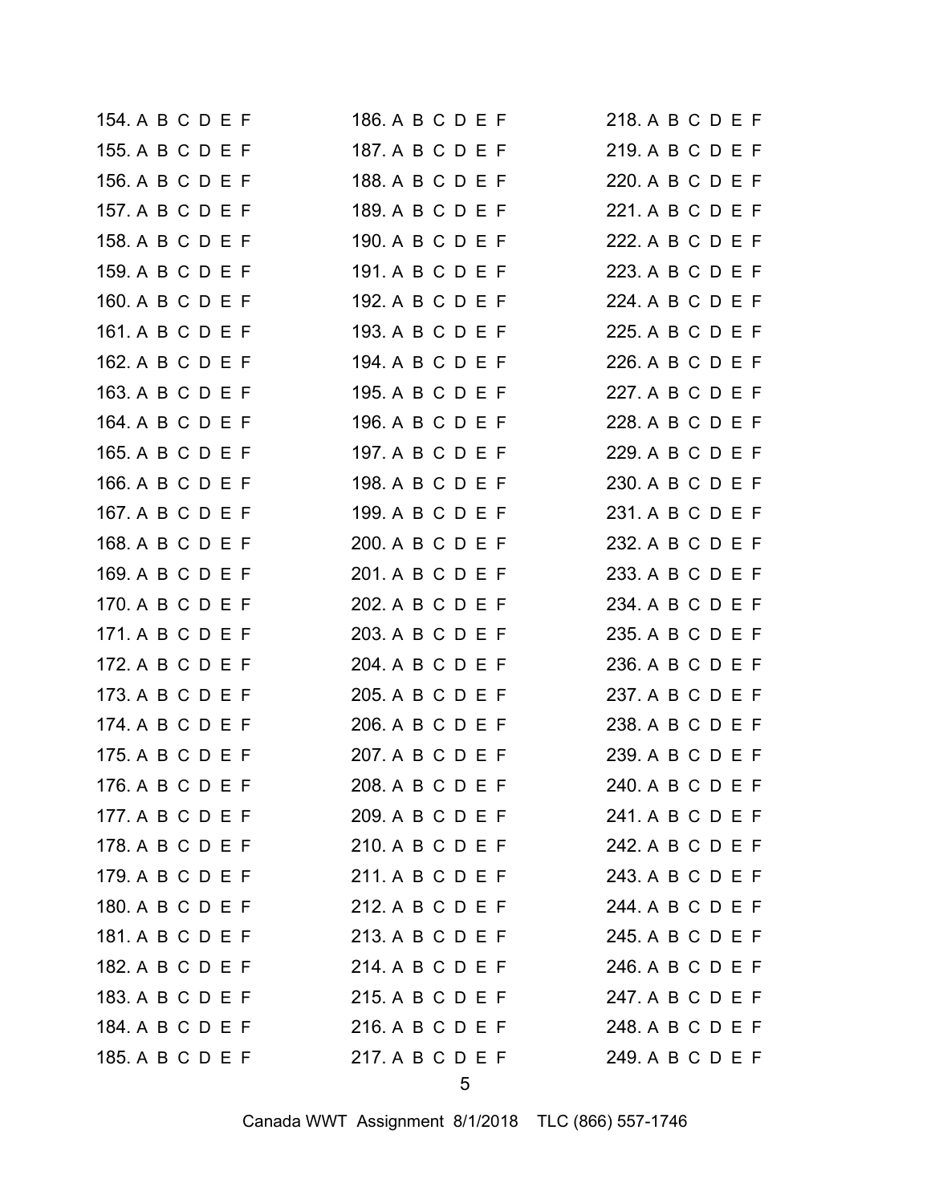154. A B C D E F
155. A B C D E F
156. A B C D E F
157. A B C D E F
158. A B C D E F
159. A B C D E F
160. A B C D E F
161. A B C D E F
162. A B C D E F
163. A B C D E F
164. A B C D E F
165. A B C D E F
166. A B C D E F
167. A B C D E F
168. A B C D E F
169. A B C D E F
170. A B C D E F
171. A B C D E F
172. A B C D E F
173. A B C D E F
174. A B C D E F
175. A B C D E F
176. A B C D E F
177. A B C D E F
178. A B C D E F
179. A B C D E F
180. A B C D E F
181. A B C D E F
182. A B C D E F
183. A B C D E F
184. A B C D E F
185. A B C D E F
186. A B C D E F
187. A B C D E F
188. A B C D E F
189. A B C D E F
190. A B C D E F
191. A B C D E F
192. A B C D E F
193. A B C D E F
194. A B C D E F
195. A B C D E F
196. A B C D E F
197. A B C D E F
198. A B C D E F
199. A B C D E F
200. A B C D E F
201. A B C D E F
202. A B C D E F
203. A B C D E F
204. A B C D E F
205. A B C D E F
206. A B C D E F
207. A B C D E F
208. A B C D E F
209. A B C D E F
210. A B C D E F
211. A B C D E F
212. A B C D E F
213. A B C D E F
214. A B C D E F
215. A B C D E F
216. A B C D E F
217. A B C D E F
218. A B C D E F
219. A B C D E F
220. A B C D E F
221. A B C D E F
222. A B C D E F
223. A B C D E F
224. A B C D E F
225. A B C D E F
226. A B C D E F
227. A B C D E F
228. A B C D E F
229. A B C D E F
230. A B C D E F
231. A B C D E F
232. A B C D E F
233. A B C D E F
234. A B C D E F
235. A B C D E F
236. A B C D E F
237. A B C D E F
238. A B C D E F
239. A B C D E F
240. A B C D E F
241. A B C D E F
242. A B C D E F
243. A B C D E F
244. A B C D E F
245. A B C D E F
246. A B C D E F
247. A B C D E F
248. A B C D E F
249. A B C D E F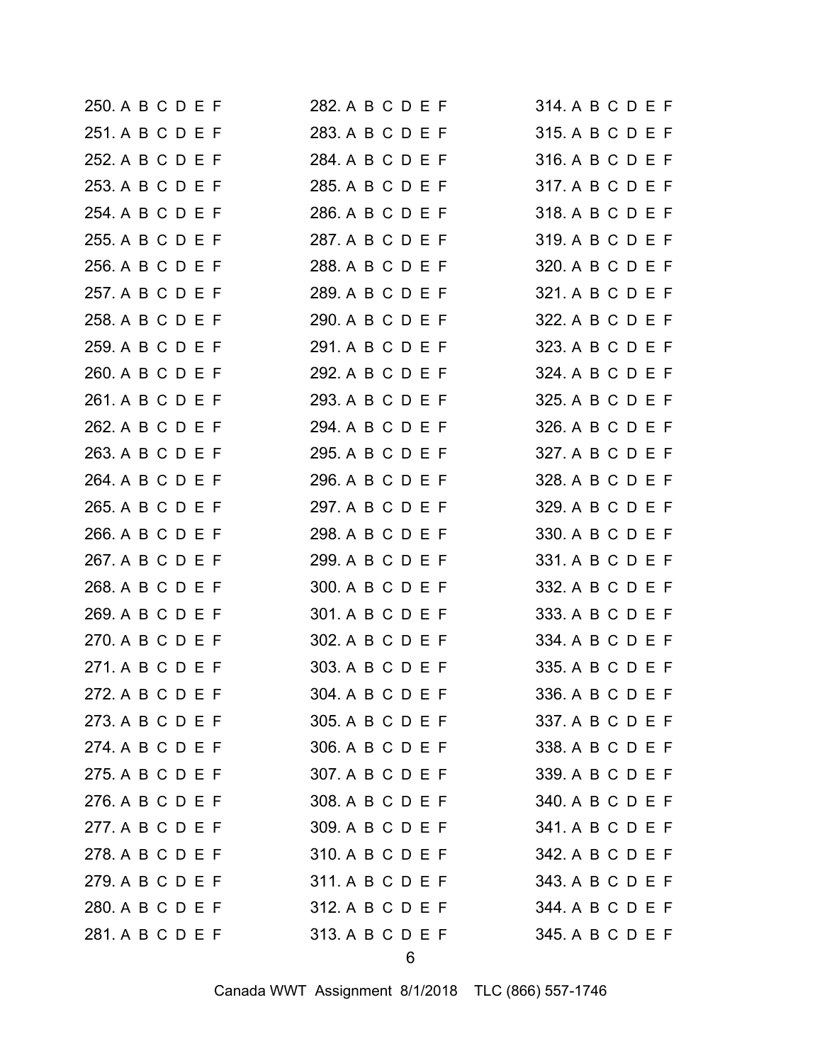250. A B C D E F
251. A B C D E F
252. A B C D E F
253. A B C D E F
254. A B C D E F
255. A B C D E F
256. A B C D E F
257. A B C D E F
258. A B C D E F
259. A B C D E F
260. A B C D E F
261. A B C D E F
262. A B C D E F
263. A B C D E F
264. A B C D E F
265. A B C D E F
266. A B C D E F
267. A B C D E F
268. A B C D E F
269. A B C D E F
270. A B C D E F
271. A B C D E F
272. A B C D E F
273. A B C D E F
274. A B C D E F
275. A B C D E F
276. A B C D E F
277. A B C D E F
278. A B C D E F
279. A B C D E F
280. A B C D E F
281. A B C D E F
282. A B C D E F
283. A B C D E F
284. A B C D E F
285. A B C D E F
286. A B C D E F
287. A B C D E F
288. A B C D E F
289. A B C D E F
290. A B C D E F
291. A B C D E F
292. A B C D E F
293. A B C D E F
294. A B C D E F
295. A B C D E F
296. A B C D E F
297. A B C D E F
298. A B C D E F
299. A B C D E F
300. A B C D E F
301. A B C D E F
302. A B C D E F
303. A B C D E F
304. A B C D E F
305. A B C D E F
306. A B C D E F
307. A B C D E F
308. A B C D E F
309. A B C D E F
310. A B C D E F
311. A B C D E F
312. A B C D E F
313. A B C D E F
314. A B C D E F
315. A B C D E F
316. A B C D E F
317. A B C D E F
318. A B C D E F
319. A B C D E F
320. A B C D E F
321. A B C D E F
322. A B C D E F
323. A B C D E F
324. A B C D E F
325. A B C D E F
326. A B C D E F
327. A B C D E F
328. A B C D E F
329. A B C D E F
330. A B C D E F
331. A B C D E F
332. A B C D E F
333. A B C D E F
334. A B C D E F
335. A B C D E F
336. A B C D E F
337. A B C D E F
338. A B C D E F
339. A B C D E F
340. A B C D E F
341. A B C D E F
342. A B C D E F
343. A B C D E F
344. A B C D E F
345. A B C D E F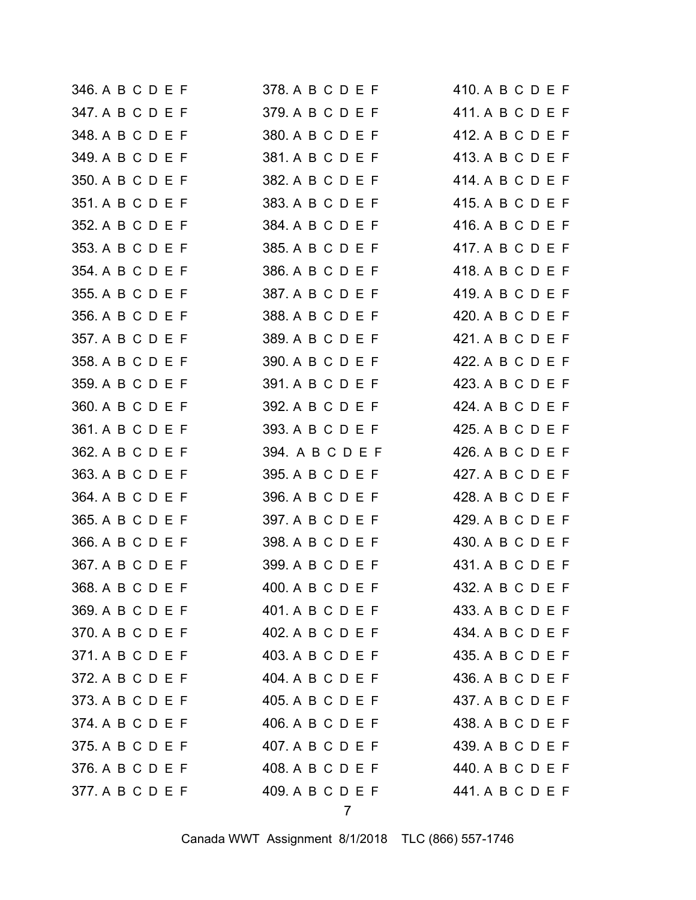346. A B C D E F
347. A B C D E F
348. A B C D E F
349. A B C D E F
350. A B C D E F
351. A B C D E F
352. A B C D E F
353. A B C D E F
354. A B C D E F
355. A B C D E F
356. A B C D E F
357. A B C D E F
358. A B C D E F
359. A B C D E F
360. A B C D E F
361. A B C D E F
362. A B C D E F
363. A B C D E F
364. A B C D E F
365. A B C D E F
366. A B C D E F
367. A B C D E F
368. A B C D E F
369. A B C D E F
370. A B C D E F
371. A B C D E F
372. A B C D E F
373. A B C D E F
374. A B C D E F
375. A B C D E F
376. A B C D E F
377. A B C D E F
378. A B C D E F
379. A B C D E F
380. A B C D E F
381. A B C D E F
382. A B C D E F
383. A B C D E F
384. A B C D E F
385. A B C D E F
386. A B C D E F
387. A B C D E F
388. A B C D E F
389. A B C D E F
390. A B C D E F
391. A B C D E F
392. A B C D E F
393. A B C D E F
394. A B C D E F
395. A B C D E F
396. A B C D E F
397. A B C D E F
398. A B C D E F
399. A B C D E F
400. A B C D E F
401. A B C D E F
402. A B C D E F
403. A B C D E F
404. A B C D E F
405. A B C D E F
406. A B C D E F
407. A B C D E F
408. A B C D E F
409. A B C D E F
410. A B C D E F
411. A B C D E F
412. A B C D E F
413. A B C D E F
414. A B C D E F
415. A B C D E F
416. A B C D E F
417. A B C D E F
418. A B C D E F
419. A B C D E F
420. A B C D E F
421. A B C D E F
422. A B C D E F
423. A B C D E F
424. A B C D E F
425. A B C D E F
426. A B C D E F
427. A B C D E F
428. A B C D E F
429. A B C D E F
430. A B C D E F
431. A B C D E F
432. A B C D E F
433. A B C D E F
434. A B C D E F
435. A B C D E F
436. A B C D E F
437. A B C D E F
438. A B C D E F
439. A B C D E F
440. A B C D E F
441. A B C D E F

Canada WWT Assignment 8/1/2018 TLC (866) 557-1746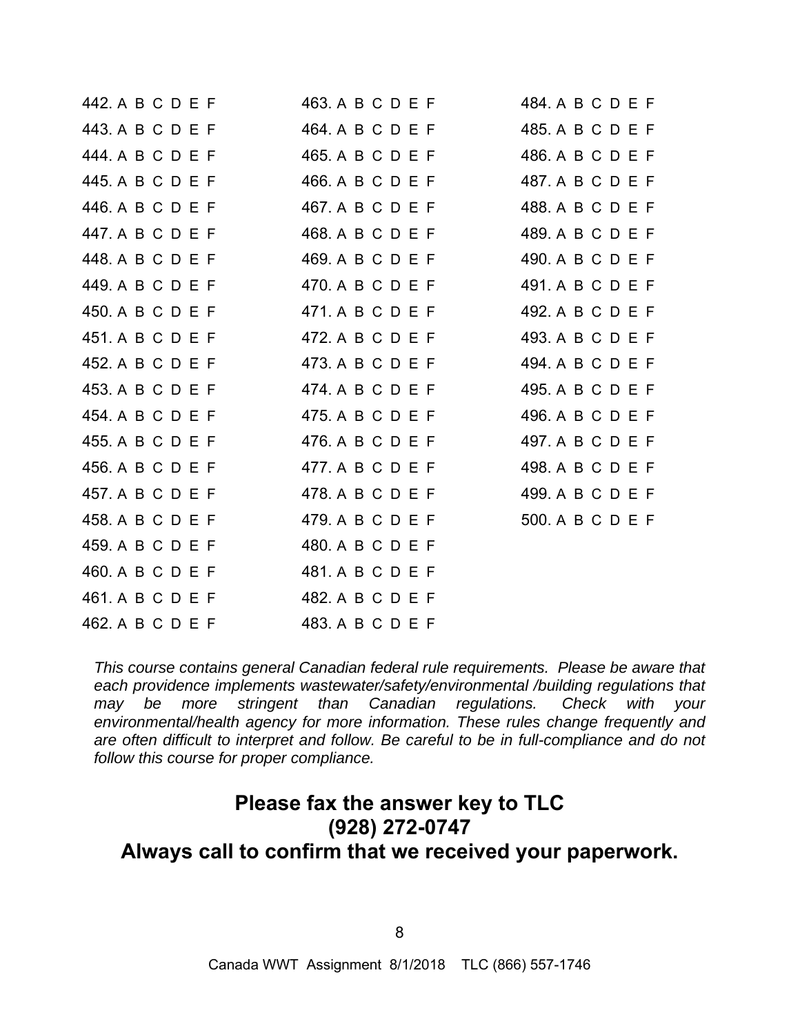442. A B C D E F
443. A B C D E F
444. A B C D E F
445. A B C D E F
446. A B C D E F
447. A B C D E F
448. A B C D E F
449. A B C D E F
450. A B C D E F
451. A B C D E F
452. A B C D E F
453. A B C D E F
454. A B C D E F
455. A B C D E F
456. A B C D E F
457. A B C D E F
458. A B C D E F
459. A B C D E F
460. A B C D E F
461. A B C D E F
462. A B C D E F
463. A B C D E F
464. A B C D E F
465. A B C D E F
466. A B C D E F
467. A B C D E F
468. A B C D E F
469. A B C D E F
470. A B C D E F
471. A B C D E F
472. A B C D E F
473. A B C D E F
474. A B C D E F
475. A B C D E F
476. A B C D E F
477. A B C D E F
478. A B C D E F
479. A B C D E F
480. A B C D E F
481. A B C D E F
482. A B C D E F
483. A B C D E F
484. A B C D E F
485. A B C D E F
486. A B C D E F
487. A B C D E F
488. A B C D E F
489. A B C D E F
490. A B C D E F
491. A B C D E F
492. A B C D E F
493. A B C D E F
494. A B C D E F
495. A B C D E F
496. A B C D E F
497. A B C D E F
498. A B C D E F
499. A B C D E F
500. A B C D E F

*This course contains general Canadian federal rule requirements. Please be aware that each providence implements wastewater/safety/environmental /building regulations that may be more stringent than Canadian regulations. Check with your environmental/health agency for more information. These rules change frequently and are often difficult to interpret and follow. Be careful to be in full-compliance and do not follow this course for proper compliance.*

**Please fax the answer key to TLC**
**(928) 272-0747**
**Always call to confirm that we received your paperwork.**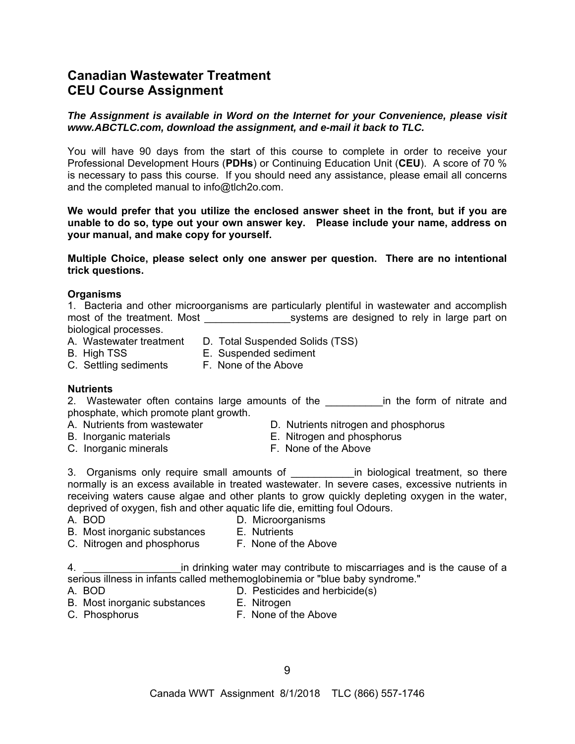# Canadian Wastewater Treatment
# CEU Course Assignment

***The Assignment is available in Word on the Internet for your Convenience, please visit www.ABCTLC.com, download the assignment, and e-mail it back to TLC.***

You will have 90 days from the start of this course to complete in order to receive your Professional Development Hours (**PDHs**) or Continuing Education Unit (**CEU**). A score of 70 % is necessary to pass this course. If you should need any assistance, please email all concerns and the completed manual to info@tlch2o.com.

**We would prefer that you utilize the enclosed answer sheet in the front, but if you are unable to do so, type out your own answer key. Please include your name, address on your manual, and make copy for yourself.**

**Multiple Choice, please select only one answer per question. There are no intentional trick questions.**

**Organisms**

1. Bacteria and other microorganisms are particularly plentiful in wastewater and accomplish most of the treatment. Most _______________systems are designed to rely in large part on biological processes.

A. Wastewater treatment
B. High TSS
C. Settling sediments
D. Total Suspended Solids (TSS)
E. Suspended sediment
F. None of the Above

**Nutrients**

2. Wastewater often contains large amounts of the __________in the form of nitrate and phosphate, which promote plant growth.

A. Nutrients from wastewater
B. Inorganic materials
C. Inorganic minerals
D. Nutrients nitrogen and phosphorus
E. Nitrogen and phosphorus
F. None of the Above

3. Organisms only require small amounts of ___________in biological treatment, so there normally is an excess available in treated wastewater. In severe cases, excessive nutrients in receiving waters cause algae and other plants to grow quickly depleting oxygen in the water, deprived of oxygen, fish and other aquatic life die, emitting foul Odours.

A. BOD
B. Most inorganic substances
C. Nitrogen and phosphorus
D. Microorganisms
E. Nutrients
F. None of the Above

4. _________________in drinking water may contribute to miscarriages and is the cause of a serious illness in infants called methemoglobinemia or "blue baby syndrome."

A. BOD
B. Most inorganic substances
C. Phosphorus
D. Pesticides and herbicide(s)
E. Nitrogen
F. None of the Above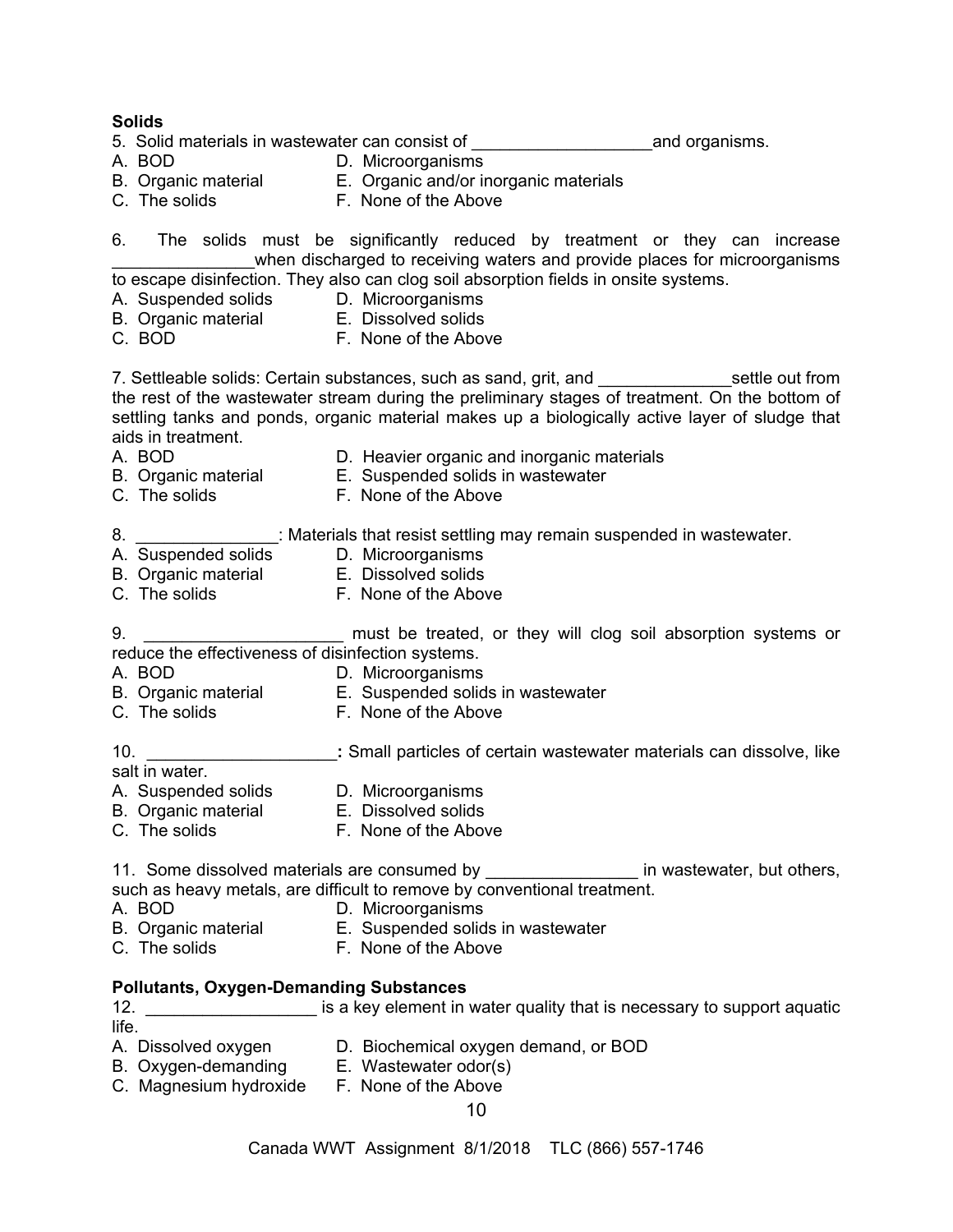**Solids**

5. Solid materials in wastewater can consist of ___________________and organisms.

A. BOD
B. Organic material
C. The solids
D. Microorganisms
E. Organic and/or inorganic materials
F. None of the Above

6. The solids must be significantly reduced by treatment or they can increase _______________when discharged to receiving waters and provide places for microorganisms to escape disinfection. They also can clog soil absorption fields in onsite systems.

A. Suspended solids
B. Organic material
C. BOD
D. Microorganisms
E. Dissolved solids
F. None of the Above

7. Settleable solids: Certain substances, such as sand, grit, and ______________settle out from the rest of the wastewater stream during the preliminary stages of treatment. On the bottom of settling tanks and ponds, organic material makes up a biologically active layer of sludge that aids in treatment.

A. BOD
B. Organic material
C. The solids
D. Heavier organic and inorganic materials
E. Suspended solids in wastewater
F. None of the Above

8. _______________: Materials that resist settling may remain suspended in wastewater.

A. Suspended solids
B. Organic material
C. The solids
D. Microorganisms
E. Dissolved solids
F. None of the Above

9. _____________________ must be treated, or they will clog soil absorption systems or reduce the effectiveness of disinfection systems.

A. BOD
B. Organic material
C. The solids
D. Microorganisms
E. Suspended solids in wastewater
F. None of the Above

10. ____________________**:** Small particles of certain wastewater materials can dissolve, like salt in water.

A. Suspended solids
B. Organic material
C. The solids
D. Microorganisms
E. Dissolved solids
F. None of the Above

11. Some dissolved materials are consumed by ________________ in wastewater, but others, such as heavy metals, are difficult to remove by conventional treatment.

A. BOD
B. Organic material
C. The solids
D. Microorganisms
E. Suspended solids in wastewater
F. None of the Above

**Pollutants, Oxygen-Demanding Substances**

12. __________________ is a key element in water quality that is necessary to support aquatic life.

A. Dissolved oxygen
B. Oxygen-demanding
C. Magnesium hydroxide
D. Biochemical oxygen demand, or BOD
E. Wastewater odor(s)
F. None of the Above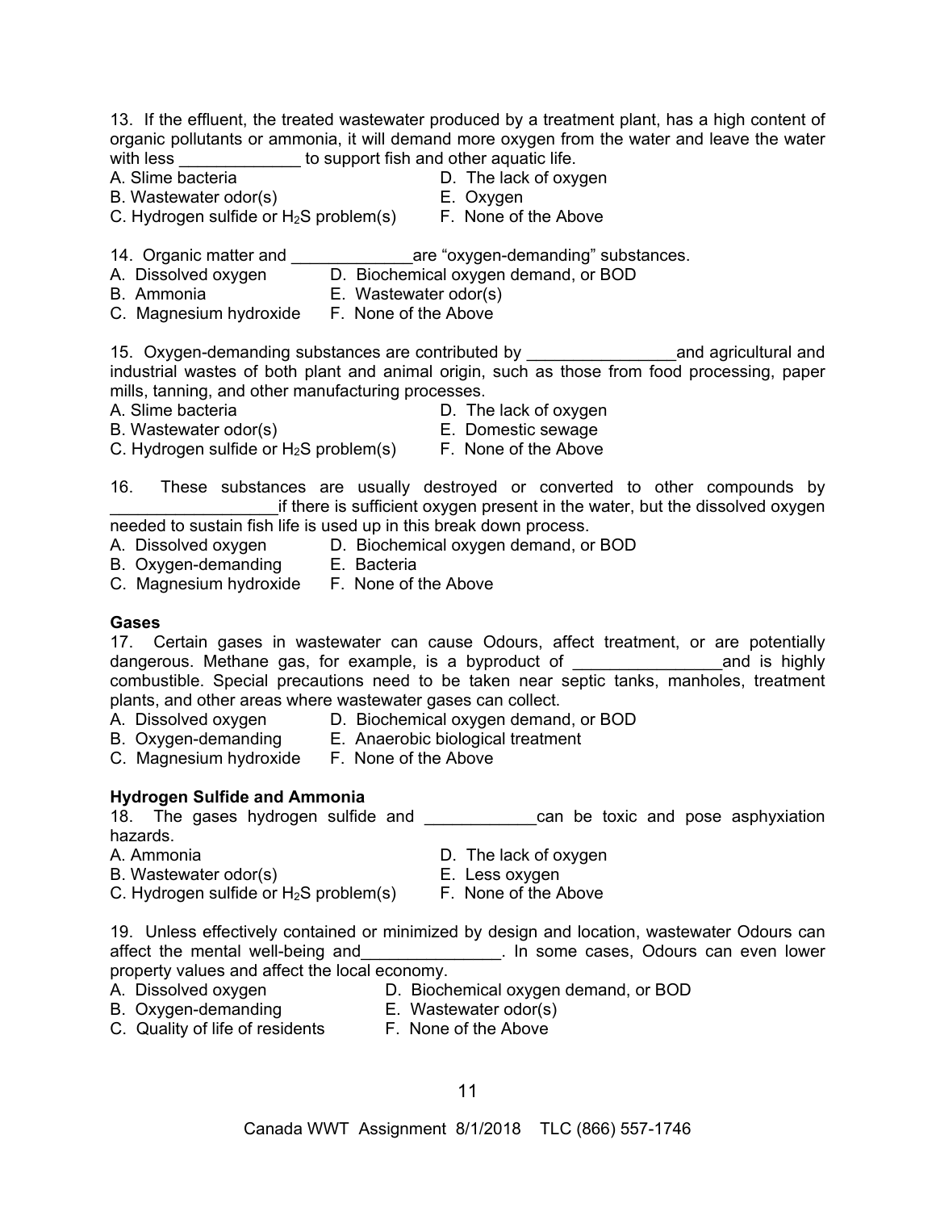13. If the effluent, the treated wastewater produced by a treatment plant, has a high content of organic pollutants or ammonia, it will demand more oxygen from the water and leave the water with less _____________ to support fish and other aquatic life.

A. Slime bacteria
B. Wastewater odor(s)
C. Hydrogen sulfide or $H_2S$ problem(s)
D. The lack of oxygen
E. Oxygen
F. None of the Above

14. Organic matter and _____________are “oxygen-demanding” substances.

A. Dissolved oxygen
B. Ammonia
C. Magnesium hydroxide
D. Biochemical oxygen demand, or BOD
E. Wastewater odor(s)
F. None of the Above

15. Oxygen-demanding substances are contributed by ________________and agricultural and industrial wastes of both plant and animal origin, such as those from food processing, paper mills, tanning, and other manufacturing processes.

A. Slime bacteria
B. Wastewater odor(s)
C. Hydrogen sulfide or $H_2S$ problem(s)
D. The lack of oxygen
E. Domestic sewage
F. None of the Above

16. These substances are usually destroyed or converted to other compounds by __________________if there is sufficient oxygen present in the water, but the dissolved oxygen needed to sustain fish life is used up in this break down process.

A. Dissolved oxygen
B. Oxygen-demanding
C. Magnesium hydroxide
D. Biochemical oxygen demand, or BOD
E. Bacteria
F. None of the Above

**Gases**

17. Certain gases in wastewater can cause Odours, affect treatment, or are potentially dangerous. Methane gas, for example, is a byproduct of ________________and is highly combustible. Special precautions need to be taken near septic tanks, manholes, treatment plants, and other areas where wastewater gases can collect.

A. Dissolved oxygen
B. Oxygen-demanding
C. Magnesium hydroxide
D. Biochemical oxygen demand, or BOD
E. Anaerobic biological treatment
F. None of the Above

**Hydrogen Sulfide and Ammonia**

18. The gases hydrogen sulfide and ____________can be toxic and pose asphyxiation hazards.

A. Ammonia
B. Wastewater odor(s)
C. Hydrogen sulfide or $H_2S$ problem(s)
D. The lack of oxygen
E. Less oxygen
F. None of the Above

19. Unless effectively contained or minimized by design and location, wastewater Odours can affect the mental well-being and_______________. In some cases, Odours can even lower property values and affect the local economy.

A. Dissolved oxygen
B. Oxygen-demanding
C. Quality of life of residents
D. Biochemical oxygen demand, or BOD
E. Wastewater odor(s)
F. None of the Above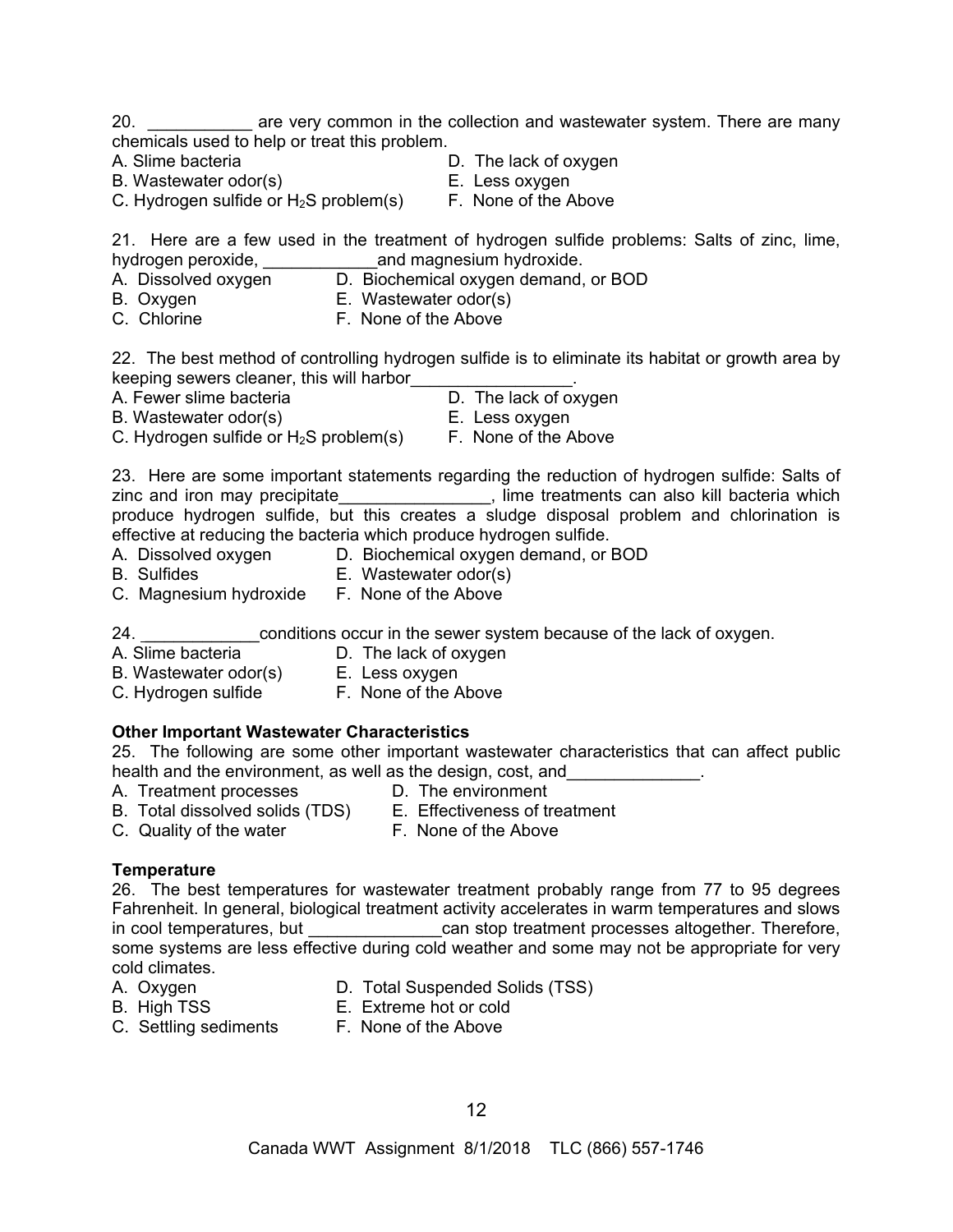20. ___________ are very common in the collection and wastewater system. There are many chemicals used to help or treat this problem.

A. Slime bacteria
B. Wastewater odor(s)
C. Hydrogen sulfide or $H_2S$ problem(s)
D. The lack of oxygen
E. Less oxygen
F. None of the Above

21. Here are a few used in the treatment of hydrogen sulfide problems: Salts of zinc, lime, hydrogen peroxide, ____________and magnesium hydroxide.

A. Dissolved oxygen
B. Oxygen
C. Chlorine
D. Biochemical oxygen demand, or BOD
E. Wastewater odor(s)
F. None of the Above

22. The best method of controlling hydrogen sulfide is to eliminate its habitat or growth area by keeping sewers cleaner, this will harbor_________________.

A. Fewer slime bacteria
B. Wastewater odor(s)
C. Hydrogen sulfide or $H_2S$ problem(s)
D. The lack of oxygen
E. Less oxygen
F. None of the Above

23. Here are some important statements regarding the reduction of hydrogen sulfide: Salts of zinc and iron may precipitate________________, lime treatments can also kill bacteria which produce hydrogen sulfide, but this creates a sludge disposal problem and chlorination is effective at reducing the bacteria which produce hydrogen sulfide.

A. Dissolved oxygen
B. Sulfides
C. Magnesium hydroxide
D. Biochemical oxygen demand, or BOD
E. Wastewater odor(s)
F. None of the Above

24. ____________conditions occur in the sewer system because of the lack of oxygen.

A. Slime bacteria
B. Wastewater odor(s)
C. Hydrogen sulfide
D. The lack of oxygen
E. Less oxygen
F. None of the Above

**Other Important Wastewater Characteristics**

25. The following are some other important wastewater characteristics that can affect public health and the environment, as well as the design, cost, and______________.

A. Treatment processes
B. Total dissolved solids (TDS)
C. Quality of the water
D. The environment
E. Effectiveness of treatment
F. None of the Above

**Temperature**

26. The best temperatures for wastewater treatment probably range from 77 to 95 degrees Fahrenheit. In general, biological treatment activity accelerates in warm temperatures and slows in cool temperatures, but ______________can stop treatment processes altogether. Therefore, some systems are less effective during cold weather and some may not be appropriate for very cold climates.

A. Oxygen
B. High TSS
C. Settling sediments
D. Total Suspended Solids (TSS)
E. Extreme hot or cold
F. None of the Above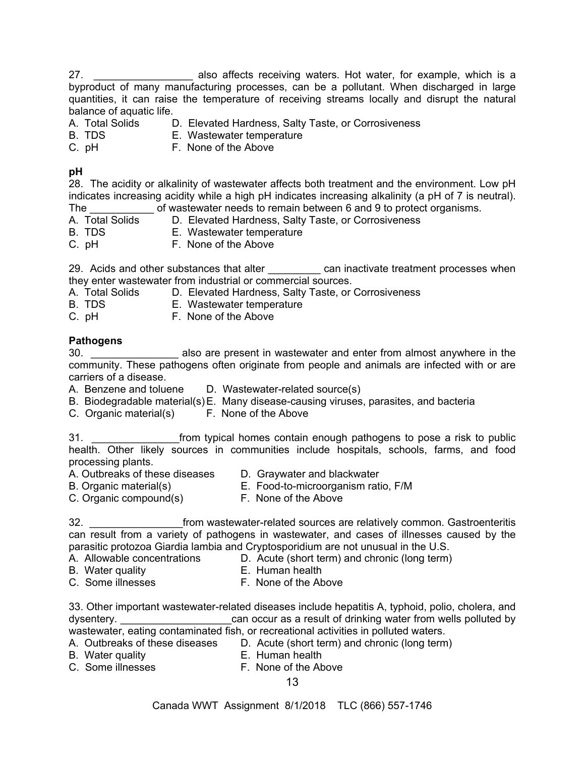27. _________________ also affects receiving waters. Hot water, for example, which is a byproduct of many manufacturing processes, can be a pollutant. When discharged in large quantities, it can raise the temperature of receiving streams locally and disrupt the natural balance of aquatic life.

A. Total Solids D. Elevated Hardness, Salty Taste, or Corrosiveness
B. TDS E. Wastewater temperature
C. pH F. None of the Above

**pH**

28. The acidity or alkalinity of wastewater affects both treatment and the environment. Low pH indicates increasing acidity while a high pH indicates increasing alkalinity (a pH of 7 is neutral). The ___________ of wastewater needs to remain between 6 and 9 to protect organisms.

A. Total Solids D. Elevated Hardness, Salty Taste, or Corrosiveness
B. TDS E. Wastewater temperature
C. pH F. None of the Above

29. Acids and other substances that alter _________ can inactivate treatment processes when they enter wastewater from industrial or commercial sources.

A. Total Solids D. Elevated Hardness, Salty Taste, or Corrosiveness
B. TDS E. Wastewater temperature
C. pH F. None of the Above

**Pathogens**

30. _______________ also are present in wastewater and enter from almost anywhere in the community. These pathogens often originate from people and animals are infected with or are carriers of a disease.

A. Benzene and toluene D. Wastewater-related source(s)
B. Biodegradable material(s) E. Many disease-causing viruses, parasites, and bacteria
C. Organic material(s) F. None of the Above

31. _______________from typical homes contain enough pathogens to pose a risk to public health. Other likely sources in communities include hospitals, schools, farms, and food processing plants.

A. Outbreaks of these diseases D. Graywater and blackwater
B. Organic material(s) E. Food-to-microorganism ratio, F/M
C. Organic compound(s) F. None of the Above

32. ________________from wastewater-related sources are relatively common. Gastroenteritis can result from a variety of pathogens in wastewater, and cases of illnesses caused by the parasitic protozoa Giardia lambia and Cryptosporidium are not unusual in the U.S.

A. Allowable concentrations D. Acute (short term) and chronic (long term)
B. Water quality E. Human health
C. Some illnesses F. None of the Above

33. Other important wastewater-related diseases include hepatitis A, typhoid, polio, cholera, and dysentery. ___________________can occur as a result of drinking water from wells polluted by wastewater, eating contaminated fish, or recreational activities in polluted waters.

A. Outbreaks of these diseases D. Acute (short term) and chronic (long term)
B. Water quality E. Human health
C. Some illnesses F. None of the Above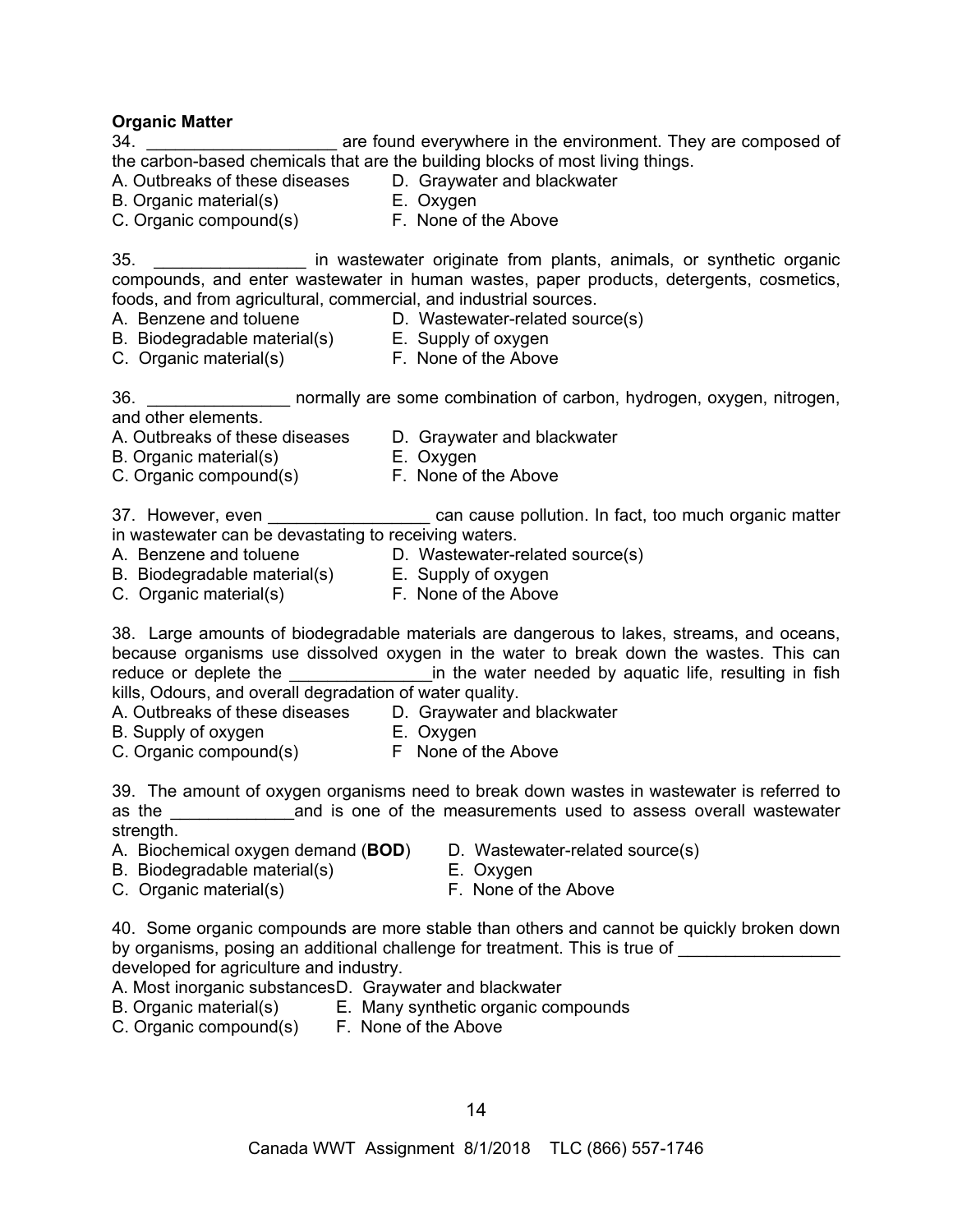**Organic Matter**

34. ____________________ are found everywhere in the environment. They are composed of the carbon-based chemicals that are the building blocks of most living things.

A. Outbreaks of these diseases
B. Organic material(s)
C. Organic compound(s)
D. Graywater and blackwater
E. Oxygen
F. None of the Above

35. ________________ in wastewater originate from plants, animals, or synthetic organic compounds, and enter wastewater in human wastes, paper products, detergents, cosmetics, foods, and from agricultural, commercial, and industrial sources.

A. Benzene and toluene
B. Biodegradable material(s)
C. Organic material(s)
D. Wastewater-related source(s)
E. Supply of oxygen
F. None of the Above

36. _______________ normally are some combination of carbon, hydrogen, oxygen, nitrogen, and other elements.

A. Outbreaks of these diseases
B. Organic material(s)
C. Organic compound(s)
D. Graywater and blackwater
E. Oxygen
F. None of the Above

37. However, even _________________ can cause pollution. In fact, too much organic matter in wastewater can be devastating to receiving waters.

A. Benzene and toluene
B. Biodegradable material(s)
C. Organic material(s)
D. Wastewater-related source(s)
E. Supply of oxygen
F. None of the Above

38. Large amounts of biodegradable materials are dangerous to lakes, streams, and oceans, because organisms use dissolved oxygen in the water to break down the wastes. This can reduce or deplete the _______________in the water needed by aquatic life, resulting in fish kills, Odours, and overall degradation of water quality.

A. Outbreaks of these diseases
B. Supply of oxygen
C. Organic compound(s)
D. Graywater and blackwater
E. Oxygen
F None of the Above

39. The amount of oxygen organisms need to break down wastes in wastewater is referred to as the _____________and is one of the measurements used to assess overall wastewater strength.

A. Biochemical oxygen demand (**BOD**)
B. Biodegradable material(s)
C. Organic material(s)
D. Wastewater-related source(s)
E. Oxygen
F. None of the Above

40. Some organic compounds are more stable than others and cannot be quickly broken down by organisms, posing an additional challenge for treatment. This is true of _________________ developed for agriculture and industry.

A. Most inorganic substances
B. Organic material(s)
C. Organic compound(s)
D. Graywater and blackwater
E. Many synthetic organic compounds
F. None of the Above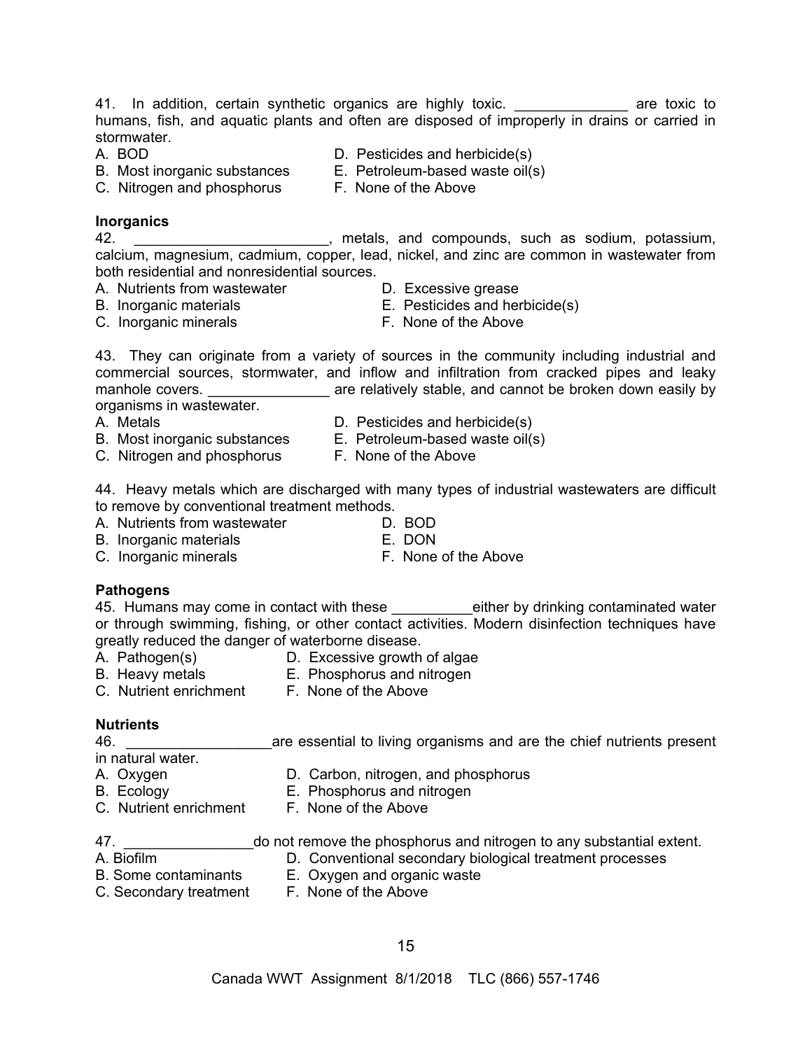41. In addition, certain synthetic organics are highly toxic. ______________ are toxic to humans, fish, and aquatic plants and often are disposed of improperly in drains or carried in stormwater.

A. BOD
B. Most inorganic substances
C. Nitrogen and phosphorus
D. Pesticides and herbicide(s)
E. Petroleum-based waste oil(s)
F. None of the Above

**Inorganics**

42. ________________________, metals, and compounds, such as sodium, potassium, calcium, magnesium, cadmium, copper, lead, nickel, and zinc are common in wastewater from both residential and nonresidential sources.

A. Nutrients from wastewater
B. Inorganic materials
C. Inorganic minerals
D. Excessive grease
E. Pesticides and herbicide(s)
F. None of the Above

43. They can originate from a variety of sources in the community including industrial and commercial sources, stormwater, and inflow and infiltration from cracked pipes and leaky manhole covers. _______________ are relatively stable, and cannot be broken down easily by organisms in wastewater.

A. Metals
B. Most inorganic substances
C. Nitrogen and phosphorus
D. Pesticides and herbicide(s)
E. Petroleum-based waste oil(s)
F. None of the Above

44. Heavy metals which are discharged with many types of industrial wastewaters are difficult to remove by conventional treatment methods.

A. Nutrients from wastewater
B. Inorganic materials
C. Inorganic minerals
D. BOD
E. DON
F. None of the Above

**Pathogens**

45. Humans may come in contact with these __________either by drinking contaminated water or through swimming, fishing, or other contact activities. Modern disinfection techniques have greatly reduced the danger of waterborne disease.

A. Pathogen(s)
B. Heavy metals
C. Nutrient enrichment
D. Excessive growth of algae
E. Phosphorus and nitrogen
F. None of the Above

**Nutrients**

46. __________________are essential to living organisms and are the chief nutrients present in natural water.

A. Oxygen
B. Ecology
C. Nutrient enrichment
D. Carbon, nitrogen, and phosphorus
E. Phosphorus and nitrogen
F. None of the Above

47. ________________do not remove the phosphorus and nitrogen to any substantial extent.

A. Biofilm
B. Some contaminants
C. Secondary treatment
D. Conventional secondary biological treatment processes
E. Oxygen and organic waste
F. None of the Above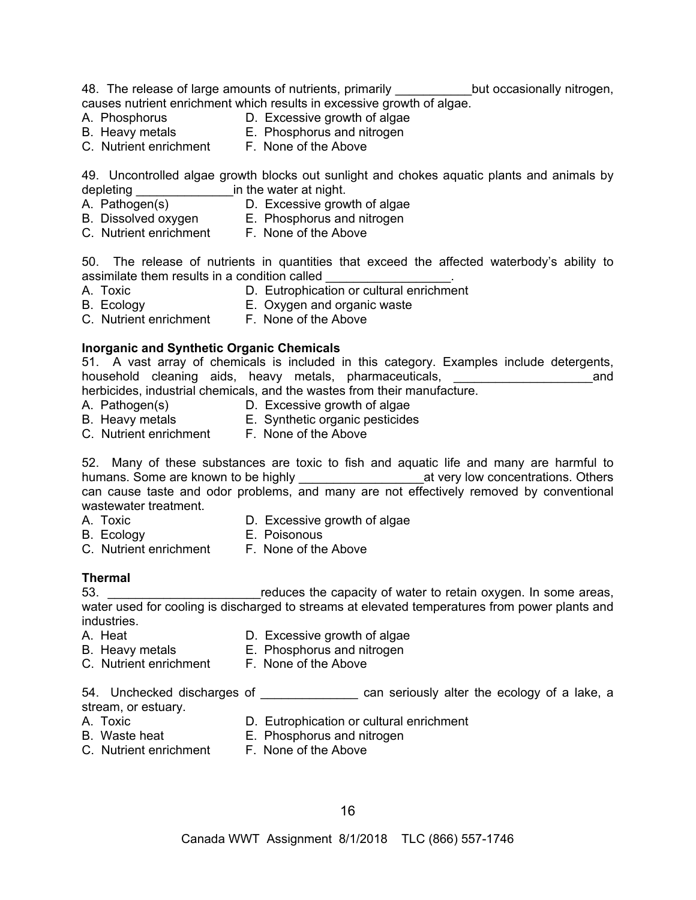48. The release of large amounts of nutrients, primarily ___________but occasionally nitrogen, causes nutrient enrichment which results in excessive growth of algae.

A. Phosphorus
B. Heavy metals
C. Nutrient enrichment
D. Excessive growth of algae
E. Phosphorus and nitrogen
F. None of the Above

49. Uncontrolled algae growth blocks out sunlight and chokes aquatic plants and animals by depleting ______________in the water at night.

A. Pathogen(s)
B. Dissolved oxygen
C. Nutrient enrichment
D. Excessive growth of algae
E. Phosphorus and nitrogen
F. None of the Above

50. The release of nutrients in quantities that exceed the affected waterbody's ability to assimilate them results in a condition called __________________.

A. Toxic
B. Ecology
C. Nutrient enrichment
D. Eutrophication or cultural enrichment
E. Oxygen and organic waste
F. None of the Above

**Inorganic and Synthetic Organic Chemicals**

51. A vast array of chemicals is included in this category. Examples include detergents, household cleaning aids, heavy metals, pharmaceuticals, ____________________and herbicides, industrial chemicals, and the wastes from their manufacture.

A. Pathogen(s)
B. Heavy metals
C. Nutrient enrichment
D. Excessive growth of algae
E. Synthetic organic pesticides
F. None of the Above

52. Many of these substances are toxic to fish and aquatic life and many are harmful to humans. Some are known to be highly __________________at very low concentrations. Others can cause taste and odor problems, and many are not effectively removed by conventional wastewater treatment.

A. Toxic
B. Ecology
C. Nutrient enrichment
D. Excessive growth of algae
E. Poisonous
F. None of the Above

**Thermal**

53. ______________________reduces the capacity of water to retain oxygen. In some areas, water used for cooling is discharged to streams at elevated temperatures from power plants and industries.

A. Heat
B. Heavy metals
C. Nutrient enrichment
D. Excessive growth of algae
E. Phosphorus and nitrogen
F. None of the Above

54. Unchecked discharges of ______________ can seriously alter the ecology of a lake, a stream, or estuary.

A. Toxic
B. Waste heat
C. Nutrient enrichment
D. Eutrophication or cultural enrichment
E. Phosphorus and nitrogen
F. None of the Above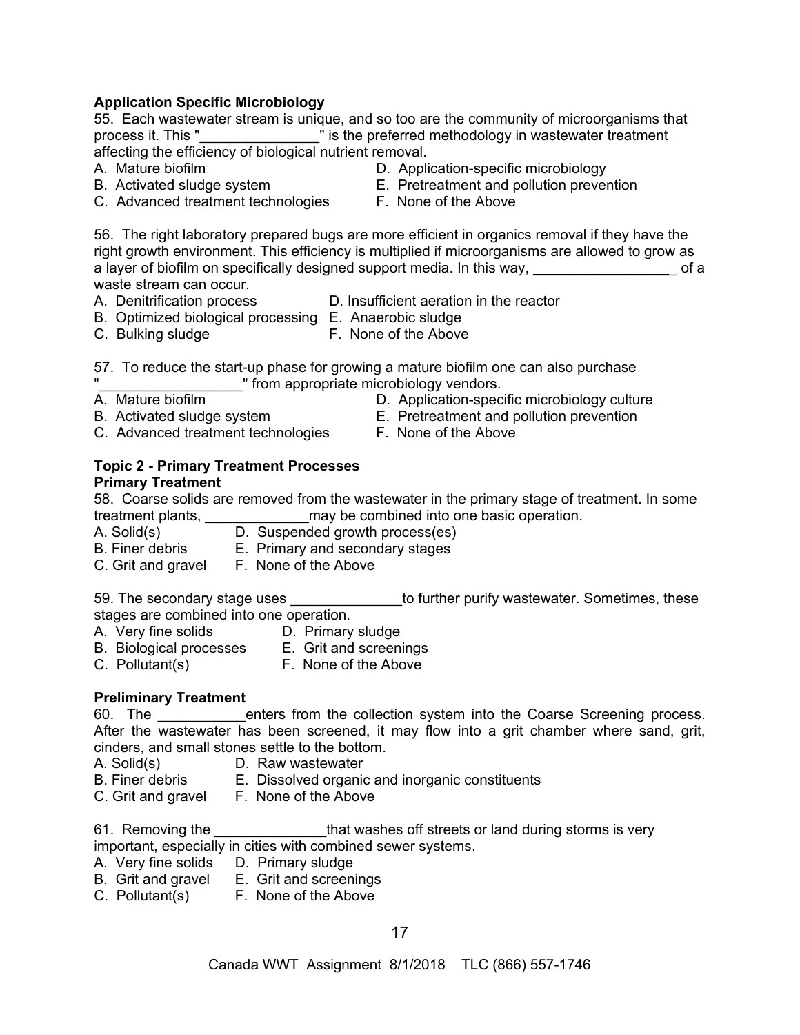**Application Specific Microbiology**

55. Each wastewater stream is unique, and so too are the community of microorganisms that process it. This "_______________" is the preferred methodology in wastewater treatment affecting the efficiency of biological nutrient removal.

A. Mature biofilm
B. Activated sludge system
C. Advanced treatment technologies
D. Application-specific microbiology
E. Pretreatment and pollution prevention
F. None of the Above

56. The right laboratory prepared bugs are more efficient in organics removal if they have the right growth environment. This efficiency is multiplied if microorganisms are allowed to grow as a layer of biofilm on specifically designed support media. In this way, __________________ of a waste stream can occur.

A. Denitrification process
B. Optimized biological processing
C. Bulking sludge
D. Insufficient aeration in the reactor
E. Anaerobic sludge
F. None of the Above

57. To reduce the start-up phase for growing a mature biofilm one can also purchase "__________________" from appropriate microbiology vendors.

A. Mature biofilm
B. Activated sludge system
C. Advanced treatment technologies
D. Application-specific microbiology culture
E. Pretreatment and pollution prevention
F. None of the Above

**Topic 2 - Primary Treatment Processes**

**Primary Treatment**

58. Coarse solids are removed from the wastewater in the primary stage of treatment. In some treatment plants, _____________may be combined into one basic operation.

A. Solid(s)
B. Finer debris
C. Grit and gravel
D. Suspended growth process(es)
E. Primary and secondary stages
F. None of the Above

59. The secondary stage uses ______________to further purify wastewater. Sometimes, these stages are combined into one operation.

A. Very fine solids
B. Biological processes
C. Pollutant(s)
D. Primary sludge
E. Grit and screenings
F. None of the Above

**Preliminary Treatment**

60. The ___________enters from the collection system into the Coarse Screening process. After the wastewater has been screened, it may flow into a grit chamber where sand, grit, cinders, and small stones settle to the bottom.

A. Solid(s)
B. Finer debris
C. Grit and gravel
D. Raw wastewater
E. Dissolved organic and inorganic constituents
F. None of the Above

61. Removing the ______________that washes off streets or land during storms is very important, especially in cities with combined sewer systems.

A. Very fine solids
B. Grit and gravel
C. Pollutant(s)
D. Primary sludge
E. Grit and screenings
F. None of the Above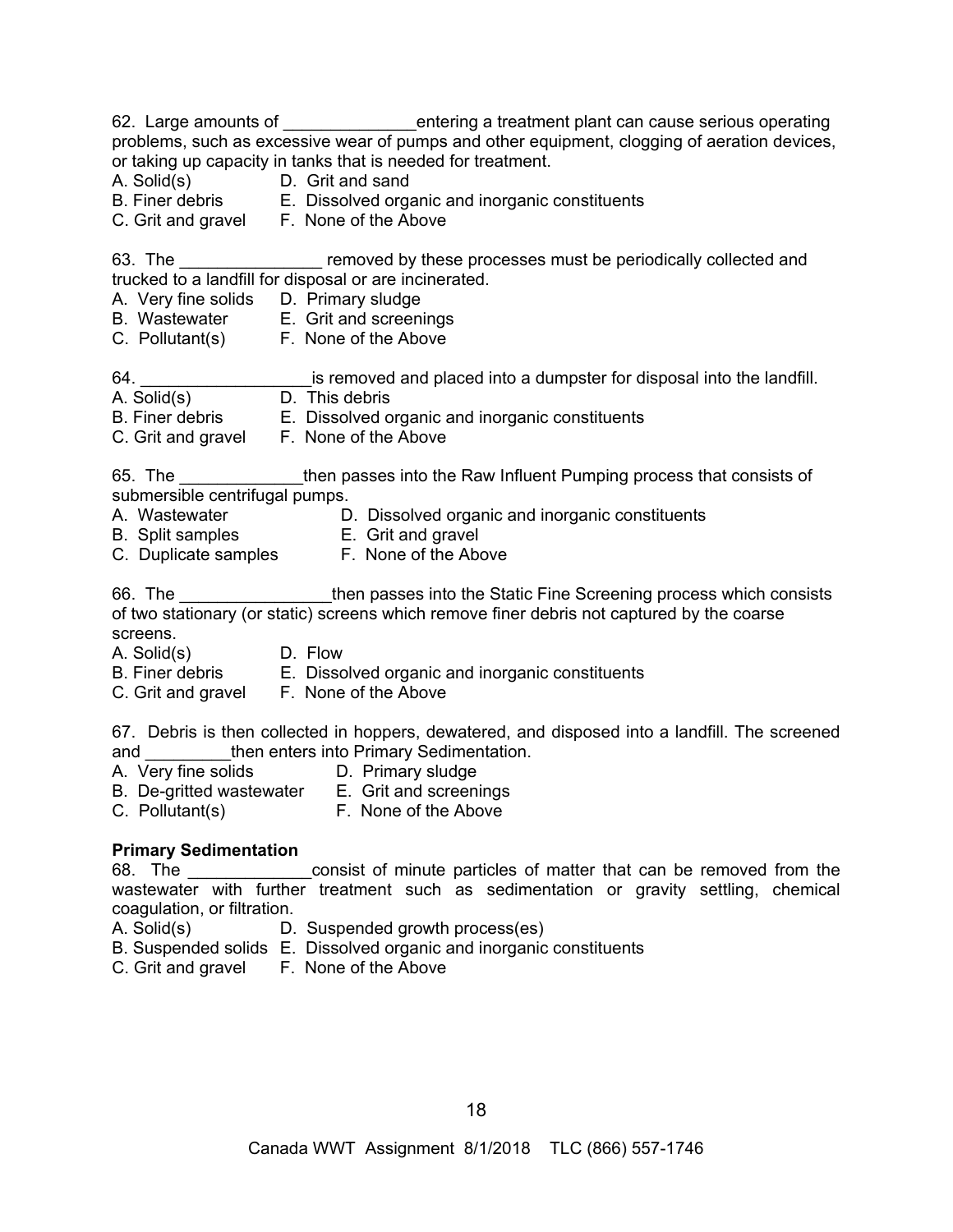62. Large amounts of ______________entering a treatment plant can cause serious operating problems, such as excessive wear of pumps and other equipment, clogging of aeration devices, or taking up capacity in tanks that is needed for treatment.

A. Solid(s)
B. Finer debris
C. Grit and gravel
D. Grit and sand
E. Dissolved organic and inorganic constituents
F. None of the Above

63. The _______________ removed by these processes must be periodically collected and trucked to a landfill for disposal or are incinerated.

A. Very fine solids
B. Wastewater
C. Pollutant(s)
D. Primary sludge
E. Grit and screenings
F. None of the Above

64. __________________is removed and placed into a dumpster for disposal into the landfill.

A. Solid(s)
B. Finer debris
C. Grit and gravel
D. This debris
E. Dissolved organic and inorganic constituents
F. None of the Above

65. The _____________then passes into the Raw Influent Pumping process that consists of submersible centrifugal pumps.

A. Wastewater
B. Split samples
C. Duplicate samples
D. Dissolved organic and inorganic constituents
E. Grit and gravel
F. None of the Above

66. The ________________then passes into the Static Fine Screening process which consists of two stationary (or static) screens which remove finer debris not captured by the coarse screens.

A. Solid(s)
B. Finer debris
C. Grit and gravel
D. Flow
E. Dissolved organic and inorganic constituents
F. None of the Above

67. Debris is then collected in hoppers, dewatered, and disposed into a landfill. The screened and _________then enters into Primary Sedimentation.

A. Very fine solids
B. De-gritted wastewater
C. Pollutant(s)
D. Primary sludge
E. Grit and screenings
F. None of the Above

**Primary Sedimentation**

68. The _____________consist of minute particles of matter that can be removed from the wastewater with further treatment such as sedimentation or gravity settling, chemical coagulation, or filtration.

A. Solid(s)
B. Suspended solids
C. Grit and gravel
D. Suspended growth process(es)
E. Dissolved organic and inorganic constituents
F. None of the Above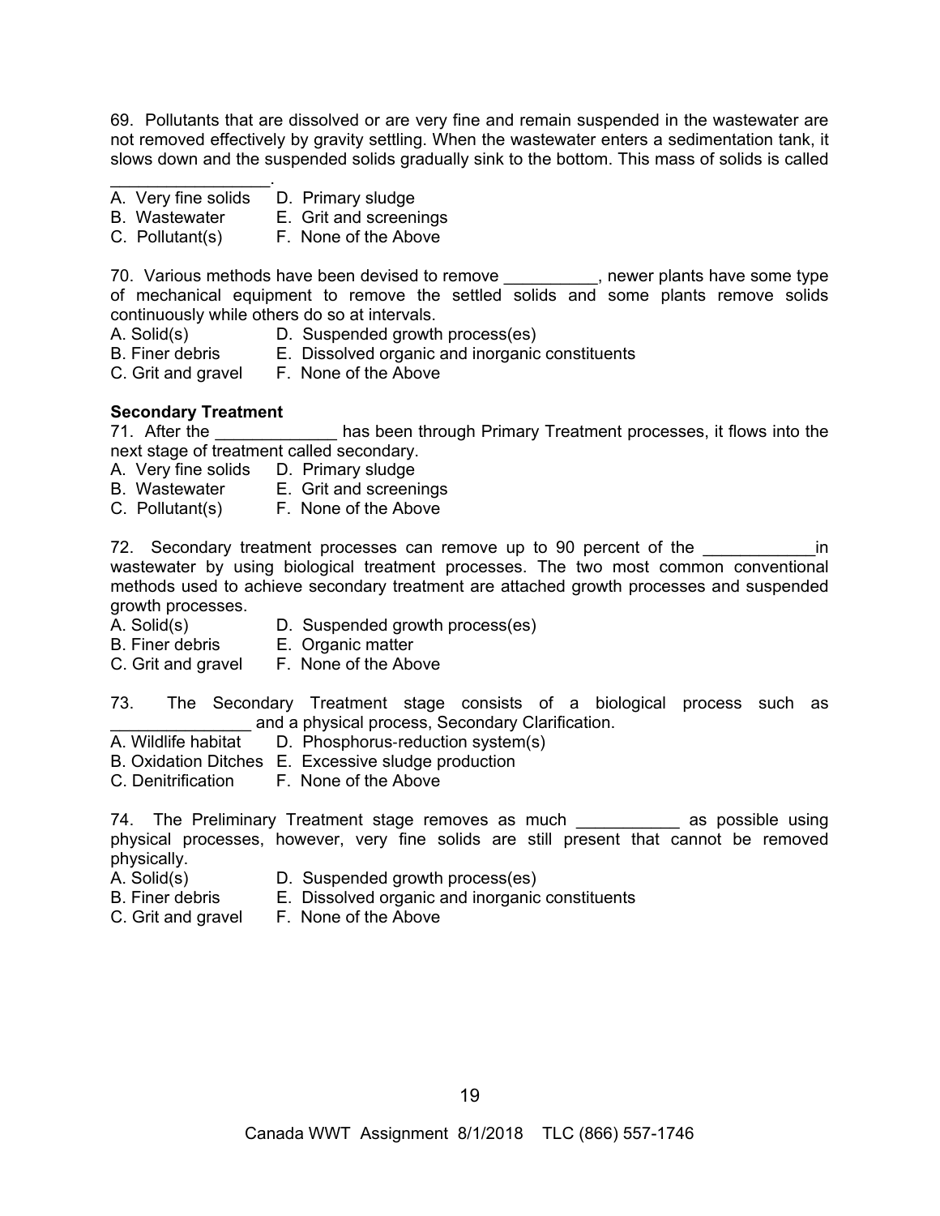69. Pollutants that are dissolved or are very fine and remain suspended in the wastewater are not removed effectively by gravity settling. When the wastewater enters a sedimentation tank, it slows down and the suspended solids gradually sink to the bottom. This mass of solids is called _________________.

A. Very fine solids D. Primary sludge
B. Wastewater E. Grit and screenings
C. Pollutant(s) F. None of the Above

70. Various methods have been devised to remove __________, newer plants have some type of mechanical equipment to remove the settled solids and some plants remove solids continuously while others do so at intervals.

A. Solid(s) D. Suspended growth process(es)
B. Finer debris E. Dissolved organic and inorganic constituents
C. Grit and gravel F. None of the Above

**Secondary Treatment**

71. After the _____________ has been through Primary Treatment processes, it flows into the next stage of treatment called secondary.

A. Very fine solids D. Primary sludge
B. Wastewater E. Grit and screenings
C. Pollutant(s) F. None of the Above

72. Secondary treatment processes can remove up to 90 percent of the ____________in wastewater by using biological treatment processes. The two most common conventional methods used to achieve secondary treatment are attached growth processes and suspended growth processes.

A. Solid(s) D. Suspended growth process(es)
B. Finer debris E. Organic matter
C. Grit and gravel F. None of the Above

73. The Secondary Treatment stage consists of a biological process such as _______________ and a physical process, Secondary Clarification.

A. Wildlife habitat D. Phosphorus-reduction system(s)
B. Oxidation Ditches E. Excessive sludge production
C. Denitrification F. None of the Above

74. The Preliminary Treatment stage removes as much ___________ as possible using physical processes, however, very fine solids are still present that cannot be removed physically.

A. Solid(s) D. Suspended growth process(es)
B. Finer debris E. Dissolved organic and inorganic constituents
C. Grit and gravel F. None of the Above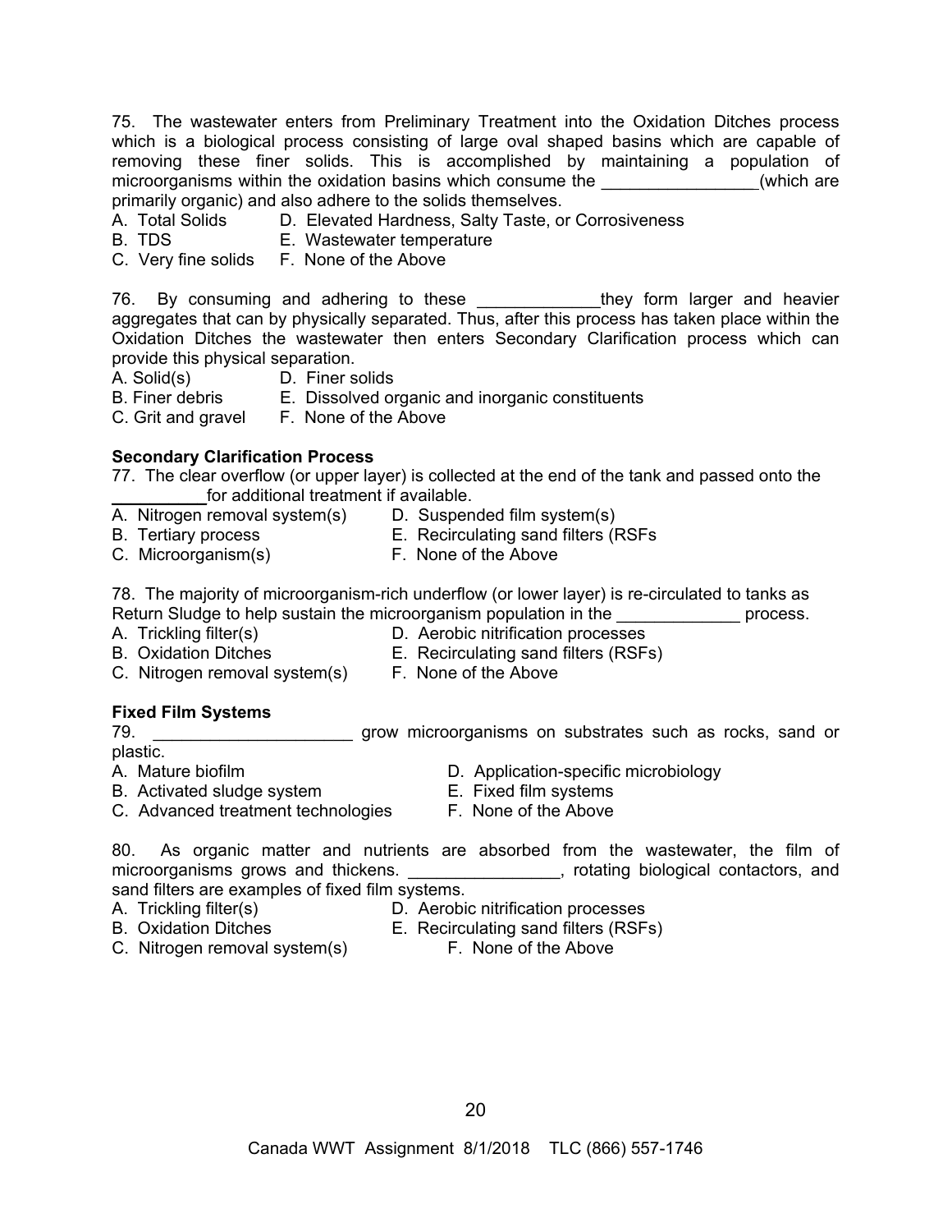75. The wastewater enters from Preliminary Treatment into the Oxidation Ditches process which is a biological process consisting of large oval shaped basins which are capable of removing these finer solids. This is accomplished by maintaining a population of microorganisms within the oxidation basins which consume the ________________(which are primarily organic) and also adhere to the solids themselves.

A. Total Solids
B. TDS
C. Very fine solids
D. Elevated Hardness, Salty Taste, or Corrosiveness
E. Wastewater temperature
F. None of the Above

76. By consuming and adhering to these _____________they form larger and heavier aggregates that can by physically separated. Thus, after this process has taken place within the Oxidation Ditches the wastewater then enters Secondary Clarification process which can provide this physical separation.

A. Solid(s)
B. Finer debris
C. Grit and gravel
D. Finer solids
E. Dissolved organic and inorganic constituents
F. None of the Above

**Secondary Clarification Process**

77. The clear overflow (or upper layer) is collected at the end of the tank and passed onto the __________for additional treatment if available.

A. Nitrogen removal system(s)
B. Tertiary process
C. Microorganism(s)
D. Suspended film system(s)
E. Recirculating sand filters (RSFs
F. None of the Above

78. The majority of microorganism-rich underflow (or lower layer) is re-circulated to tanks as Return Sludge to help sustain the microorganism population in the _____________ process.

A. Trickling filter(s)
B. Oxidation Ditches
C. Nitrogen removal system(s)
D. Aerobic nitrification processes
E. Recirculating sand filters (RSFs)
F. None of the Above

**Fixed Film Systems**

79. _____________________ grow microorganisms on substrates such as rocks, sand or plastic.

A. Mature biofilm
B. Activated sludge system
C. Advanced treatment technologies
D. Application-specific microbiology
E. Fixed film systems
F. None of the Above

80. As organic matter and nutrients are absorbed from the wastewater, the film of microorganisms grows and thickens. ________________, rotating biological contactors, and sand filters are examples of fixed film systems.

A. Trickling filter(s)
B. Oxidation Ditches
C. Nitrogen removal system(s)
D. Aerobic nitrification processes
E. Recirculating sand filters (RSFs)
F. None of the Above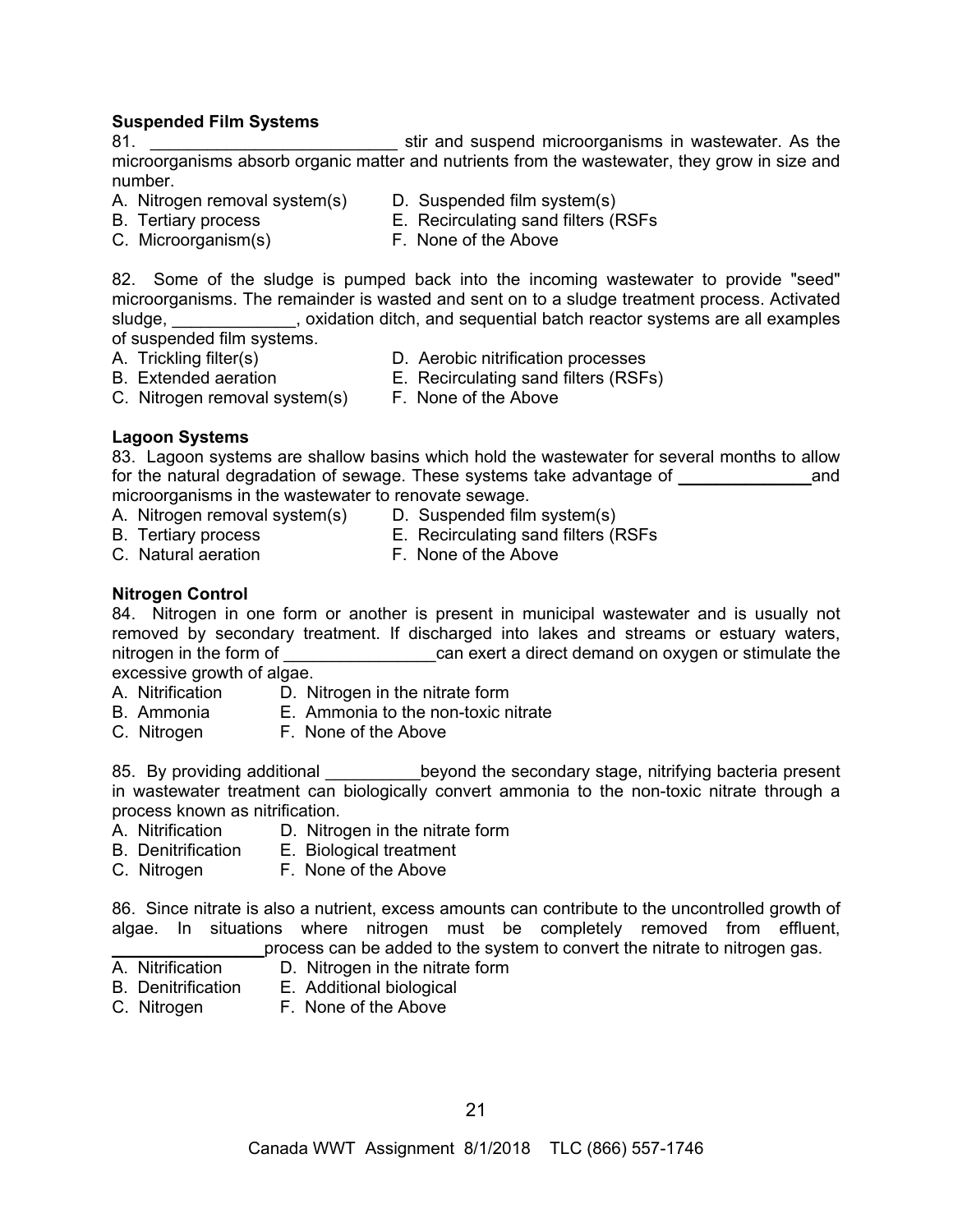**Suspended Film Systems**

81. ___________________________ stir and suspend microorganisms in wastewater. As the microorganisms absorb organic matter and nutrients from the wastewater, they grow in size and number.

A. Nitrogen removal system(s)
B. Tertiary process
C. Microorganism(s)
D. Suspended film system(s)
E. Recirculating sand filters (RSFs
F. None of the Above

82. Some of the sludge is pumped back into the incoming wastewater to provide "seed" microorganisms. The remainder is wasted and sent on to a sludge treatment process. Activated sludge, _____________, oxidation ditch, and sequential batch reactor systems are all examples of suspended film systems.

A. Trickling filter(s)
B. Extended aeration
C. Nitrogen removal system(s)
D. Aerobic nitrification processes
E. Recirculating sand filters (RSFs)
F. None of the Above

**Lagoon Systems**

83. Lagoon systems are shallow basins which hold the wastewater for several months to allow for the natural degradation of sewage. These systems take advantage of ______________and microorganisms in the wastewater to renovate sewage.

A. Nitrogen removal system(s)
B. Tertiary process
C. Natural aeration
D. Suspended film system(s)
E. Recirculating sand filters (RSFs
F. None of the Above

**Nitrogen Control**

84. Nitrogen in one form or another is present in municipal wastewater and is usually not removed by secondary treatment. If discharged into lakes and streams or estuary waters, nitrogen in the form of ________________can exert a direct demand on oxygen or stimulate the excessive growth of algae.

A. Nitrification
B. Ammonia
C. Nitrogen
D. Nitrogen in the nitrate form
E. Ammonia to the non-toxic nitrate
F. None of the Above

85. By providing additional __________beyond the secondary stage, nitrifying bacteria present in wastewater treatment can biologically convert ammonia to the non-toxic nitrate through a process known as nitrification.

A. Nitrification
B. Denitrification
C. Nitrogen
D. Nitrogen in the nitrate form
E. Biological treatment
F. None of the Above

86. Since nitrate is also a nutrient, excess amounts can contribute to the uncontrolled growth of algae. In situations where nitrogen must be completely removed from effluent, ________________process can be added to the system to convert the nitrate to nitrogen gas.

A. Nitrification
B. Denitrification
C. Nitrogen
D. Nitrogen in the nitrate form
E. Additional biological
F. None of the Above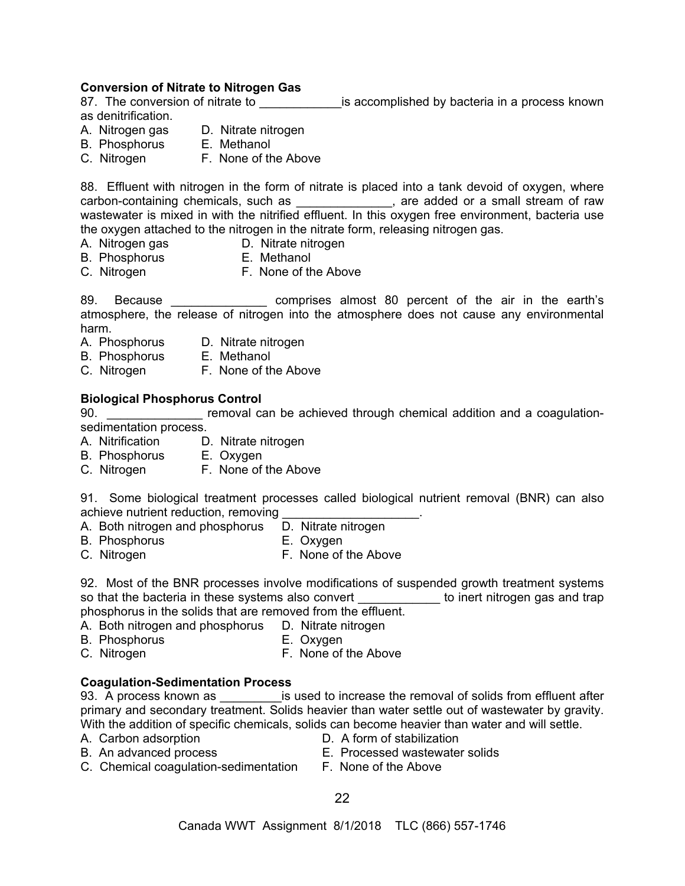**Conversion of Nitrate to Nitrogen Gas**

87. The conversion of nitrate to ____________is accomplished by bacteria in a process known as denitrification.

A. Nitrogen gas  
B. Phosphorus  
C. Nitrogen  
D. Nitrate nitrogen  
E. Methanol  
F. None of the Above

88. Effluent with nitrogen in the form of nitrate is placed into a tank devoid of oxygen, where carbon-containing chemicals, such as ______________, are added or a small stream of raw wastewater is mixed in with the nitrified effluent. In this oxygen free environment, bacteria use the oxygen attached to the nitrogen in the nitrate form, releasing nitrogen gas.

A. Nitrogen gas  
B. Phosphorus  
C. Nitrogen  
D. Nitrate nitrogen  
E. Methanol  
F. None of the Above

89. Because ______________ comprises almost 80 percent of the air in the earth's atmosphere, the release of nitrogen into the atmosphere does not cause any environmental harm.

A. Phosphorus  
B. Phosphorus  
C. Nitrogen  
D. Nitrate nitrogen  
E. Methanol  
F. None of the Above

**Biological Phosphorus Control**

90. ______________ removal can be achieved through chemical addition and a coagulation-sedimentation process.

A. Nitrification  
B. Phosphorus  
C. Nitrogen  
D. Nitrate nitrogen  
E. Oxygen  
F. None of the Above

91. Some biological treatment processes called biological nutrient removal (BNR) can also achieve nutrient reduction, removing ____________________.

A. Both nitrogen and phosphorus  
B. Phosphorus  
C. Nitrogen  
D. Nitrate nitrogen  
E. Oxygen  
F. None of the Above

92. Most of the BNR processes involve modifications of suspended growth treatment systems so that the bacteria in these systems also convert ____________ to inert nitrogen gas and trap phosphorus in the solids that are removed from the effluent.

A. Both nitrogen and phosphorus  
B. Phosphorus  
C. Nitrogen  
D. Nitrate nitrogen  
E. Oxygen  
F. None of the Above

**Coagulation-Sedimentation Process**

93. A process known as _________is used to increase the removal of solids from effluent after primary and secondary treatment. Solids heavier than water settle out of wastewater by gravity. With the addition of specific chemicals, solids can become heavier than water and will settle.

A. Carbon adsorption  
B. An advanced process  
C. Chemical coagulation-sedimentation  
D. A form of stabilization  
E. Processed wastewater solids  
F. None of the Above

Canada WWT Assignment 8/1/2018 TLC (866) 557-1746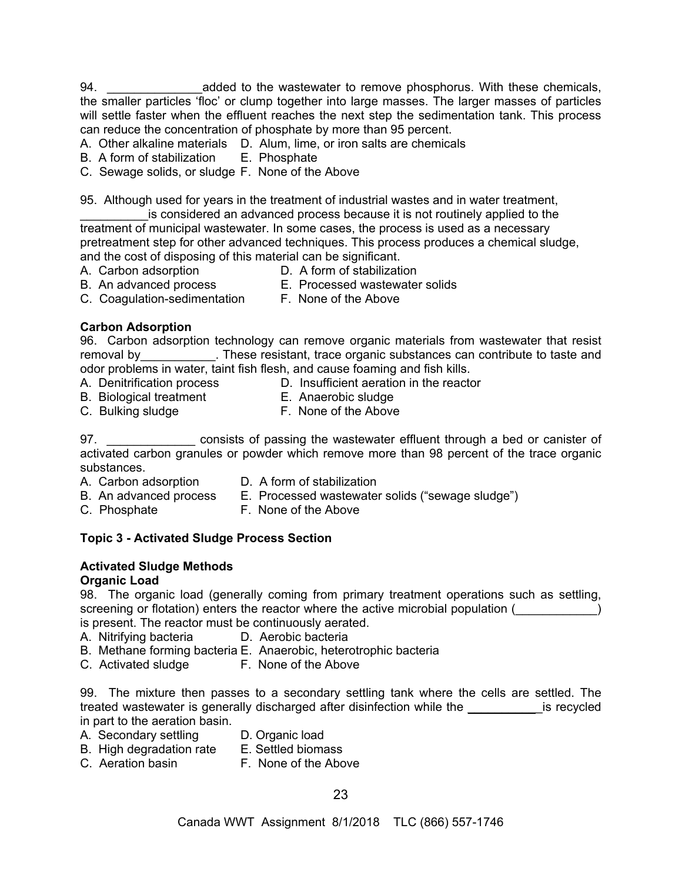94. ______________added to the wastewater to remove phosphorus. With these chemicals, the smaller particles 'floc' or clump together into large masses. The larger masses of particles will settle faster when the effluent reaches the next step the sedimentation tank. This process can reduce the concentration of phosphate by more than 95 percent.

A. Other alkaline materials
B. A form of stabilization
C. Sewage solids, or sludge
D. Alum, lime, or iron salts are chemicals
E. Phosphate
F. None of the Above

95. Although used for years in the treatment of industrial wastes and in water treatment, __________is considered an advanced process because it is not routinely applied to the treatment of municipal wastewater. In some cases, the process is used as a necessary pretreatment step for other advanced techniques. This process produces a chemical sludge, and the cost of disposing of this material can be significant.

A. Carbon adsorption
B. An advanced process
C. Coagulation-sedimentation
D. A form of stabilization
E. Processed wastewater solids
F. None of the Above

**Carbon Adsorption**

96. Carbon adsorption technology can remove organic materials from wastewater that resist removal by___________. These resistant, trace organic substances can contribute to taste and odor problems in water, taint fish flesh, and cause foaming and fish kills.

A. Denitrification process
B. Biological treatment
C. Bulking sludge
D. Insufficient aeration in the reactor
E. Anaerobic sludge
F. None of the Above

97. _____________ consists of passing the wastewater effluent through a bed or canister of activated carbon granules or powder which remove more than 98 percent of the trace organic substances.

A. Carbon adsorption
B. An advanced process
C. Phosphate
D. A form of stabilization
E. Processed wastewater solids ("sewage sludge")
F. None of the Above

**Topic 3 - Activated Sludge Process Section**

**Activated Sludge Methods**
**Organic Load**

98. The organic load (generally coming from primary treatment operations such as settling, screening or flotation) enters the reactor where the active microbial population (____________) is present. The reactor must be continuously aerated.

A. Nitrifying bacteria
B. Methane forming bacteria
C. Activated sludge
D. Aerobic bacteria
E. Anaerobic, heterotrophic bacteria
F. None of the Above

99. The mixture then passes to a secondary settling tank where the cells are settled. The treated wastewater is generally discharged after disinfection while the ___________is recycled in part to the aeration basin.

A. Secondary settling
B. High degradation rate
C. Aeration basin
D. Organic load
E. Settled biomass
F. None of the Above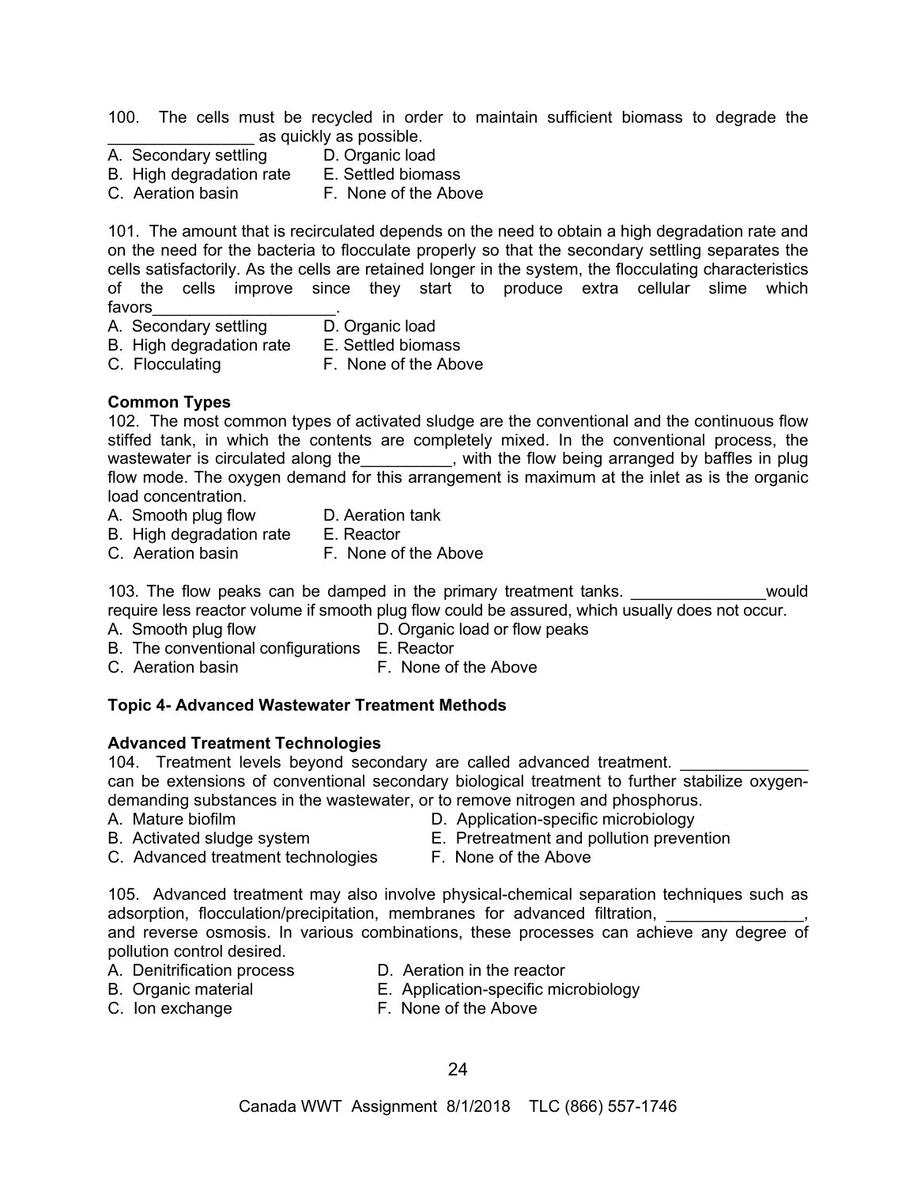100. The cells must be recycled in order to maintain sufficient biomass to degrade the ________________ as quickly as possible.

A. Secondary settling
B. High degradation rate
C. Aeration basin
D. Organic load
E. Settled biomass
F. None of the Above

101. The amount that is recirculated depends on the need to obtain a high degradation rate and on the need for the bacteria to flocculate properly so that the secondary settling separates the cells satisfactorily. As the cells are retained longer in the system, the flocculating characteristics of the cells improve since they start to produce extra cellular slime which favors____________________.

A. Secondary settling
B. High degradation rate
C. Flocculating
D. Organic load
E. Settled biomass
F. None of the Above

**Common Types**

102. The most common types of activated sludge are the conventional and the continuous flow stiffed tank, in which the contents are completely mixed. In the conventional process, the wastewater is circulated along the__________, with the flow being arranged by baffles in plug flow mode. The oxygen demand for this arrangement is maximum at the inlet as is the organic load concentration.

A. Smooth plug flow
B. High degradation rate
C. Aeration basin
D. Aeration tank
E. Reactor
F. None of the Above

103. The flow peaks can be damped in the primary treatment tanks. _______________would require less reactor volume if smooth plug flow could be assured, which usually does not occur.

A. Smooth plug flow
B. The conventional configurations
C. Aeration basin
D. Organic load or flow peaks
E. Reactor
F. None of the Above

**Topic 4- Advanced Wastewater Treatment Methods**

**Advanced Treatment Technologies**

104. Treatment levels beyond secondary are called advanced treatment. ______________ can be extensions of conventional secondary biological treatment to further stabilize oxygen-demanding substances in the wastewater, or to remove nitrogen and phosphorus.

A. Mature biofilm
B. Activated sludge system
C. Advanced treatment technologies
D. Application-specific microbiology
E. Pretreatment and pollution prevention
F. None of the Above

105. Advanced treatment may also involve physical-chemical separation techniques such as adsorption, flocculation/precipitation, membranes for advanced filtration, _______________, and reverse osmosis. In various combinations, these processes can achieve any degree of pollution control desired.

A. Denitrification process
B. Organic material
C. Ion exchange
D. Aeration in the reactor
E. Application-specific microbiology
F. None of the Above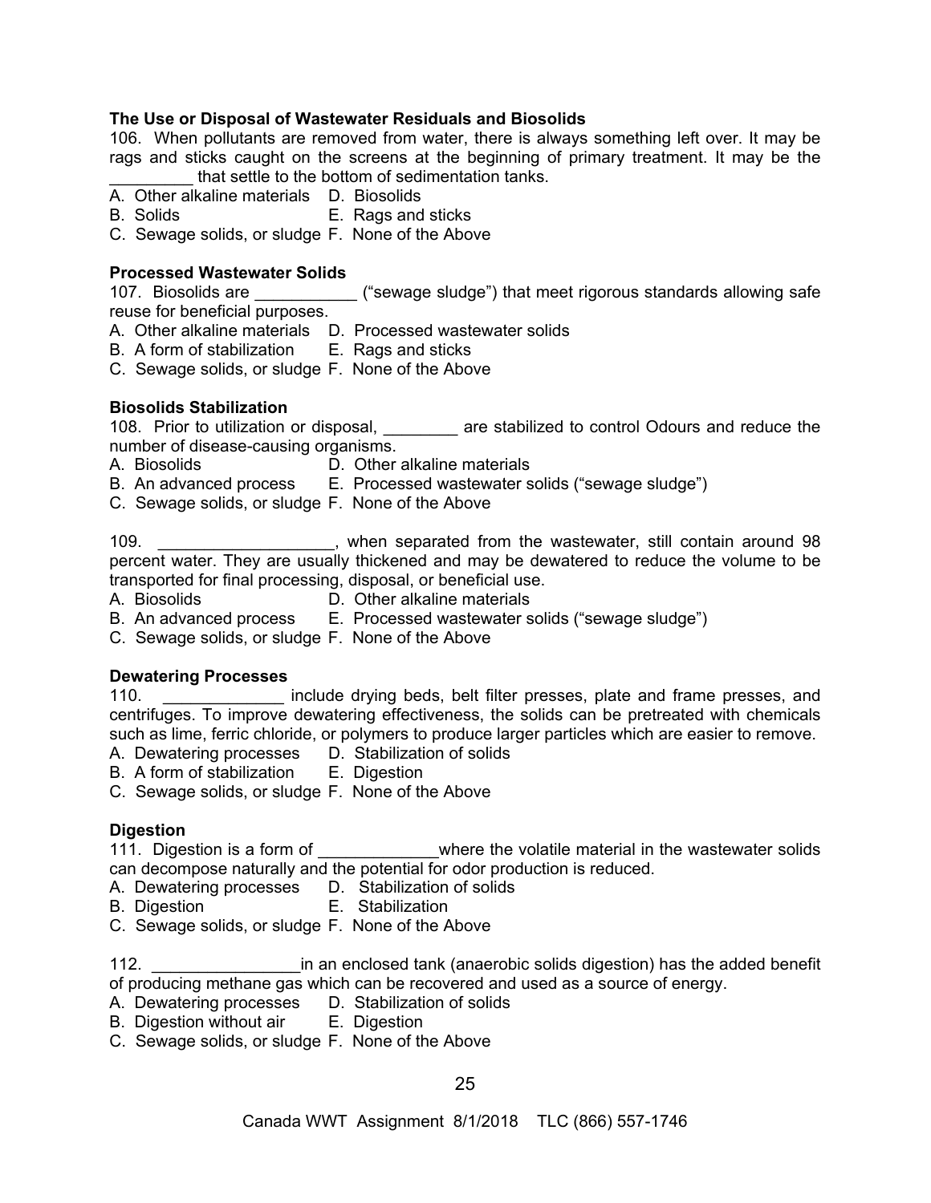**The Use or Disposal of Wastewater Residuals and Biosolids**

106. When pollutants are removed from water, there is always something left over. It may be rags and sticks caught on the screens at the beginning of primary treatment. It may be the _________ that settle to the bottom of sedimentation tanks.

A. Other alkaline materials
B. Solids
C. Sewage solids, or sludge
D. Biosolids
E. Rags and sticks
F. None of the Above

**Processed Wastewater Solids**

107. Biosolids are ___________ ("sewage sludge") that meet rigorous standards allowing safe reuse for beneficial purposes.

A. Other alkaline materials
B. A form of stabilization
C. Sewage solids, or sludge
D. Processed wastewater solids
E. Rags and sticks
F. None of the Above

**Biosolids Stabilization**

108. Prior to utilization or disposal, ________ are stabilized to control Odours and reduce the number of disease-causing organisms.

A. Biosolids
B. An advanced process
C. Sewage solids, or sludge
D. Other alkaline materials
E. Processed wastewater solids ("sewage sludge")
F. None of the Above

109. ___________________, when separated from the wastewater, still contain around 98 percent water. They are usually thickened and may be dewatered to reduce the volume to be transported for final processing, disposal, or beneficial use.

A. Biosolids
B. An advanced process
C. Sewage solids, or sludge
D. Other alkaline materials
E. Processed wastewater solids ("sewage sludge")
F. None of the Above

**Dewatering Processes**

110. _____________ include drying beds, belt filter presses, plate and frame presses, and centrifuges. To improve dewatering effectiveness, the solids can be pretreated with chemicals such as lime, ferric chloride, or polymers to produce larger particles which are easier to remove.

A. Dewatering processes
B. A form of stabilization
C. Sewage solids, or sludge
D. Stabilization of solids
E. Digestion
F. None of the Above

**Digestion**

111. Digestion is a form of _____________where the volatile material in the wastewater solids can decompose naturally and the potential for odor production is reduced.

A. Dewatering processes
B. Digestion
C. Sewage solids, or sludge
D. Stabilization of solids
E. Stabilization
F. None of the Above

112. ________________in an enclosed tank (anaerobic solids digestion) has the added benefit of producing methane gas which can be recovered and used as a source of energy.

A. Dewatering processes
B. Digestion without air
C. Sewage solids, or sludge
D. Stabilization of solids
E. Digestion
F. None of the Above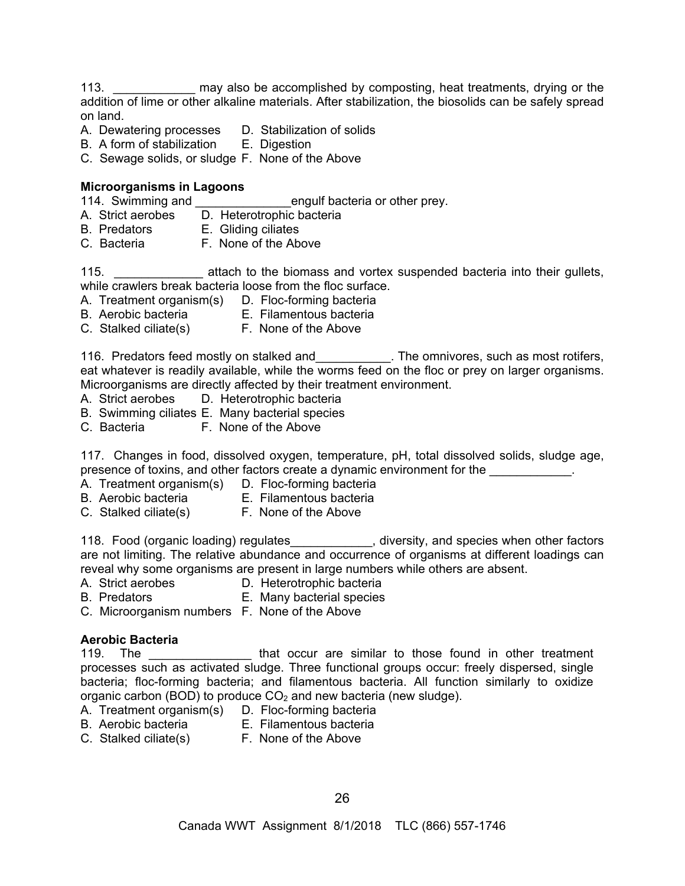113. ____________ may also be accomplished by composting, heat treatments, drying or the addition of lime or other alkaline materials. After stabilization, the biosolids can be safely spread on land.

A. Dewatering processes D. Stabilization of solids
B. A form of stabilization E. Digestion
C. Sewage solids, or sludge F. None of the Above

**Microorganisms in Lagoons**

114. Swimming and ______________engulf bacteria or other prey.

A. Strict aerobes D. Heterotrophic bacteria
B. Predators E. Gliding ciliates
C. Bacteria F. None of the Above

115. _____________ attach to the biomass and vortex suspended bacteria into their gullets, while crawlers break bacteria loose from the floc surface.

A. Treatment organism(s) D. Floc-forming bacteria
B. Aerobic bacteria E. Filamentous bacteria
C. Stalked ciliate(s) F. None of the Above

116. Predators feed mostly on stalked and___________. The omnivores, such as most rotifers, eat whatever is readily available, while the worms feed on the floc or prey on larger organisms. Microorganisms are directly affected by their treatment environment.

A. Strict aerobes D. Heterotrophic bacteria
B. Swimming ciliates E. Many bacterial species
C. Bacteria F. None of the Above

117. Changes in food, dissolved oxygen, temperature, pH, total dissolved solids, sludge age, presence of toxins, and other factors create a dynamic environment for the ____________.

A. Treatment organism(s) D. Floc-forming bacteria
B. Aerobic bacteria E. Filamentous bacteria
C. Stalked ciliate(s) F. None of the Above

118. Food (organic loading) regulates____________, diversity, and species when other factors are not limiting. The relative abundance and occurrence of organisms at different loadings can reveal why some organisms are present in large numbers while others are absent.

A. Strict aerobes D. Heterotrophic bacteria
B. Predators E. Many bacterial species
C. Microorganism numbers F. None of the Above

**Aerobic Bacteria**

119. The _______________ that occur are similar to those found in other treatment processes such as activated sludge. Three functional groups occur: freely dispersed, single bacteria; floc-forming bacteria; and filamentous bacteria. All function similarly to oxidize organic carbon (BOD) to produce $CO_2$ and new bacteria (new sludge).

A. Treatment organism(s) D. Floc-forming bacteria
B. Aerobic bacteria E. Filamentous bacteria
C. Stalked ciliate(s) F. None of the Above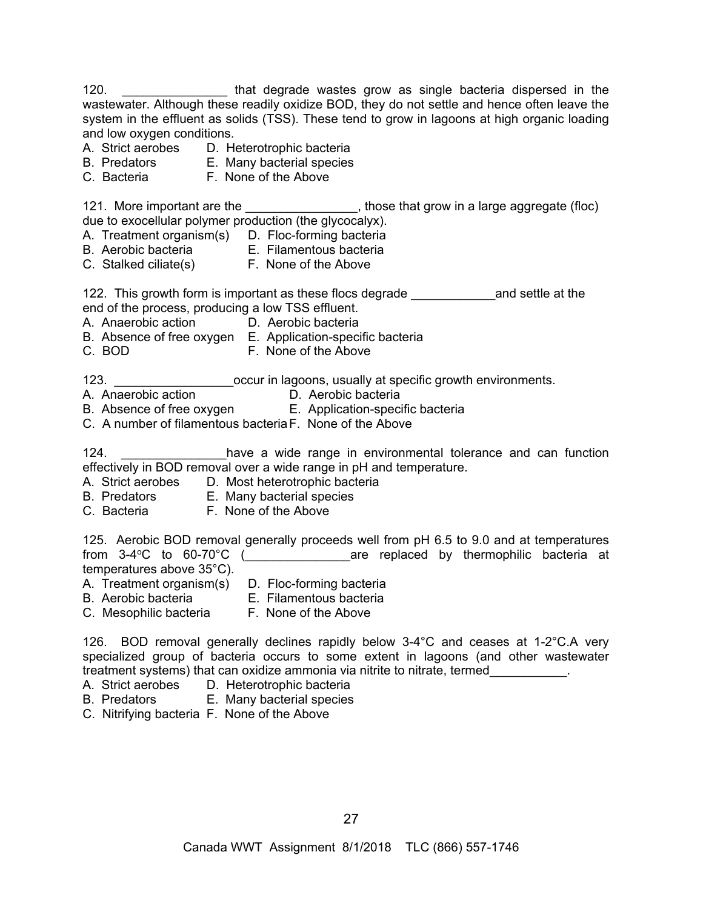120. _______________ that degrade wastes grow as single bacteria dispersed in the wastewater. Although these readily oxidize BOD, they do not settle and hence often leave the system in the effluent as solids (TSS). These tend to grow in lagoons at high organic loading and low oxygen conditions.
A. Strict aerobes D. Heterotrophic bacteria
B. Predators E. Many bacterial species
C. Bacteria F. None of the Above

121. More important are the ________________, those that grow in a large aggregate (floc) due to exocellular polymer production (the glycocalyx).
A. Treatment organism(s) D. Floc-forming bacteria
B. Aerobic bacteria E. Filamentous bacteria
C. Stalked ciliate(s) F. None of the Above

122. This growth form is important as these flocs degrade ____________and settle at the end of the process, producing a low TSS effluent.
A. Anaerobic action D. Aerobic bacteria
B. Absence of free oxygen E. Application-specific bacteria
C. BOD F. None of the Above

123. _________________occur in lagoons, usually at specific growth environments.
A. Anaerobic action D. Aerobic bacteria
B. Absence of free oxygen E. Application-specific bacteria
C. A number of filamentous bacteria F. None of the Above

124. _______________have a wide range in environmental tolerance and can function effectively in BOD removal over a wide range in pH and temperature.
A. Strict aerobes D. Most heterotrophic bacteria
B. Predators E. Many bacterial species
C. Bacteria F. None of the Above

125. Aerobic BOD removal generally proceeds well from pH 6.5 to 9.0 and at temperatures from 3-4°C to 60-70°C (_______________are replaced by thermophilic bacteria at temperatures above 35°C).
A. Treatment organism(s) D. Floc-forming bacteria
B. Aerobic bacteria E. Filamentous bacteria
C. Mesophilic bacteria F. None of the Above

126. BOD removal generally declines rapidly below 3-4°C and ceases at 1-2°C.A very specialized group of bacteria occurs to some extent in lagoons (and other wastewater treatment systems) that can oxidize ammonia via nitrite to nitrate, termed___________.
A. Strict aerobes D. Heterotrophic bacteria
B. Predators E. Many bacterial species
C. Nitrifying bacteria F. None of the Above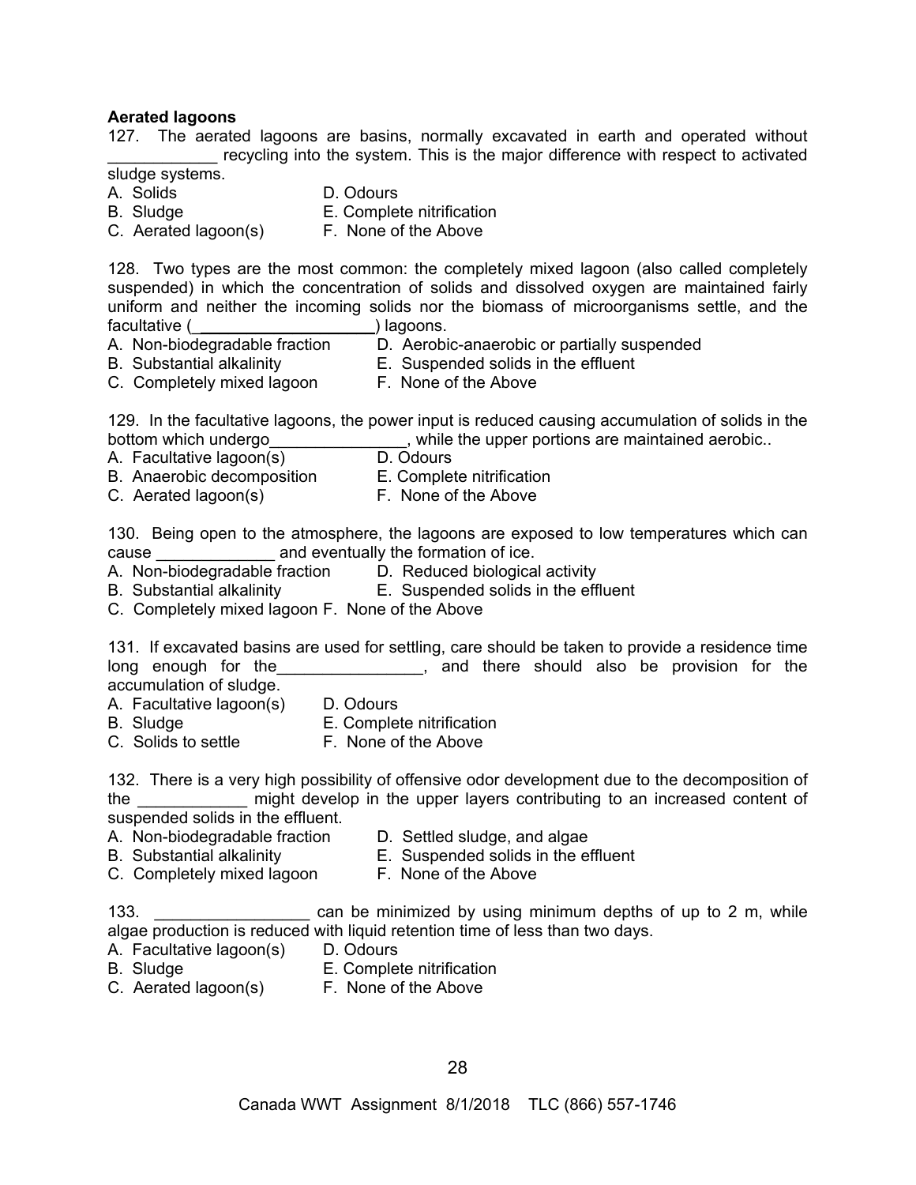**Aerated lagoons**

127. The aerated lagoons are basins, normally excavated in earth and operated without ____________ recycling into the system. This is the major difference with respect to activated sludge systems.

A. Solids  
B. Sludge  
C. Aerated lagoon(s)  
D. Odours  
E. Complete nitrification  
F. None of the Above

128. Two types are the most common: the completely mixed lagoon (also called completely suspended) in which the concentration of solids and dissolved oxygen are maintained fairly uniform and neither the incoming solids nor the biomass of microorganisms settle, and the facultative (____________________) lagoons.

A. Non-biodegradable fraction  
B. Substantial alkalinity  
C. Completely mixed lagoon  
D. Aerobic-anaerobic or partially suspended  
E. Suspended solids in the effluent  
F. None of the Above

129. In the facultative lagoons, the power input is reduced causing accumulation of solids in the bottom which undergo_______________, while the upper portions are maintained aerobic..

A. Facultative lagoon(s)  
B. Anaerobic decomposition  
C. Aerated lagoon(s)  
D. Odours  
E. Complete nitrification  
F. None of the Above

130. Being open to the atmosphere, the lagoons are exposed to low temperatures which can cause _____________ and eventually the formation of ice.

A. Non-biodegradable fraction  
B. Substantial alkalinity  
C. Completely mixed lagoon  
D. Reduced biological activity  
E. Suspended solids in the effluent  
F. None of the Above

131. If excavated basins are used for settling, care should be taken to provide a residence time long enough for the________________, and there should also be provision for the accumulation of sludge.

A. Facultative lagoon(s)  
B. Sludge  
C. Solids to settle  
D. Odours  
E. Complete nitrification  
F. None of the Above

132. There is a very high possibility of offensive odor development due to the decomposition of the ____________ might develop in the upper layers contributing to an increased content of suspended solids in the effluent.

A. Non-biodegradable fraction  
B. Substantial alkalinity  
C. Completely mixed lagoon  
D. Settled sludge, and algae  
E. Suspended solids in the effluent  
F. None of the Above

133. _________________ can be minimized by using minimum depths of up to 2 m, while algae production is reduced with liquid retention time of less than two days.

A. Facultative lagoon(s)  
B. Sludge  
C. Aerated lagoon(s)  
D. Odours  
E. Complete nitrification  
F. None of the Above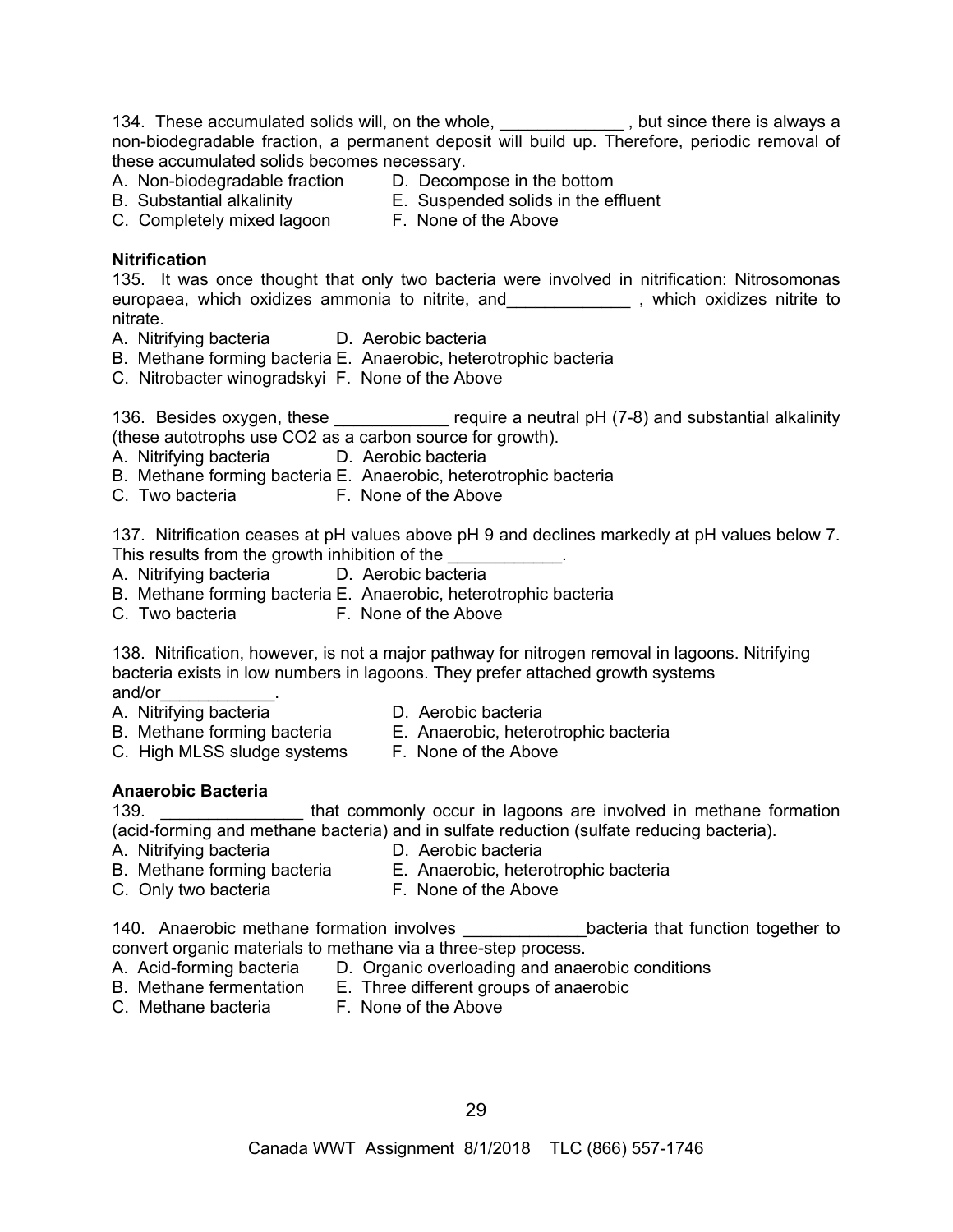134. These accumulated solids will, on the whole, _____________ , but since there is always a non-biodegradable fraction, a permanent deposit will build up. Therefore, periodic removal of these accumulated solids becomes necessary.

A. Non-biodegradable fraction
B. Substantial alkalinity
C. Completely mixed lagoon
D. Decompose in the bottom
E. Suspended solids in the effluent
F. None of the Above

**Nitrification**

135. It was once thought that only two bacteria were involved in nitrification: Nitrosomonas europaea, which oxidizes ammonia to nitrite, and_____________ , which oxidizes nitrite to nitrate.

A. Nitrifying bacteria
B. Methane forming bacteria
C. Nitrobacter winogradskyi
D. Aerobic bacteria
E. Anaerobic, heterotrophic bacteria
F. None of the Above

136. Besides oxygen, these ____________ require a neutral pH (7-8) and substantial alkalinity (these autotrophs use CO2 as a carbon source for growth).

A. Nitrifying bacteria
B. Methane forming bacteria
C. Two bacteria
D. Aerobic bacteria
E. Anaerobic, heterotrophic bacteria
F. None of the Above

137. Nitrification ceases at pH values above pH 9 and declines markedly at pH values below 7. This results from the growth inhibition of the ____________.

A. Nitrifying bacteria
B. Methane forming bacteria
C. Two bacteria
D. Aerobic bacteria
E. Anaerobic, heterotrophic bacteria
F. None of the Above

138. Nitrification, however, is not a major pathway for nitrogen removal in lagoons. Nitrifying bacteria exists in low numbers in lagoons. They prefer attached growth systems and/or____________.

A. Nitrifying bacteria
B. Methane forming bacteria
C. High MLSS sludge systems
D. Aerobic bacteria
E. Anaerobic, heterotrophic bacteria
F. None of the Above

**Anaerobic Bacteria**

139. _______________ that commonly occur in lagoons are involved in methane formation (acid-forming and methane bacteria) and in sulfate reduction (sulfate reducing bacteria).

A. Nitrifying bacteria
B. Methane forming bacteria
C. Only two bacteria
D. Aerobic bacteria
E. Anaerobic, heterotrophic bacteria
F. None of the Above

140. Anaerobic methane formation involves _____________bacteria that function together to convert organic materials to methane via a three-step process.

A. Acid-forming bacteria
B. Methane fermentation
C. Methane bacteria
D. Organic overloading and anaerobic conditions
E. Three different groups of anaerobic
F. None of the Above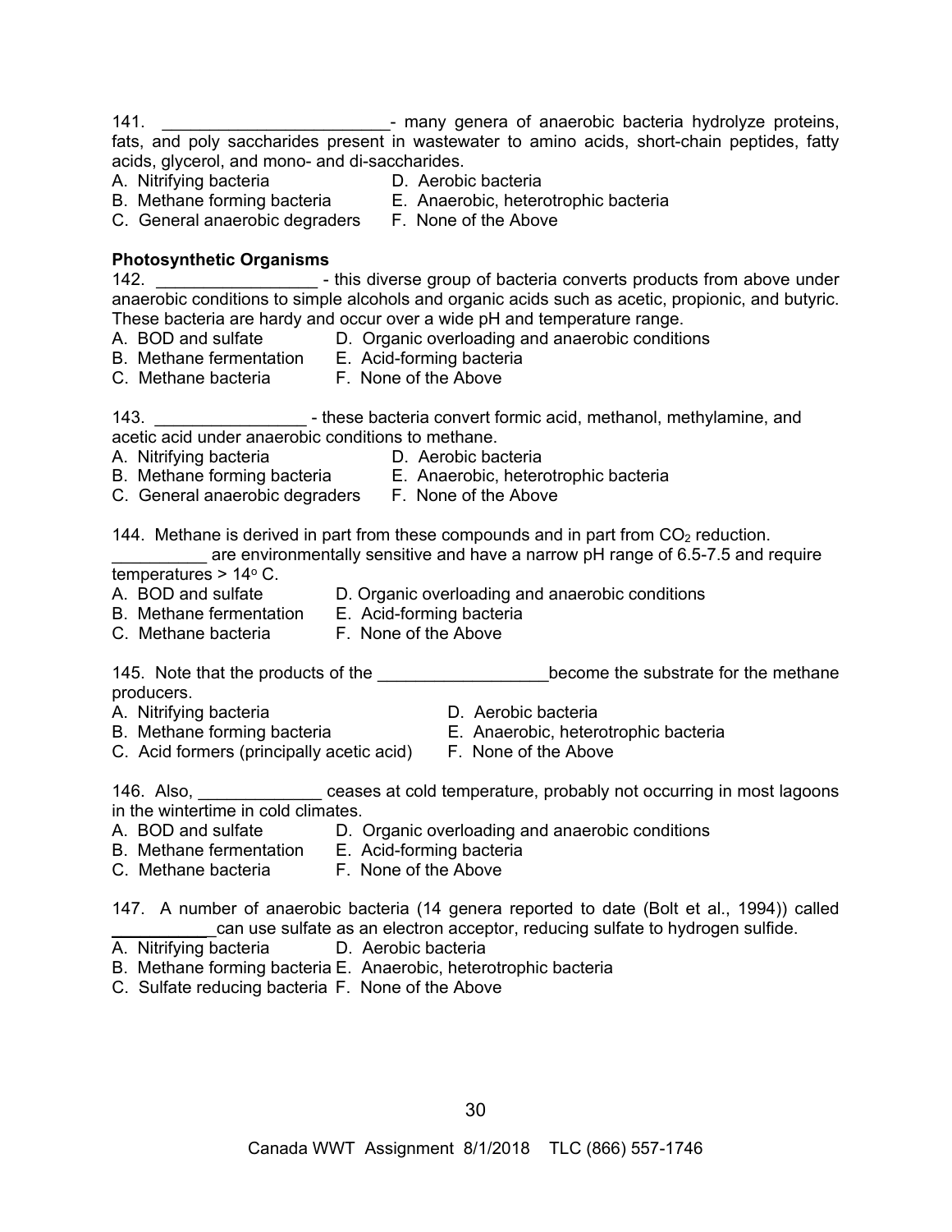141. ________________________- many genera of anaerobic bacteria hydrolyze proteins, fats, and poly saccharides present in wastewater to amino acids, short-chain peptides, fatty acids, glycerol, and mono- and di-saccharides.

A. Nitrifying bacteria  
B. Methane forming bacteria  
C. General anaerobic degraders  
D. Aerobic bacteria  
E. Anaerobic, heterotrophic bacteria  
F. None of the Above

**Photosynthetic Organisms**

142. _________________ - this diverse group of bacteria converts products from above under anaerobic conditions to simple alcohols and organic acids such as acetic, propionic, and butyric. These bacteria are hardy and occur over a wide pH and temperature range.

A. BOD and sulfate  
B. Methane fermentation  
C. Methane bacteria  
D. Organic overloading and anaerobic conditions  
E. Acid-forming bacteria  
F. None of the Above

143. ________________ - these bacteria convert formic acid, methanol, methylamine, and acetic acid under anaerobic conditions to methane.

A. Nitrifying bacteria  
B. Methane forming bacteria  
C. General anaerobic degraders  
D. Aerobic bacteria  
E. Anaerobic, heterotrophic bacteria  
F. None of the Above

144. Methane is derived in part from these compounds and in part from $CO_2$ reduction. __________ are environmentally sensitive and have a narrow pH range of 6.5-7.5 and require temperatures > $14^{o}$ C.

A. BOD and sulfate  
B. Methane fermentation  
C. Methane bacteria  
D. Organic overloading and anaerobic conditions  
E. Acid-forming bacteria  
F. None of the Above

145. Note that the products of the __________________become the substrate for the methane producers.

A. Nitrifying bacteria  
B. Methane forming bacteria  
C. Acid formers (principally acetic acid)  
D. Aerobic bacteria  
E. Anaerobic, heterotrophic bacteria  
F. None of the Above

146. Also, _____________ ceases at cold temperature, probably not occurring in most lagoons in the wintertime in cold climates.

A. BOD and sulfate  
B. Methane fermentation  
C. Methane bacteria  
D. Organic overloading and anaerobic conditions  
E. Acid-forming bacteria  
F. None of the Above

147. A number of anaerobic bacteria (14 genera reported to date (Bolt et al., 1994)) called __________can use sulfate as an electron acceptor, reducing sulfate to hydrogen sulfide.

A. Nitrifying bacteria  
B. Methane forming bacteria  
C. Sulfate reducing bacteria  
D. Aerobic bacteria  
E. Anaerobic, heterotrophic bacteria  
F. None of the Above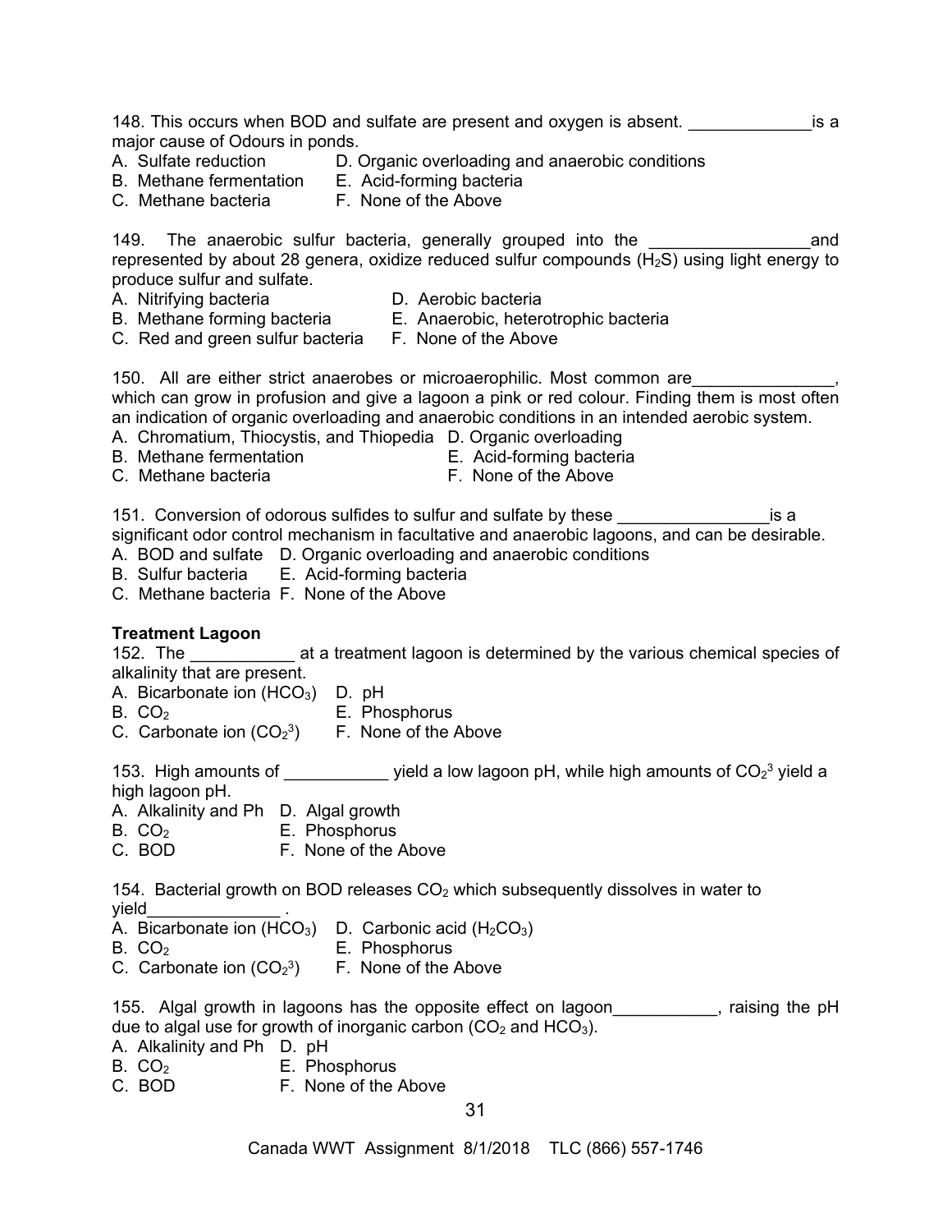148. This occurs when BOD and sulfate are present and oxygen is absent. _____________is a major cause of Odours in ponds.

A. Sulfate reduction
B. Methane fermentation
C. Methane bacteria
D. Organic overloading and anaerobic conditions
E. Acid-forming bacteria
F. None of the Above

149. The anaerobic sulfur bacteria, generally grouped into the _________________and represented by about 28 genera, oxidize reduced sulfur compounds ($H_2S$) using light energy to produce sulfur and sulfate.

A. Nitrifying bacteria
B. Methane forming bacteria
C. Red and green sulfur bacteria
D. Aerobic bacteria
E. Anaerobic, heterotrophic bacteria
F. None of the Above

150. All are either strict anaerobes or microaerophilic. Most common are_______________, which can grow in profusion and give a lagoon a pink or red colour. Finding them is most often an indication of organic overloading and anaerobic conditions in an intended aerobic system.

A. Chromatium, Thiocystis, and Thiopedia
B. Methane fermentation
C. Methane bacteria
D. Organic overloading
E. Acid-forming bacteria
F. None of the Above

151. Conversion of odorous sulfides to sulfur and sulfate by these ________________is a significant odor control mechanism in facultative and anaerobic lagoons, and can be desirable.

A. BOD and sulfate
B. Sulfur bacteria
C. Methane bacteria
D. Organic overloading and anaerobic conditions
E. Acid-forming bacteria
F. None of the Above

**Treatment Lagoon**

152. The ___________ at a treatment lagoon is determined by the various chemical species of alkalinity that are present.

A. Bicarbonate ion ($HCO_3$)
B. $CO_2$
C. Carbonate ion ($CO_2^3$)
D. pH
E. Phosphorus
F. None of the Above

153. High amounts of ___________ yield a low lagoon pH, while high amounts of $CO_2^3$ yield a high lagoon pH.

A. Alkalinity and Ph
B. $CO_2$
C. BOD
D. Algal growth
E. Phosphorus
F. None of the Above

154. Bacterial growth on BOD releases $CO_2$ which subsequently dissolves in water to yield______________ .

A. Bicarbonate ion ($HCO_3$)
B. $CO_2$
C. Carbonate ion ($CO_2^3$)
D. Carbonic acid ($H_2CO_3$)
E. Phosphorus
F. None of the Above

155. Algal growth in lagoons has the opposite effect on lagoon___________, raising the pH due to algal use for growth of inorganic carbon ($CO_2$ and $HCO_3$).

A. Alkalinity and Ph
B. $CO_2$
C. BOD
D. pH
E. Phosphorus
F. None of the Above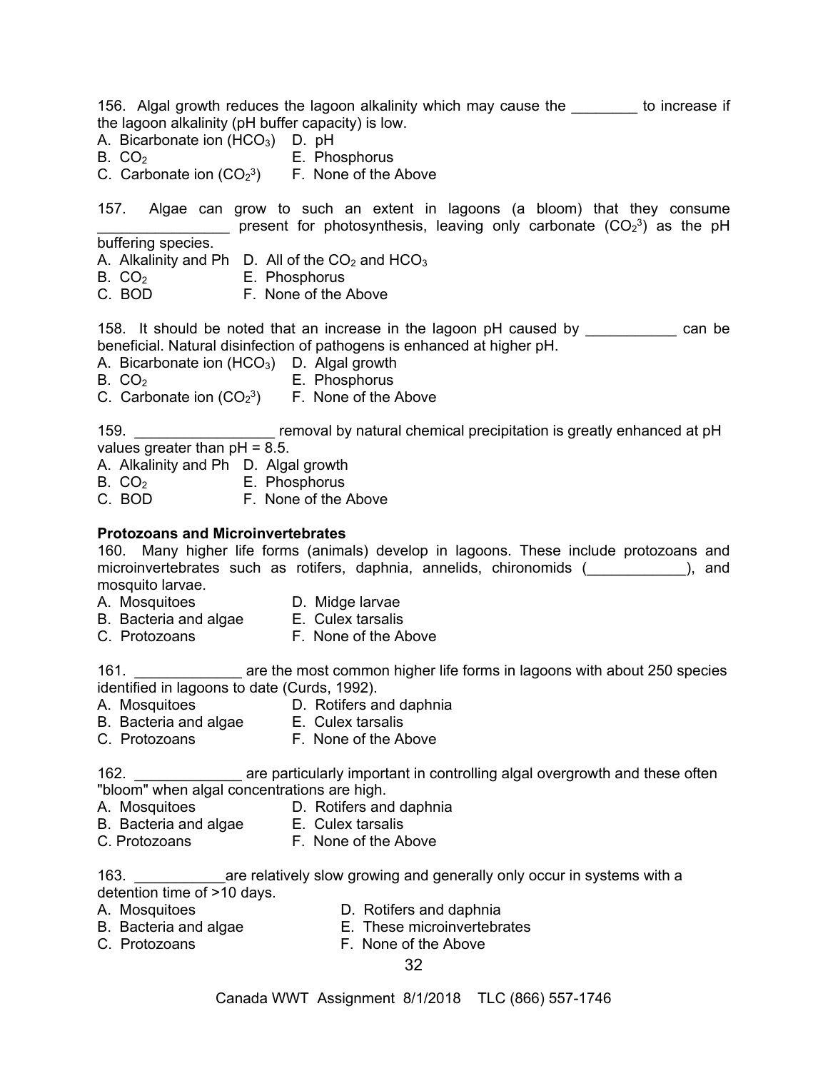156. Algal growth reduces the lagoon alkalinity which may cause the ________ to increase if the lagoon alkalinity (pH buffer capacity) is low.

A. Bicarbonate ion ($HCO_3$)
B. $CO_2$
C. Carbonate ion ($CO_2{}^3$)
D. pH
E. Phosphorus
F. None of the Above

157. Algae can grow to such an extent in lagoons (a bloom) that they consume ________________ present for photosynthesis, leaving only carbonate ($CO_2{}^3$) as the pH buffering species.

A. Alkalinity and Ph
B. $CO_2$
C. BOD
D. All of the $CO_2$ and $HCO_3$
E. Phosphorus
F. None of the Above

158. It should be noted that an increase in the lagoon pH caused by ___________ can be beneficial. Natural disinfection of pathogens is enhanced at higher pH.

A. Bicarbonate ion ($HCO_3$)
B. $CO_2$
C. Carbonate ion ($CO_2{}^3$)
D. Algal growth
E. Phosphorus
F. None of the Above

159. _________________ removal by natural chemical precipitation is greatly enhanced at pH values greater than pH = 8.5.

A. Alkalinity and Ph
B. $CO_2$
C. BOD
D. Algal growth
E. Phosphorus
F. None of the Above

**Protozoans and Microinvertebrates**

160. Many higher life forms (animals) develop in lagoons. These include protozoans and microinvertebrates such as rotifers, daphnia, annelids, chironomids (____________), and mosquito larvae.

A. Mosquitoes
B. Bacteria and algae
C. Protozoans
D. Midge larvae
E. Culex tarsalis
F. None of the Above

161. _____________ are the most common higher life forms in lagoons with about 250 species identified in lagoons to date (Curds, 1992).

A. Mosquitoes
B. Bacteria and algae
C. Protozoans
D. Rotifers and daphnia
E. Culex tarsalis
F. None of the Above

162. _____________ are particularly important in controlling algal overgrowth and these often "bloom" when algal concentrations are high.

A. Mosquitoes
B. Bacteria and algae
C. Protozoans
D. Rotifers and daphnia
E. Culex tarsalis
F. None of the Above

163. ___________are relatively slow growing and generally only occur in systems with a detention time of >10 days.

A. Mosquitoes
B. Bacteria and algae
C. Protozoans
D. Rotifers and daphnia
E. These microinvertebrates
F. None of the Above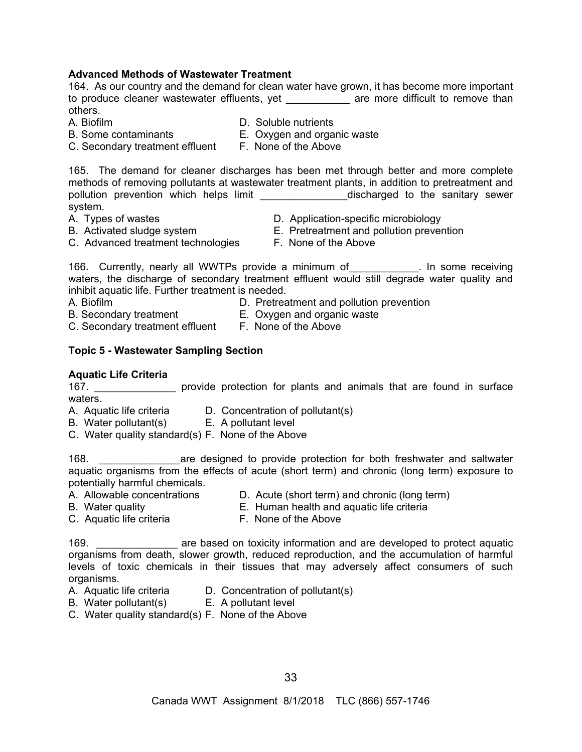**Advanced Methods of Wastewater Treatment**

164. As our country and the demand for clean water have grown, it has become more important to produce cleaner wastewater effluents, yet ___________ are more difficult to remove than others.

A. Biofilm
B. Some contaminants
C. Secondary treatment effluent
D. Soluble nutrients
E. Oxygen and organic waste
F. None of the Above

165. The demand for cleaner discharges has been met through better and more complete methods of removing pollutants at wastewater treatment plants, in addition to pretreatment and pollution prevention which helps limit _______________discharged to the sanitary sewer system.

A. Types of wastes
B. Activated sludge system
C. Advanced treatment technologies
D. Application-specific microbiology
E. Pretreatment and pollution prevention
F. None of the Above

166. Currently, nearly all WWTPs provide a minimum of____________. In some receiving waters, the discharge of secondary treatment effluent would still degrade water quality and inhibit aquatic life. Further treatment is needed.

A. Biofilm
B. Secondary treatment
C. Secondary treatment effluent
D. Pretreatment and pollution prevention
E. Oxygen and organic waste
F. None of the Above

**Topic 5 - Wastewater Sampling Section**

**Aquatic Life Criteria**

167. ______________ provide protection for plants and animals that are found in surface waters.

A. Aquatic life criteria
B. Water pollutant(s)
C. Water quality standard(s)
D. Concentration of pollutant(s)
E. A pollutant level
F. None of the Above

168. ______________are designed to provide protection for both freshwater and saltwater aquatic organisms from the effects of acute (short term) and chronic (long term) exposure to potentially harmful chemicals.

A. Allowable concentrations
B. Water quality
C. Aquatic life criteria
D. Acute (short term) and chronic (long term)
E. Human health and aquatic life criteria
F. None of the Above

169. ______________ are based on toxicity information and are developed to protect aquatic organisms from death, slower growth, reduced reproduction, and the accumulation of harmful levels of toxic chemicals in their tissues that may adversely affect consumers of such organisms.

A. Aquatic life criteria
B. Water pollutant(s)
C. Water quality standard(s)
D. Concentration of pollutant(s)
E. A pollutant level
F. None of the Above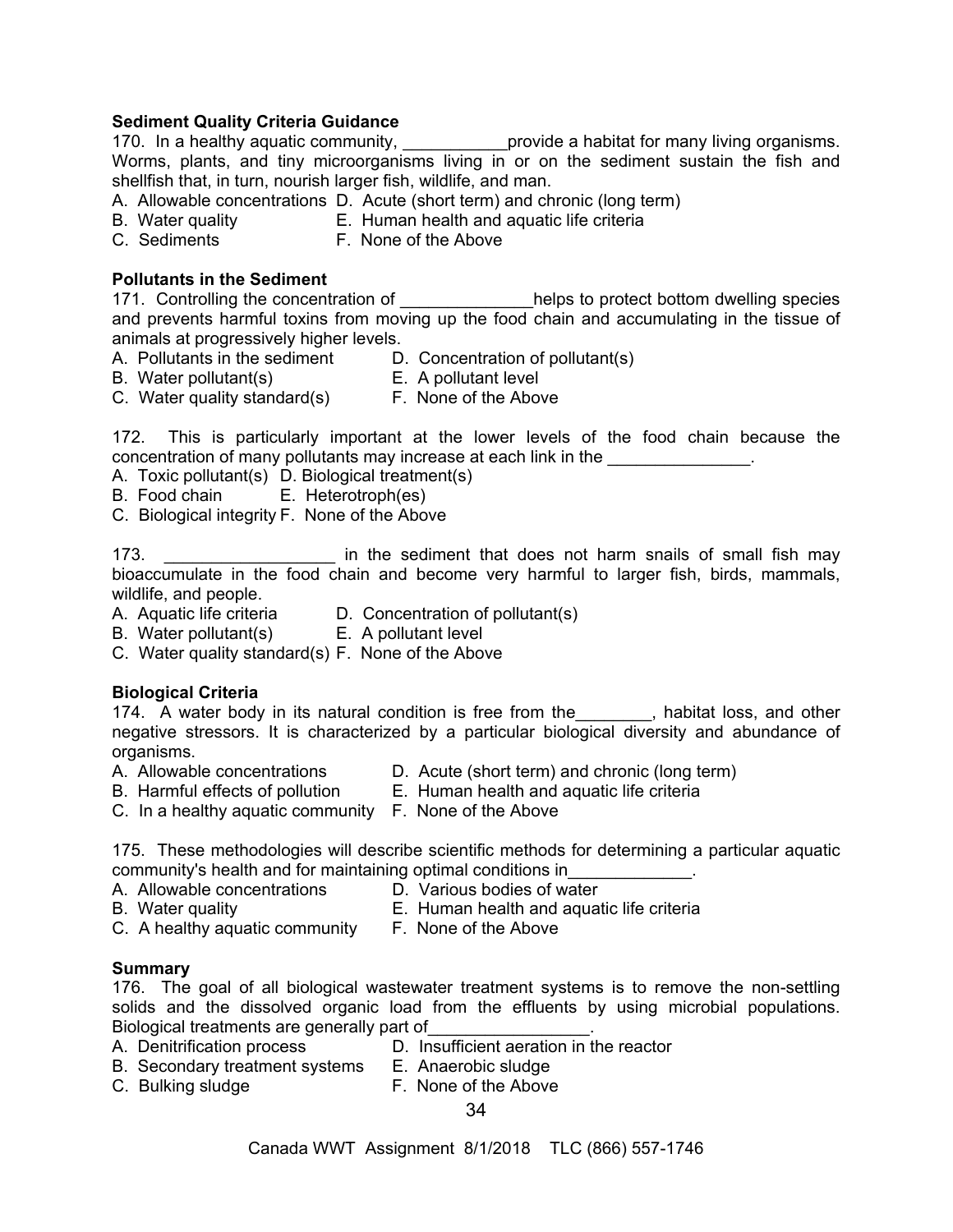**Sediment Quality Criteria Guidance**

170. In a healthy aquatic community, ___________provide a habitat for many living organisms. Worms, plants, and tiny microorganisms living in or on the sediment sustain the fish and shellfish that, in turn, nourish larger fish, wildlife, and man.

A. Allowable concentrations
B. Water quality
C. Sediments
D. Acute (short term) and chronic (long term)
E. Human health and aquatic life criteria
F. None of the Above

**Pollutants in the Sediment**

171. Controlling the concentration of _____________helps to protect bottom dwelling species and prevents harmful toxins from moving up the food chain and accumulating in the tissue of animals at progressively higher levels.

A. Pollutants in the sediment
B. Water pollutant(s)
C. Water quality standard(s)
D. Concentration of pollutant(s)
E. A pollutant level
F. None of the Above

172. This is particularly important at the lower levels of the food chain because the concentration of many pollutants may increase at each link in the _______________.

A. Toxic pollutant(s)
B. Food chain
C. Biological integrity
D. Biological treatment(s)
E. Heterotroph(es)
F. None of the Above

173. __________________ in the sediment that does not harm snails of small fish may bioaccumulate in the food chain and become very harmful to larger fish, birds, mammals, wildlife, and people.

A. Aquatic life criteria
B. Water pollutant(s)
C. Water quality standard(s)
D. Concentration of pollutant(s)
E. A pollutant level
F. None of the Above

**Biological Criteria**

174. A water body in its natural condition is free from the________, habitat loss, and other negative stressors. It is characterized by a particular biological diversity and abundance of organisms.

A. Allowable concentrations
B. Harmful effects of pollution
C. In a healthy aquatic community
D. Acute (short term) and chronic (long term)
E. Human health and aquatic life criteria
F. None of the Above

175. These methodologies will describe scientific methods for determining a particular aquatic community's health and for maintaining optimal conditions in_____________.

A. Allowable concentrations
B. Water quality
C. A healthy aquatic community
D. Various bodies of water
E. Human health and aquatic life criteria
F. None of the Above

**Summary**

176. The goal of all biological wastewater treatment systems is to remove the non-settling solids and the dissolved organic load from the effluents by using microbial populations. Biological treatments are generally part of_________________.

A. Denitrification process
B. Secondary treatment systems
C. Bulking sludge
D. Insufficient aeration in the reactor
E. Anaerobic sludge
F. None of the Above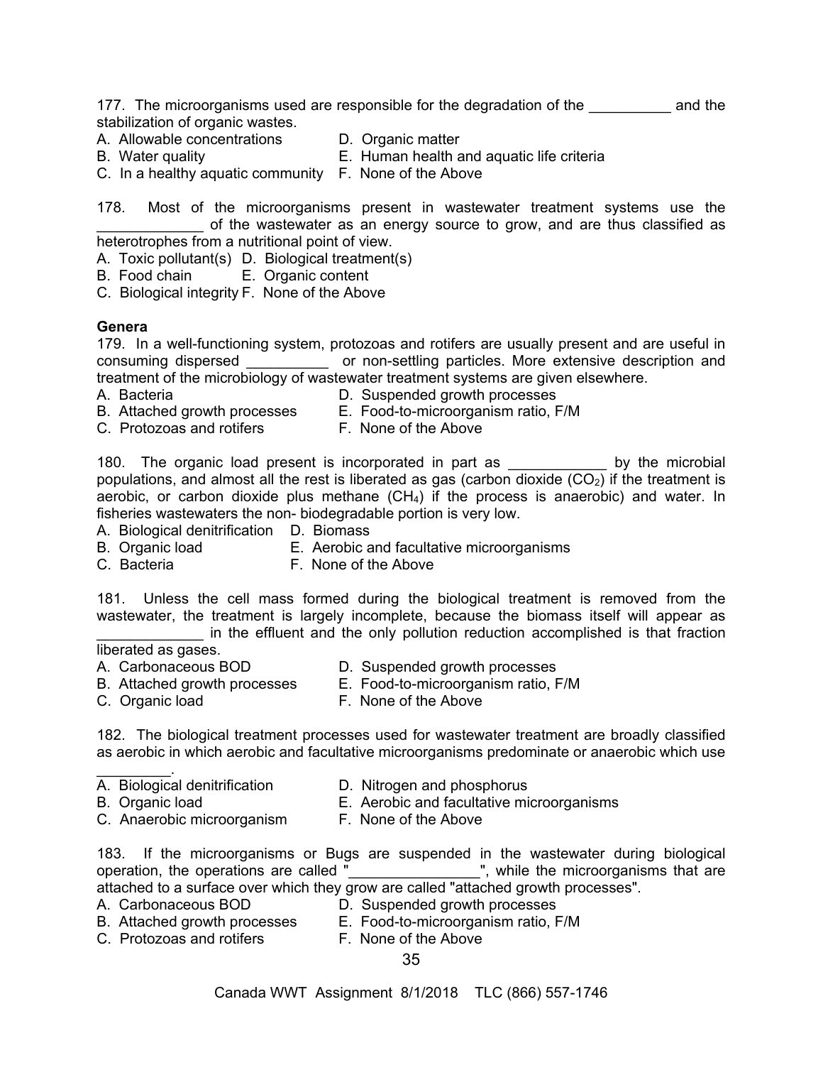177. The microorganisms used are responsible for the degradation of the __________ and the stabilization of organic wastes.

A. Allowable concentrations
B. Water quality
C. In a healthy aquatic community
D. Organic matter
E. Human health and aquatic life criteria
F. None of the Above

178. Most of the microorganisms present in wastewater treatment systems use the _____________ of the wastewater as an energy source to grow, and are thus classified as heterotrophes from a nutritional point of view.

A. Toxic pollutant(s)
B. Food chain
C. Biological integrity
D. Biological treatment(s)
E. Organic content
F. None of the Above

**Genera**

179. In a well-functioning system, protozoas and rotifers are usually present and are useful in consuming dispersed __________ or non-settling particles. More extensive description and treatment of the microbiology of wastewater treatment systems are given elsewhere.

A. Bacteria
B. Attached growth processes
C. Protozoas and rotifers
D. Suspended growth processes
E. Food-to-microorganism ratio, F/M
F. None of the Above

180. The organic load present is incorporated in part as ____________ by the microbial populations, and almost all the rest is liberated as gas (carbon dioxide ($CO_2$) if the treatment is aerobic, or carbon dioxide plus methane ($CH_4$) if the process is anaerobic) and water. In fisheries wastewaters the non- biodegradable portion is very low.

A. Biological denitrification
B. Organic load
C. Bacteria
D. Biomass
E. Aerobic and facultative microorganisms
F. None of the Above

181. Unless the cell mass formed during the biological treatment is removed from the wastewater, the treatment is largely incomplete, because the biomass itself will appear as _____________ in the effluent and the only pollution reduction accomplished is that fraction liberated as gases.

A. Carbonaceous BOD
B. Attached growth processes
C. Organic load
D. Suspended growth processes
E. Food-to-microorganism ratio, F/M
F. None of the Above

182. The biological treatment processes used for wastewater treatment are broadly classified as aerobic in which aerobic and facultative microorganisms predominate or anaerobic which use _________.

A. Biological denitrification
B. Organic load
C. Anaerobic microorganism
D. Nitrogen and phosphorus
E. Aerobic and facultative microorganisms
F. None of the Above

183. If the microorganisms or Bugs are suspended in the wastewater during biological operation, the operations are called "________________", while the microorganisms that are attached to a surface over which they grow are called "attached growth processes".

A. Carbonaceous BOD
B. Attached growth processes
C. Protozoas and rotifers
D. Suspended growth processes
E. Food-to-microorganism ratio, F/M
F. None of the Above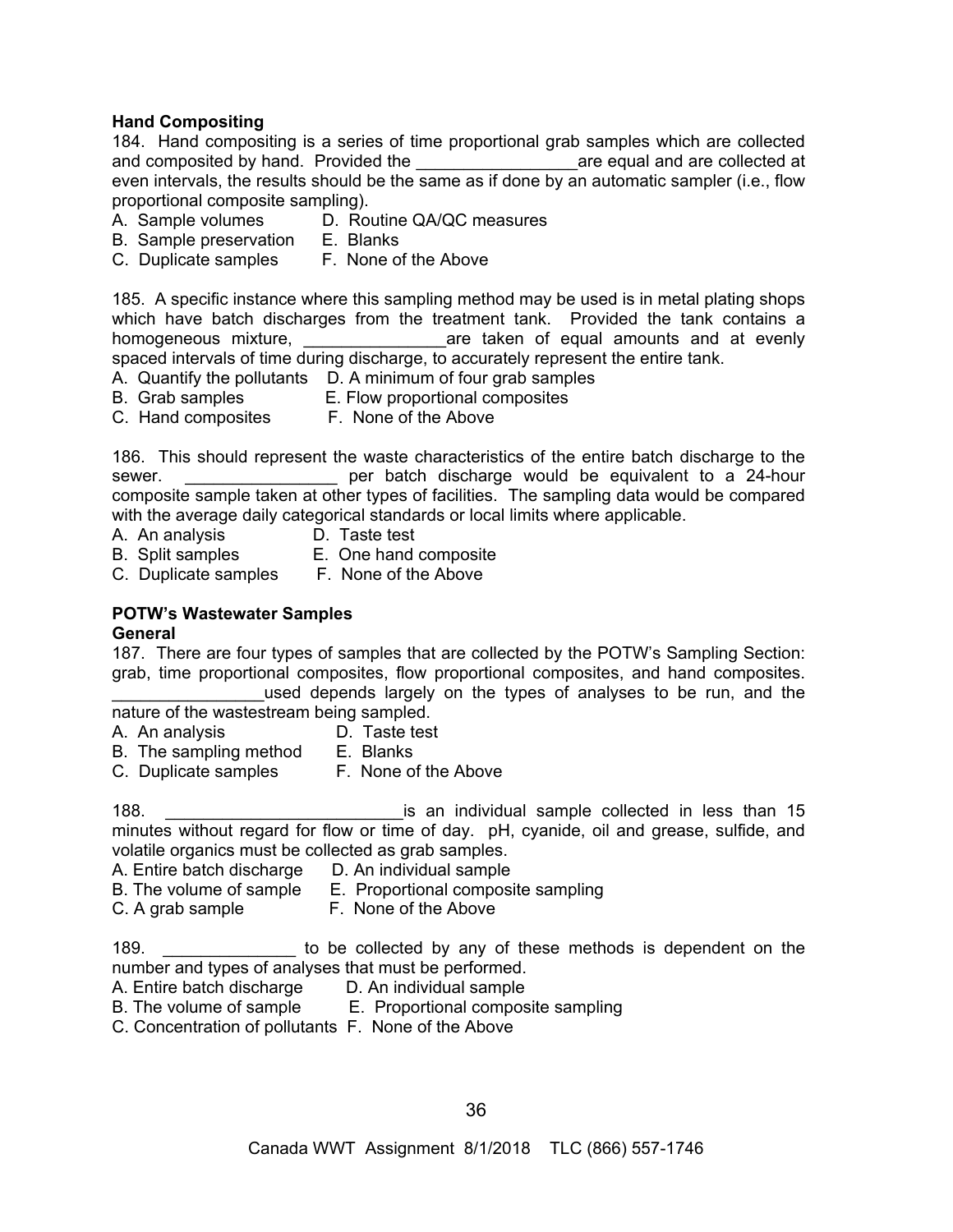**Hand Compositing**

184. Hand compositing is a series of time proportional grab samples which are collected and composited by hand. Provided the _________________are equal and are collected at even intervals, the results should be the same as if done by an automatic sampler (i.e., flow proportional composite sampling).

A. Sample volumes   D. Routine QA/QC measures
B. Sample preservation   E. Blanks
C. Duplicate samples   F. None of the Above

185. A specific instance where this sampling method may be used is in metal plating shops which have batch discharges from the treatment tank. Provided the tank contains a homogeneous mixture, _______________are taken of equal amounts and at evenly spaced intervals of time during discharge, to accurately represent the entire tank.

A. Quantify the pollutants   D. A minimum of four grab samples
B. Grab samples   E. Flow proportional composites
C. Hand composites   F. None of the Above

186. This should represent the waste characteristics of the entire batch discharge to the sewer. ________________ per batch discharge would be equivalent to a 24-hour composite sample taken at other types of facilities. The sampling data would be compared with the average daily categorical standards or local limits where applicable.

A. An analysis   D. Taste test
B. Split samples   E. One hand composite
C. Duplicate samples   F. None of the Above

**POTW's Wastewater Samples**

**General**

187. There are four types of samples that are collected by the POTW's Sampling Section: grab, time proportional composites, flow proportional composites, and hand composites. ________________used depends largely on the types of analyses to be run, and the nature of the wastestream being sampled.

A. An analysis   D. Taste test
B. The sampling method   E. Blanks
C. Duplicate samples   F. None of the Above

188. _________________________is an individual sample collected in less than 15 minutes without regard for flow or time of day. pH, cyanide, oil and grease, sulfide, and volatile organics must be collected as grab samples.

A. Entire batch discharge   D. An individual sample
B. The volume of sample   E. Proportional composite sampling
C. A grab sample   F. None of the Above

189. ______________ to be collected by any of these methods is dependent on the number and types of analyses that must be performed.

A. Entire batch discharge   D. An individual sample
B. The volume of sample   E. Proportional composite sampling
C. Concentration of pollutants   F. None of the Above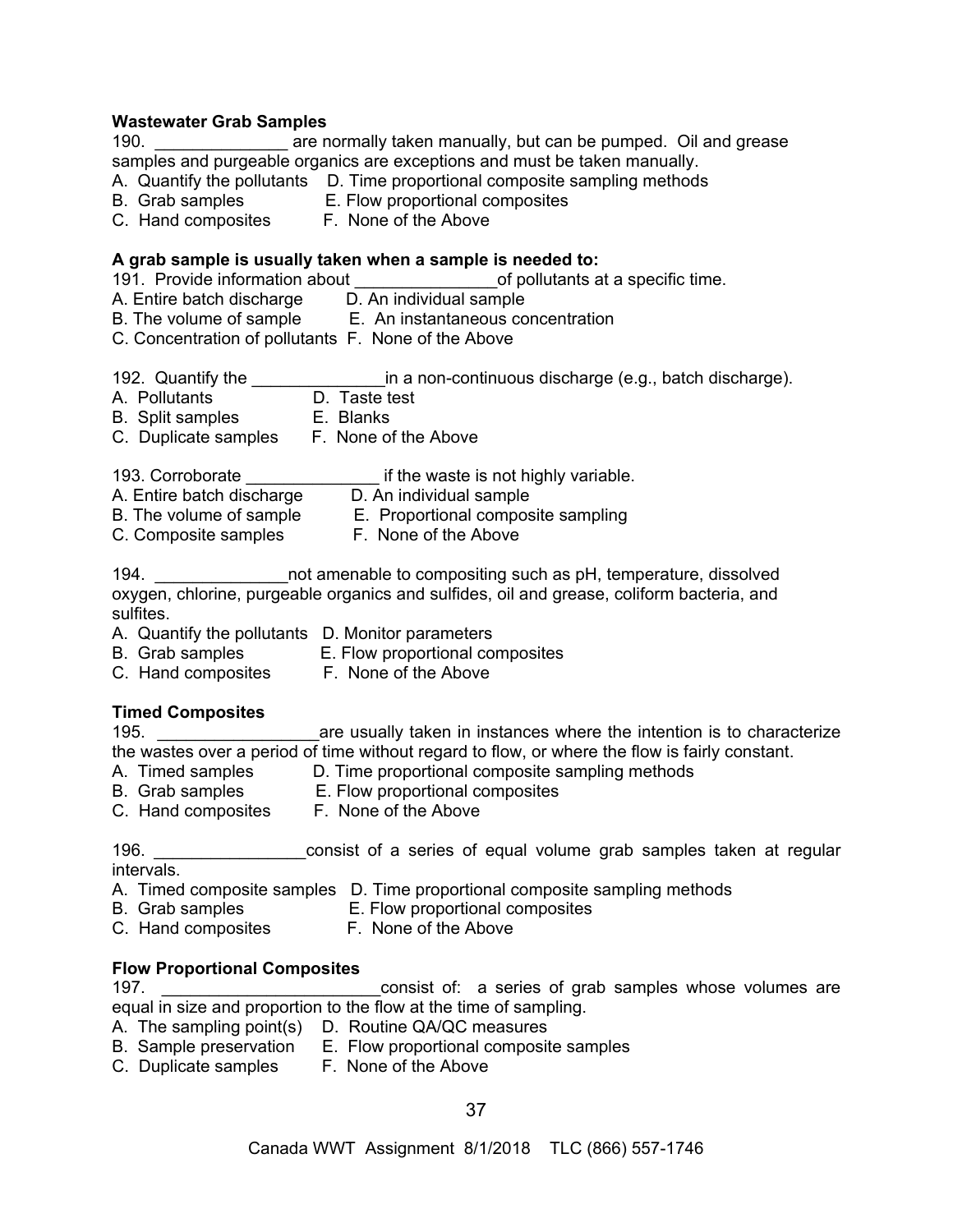**Wastewater Grab Samples**

190. ______________ are normally taken manually, but can be pumped. Oil and grease samples and purgeable organics are exceptions and must be taken manually.

A. Quantify the pollutants D. Time proportional composite sampling methods
B. Grab samples E. Flow proportional composites
C. Hand composites F. None of the Above

**A grab sample is usually taken when a sample is needed to:**

191. Provide information about _______________of pollutants at a specific time.

A. Entire batch discharge D. An individual sample
B. The volume of sample E. An instantaneous concentration
C. Concentration of pollutants F. None of the Above

192. Quantify the ______________in a non-continuous discharge (e.g., batch discharge).

A. Pollutants D. Taste test
B. Split samples E. Blanks
C. Duplicate samples F. None of the Above

193. Corroborate ______________ if the waste is not highly variable.

A. Entire batch discharge D. An individual sample
B. The volume of sample E. Proportional composite sampling
C. Composite samples F. None of the Above

194. ______________not amenable to compositing such as pH, temperature, dissolved oxygen, chlorine, purgeable organics and sulfides, oil and grease, coliform bacteria, and sulfites.

A. Quantify the pollutants D. Monitor parameters
B. Grab samples E. Flow proportional composites
C. Hand composites F. None of the Above

**Timed Composites**

195. _________________are usually taken in instances where the intention is to characterize the wastes over a period of time without regard to flow, or where the flow is fairly constant.

A. Timed samples D. Time proportional composite sampling methods
B. Grab samples E. Flow proportional composites
C. Hand composites F. None of the Above

196. ________________consist of a series of equal volume grab samples taken at regular intervals.

A. Timed composite samples D. Time proportional composite sampling methods
B. Grab samples E. Flow proportional composites
C. Hand composites F. None of the Above

**Flow Proportional Composites**

197. ________________________consist of: a series of grab samples whose volumes are equal in size and proportion to the flow at the time of sampling.

A. The sampling point(s) D. Routine QA/QC measures
B. Sample preservation E. Flow proportional composite samples
C. Duplicate samples F. None of the Above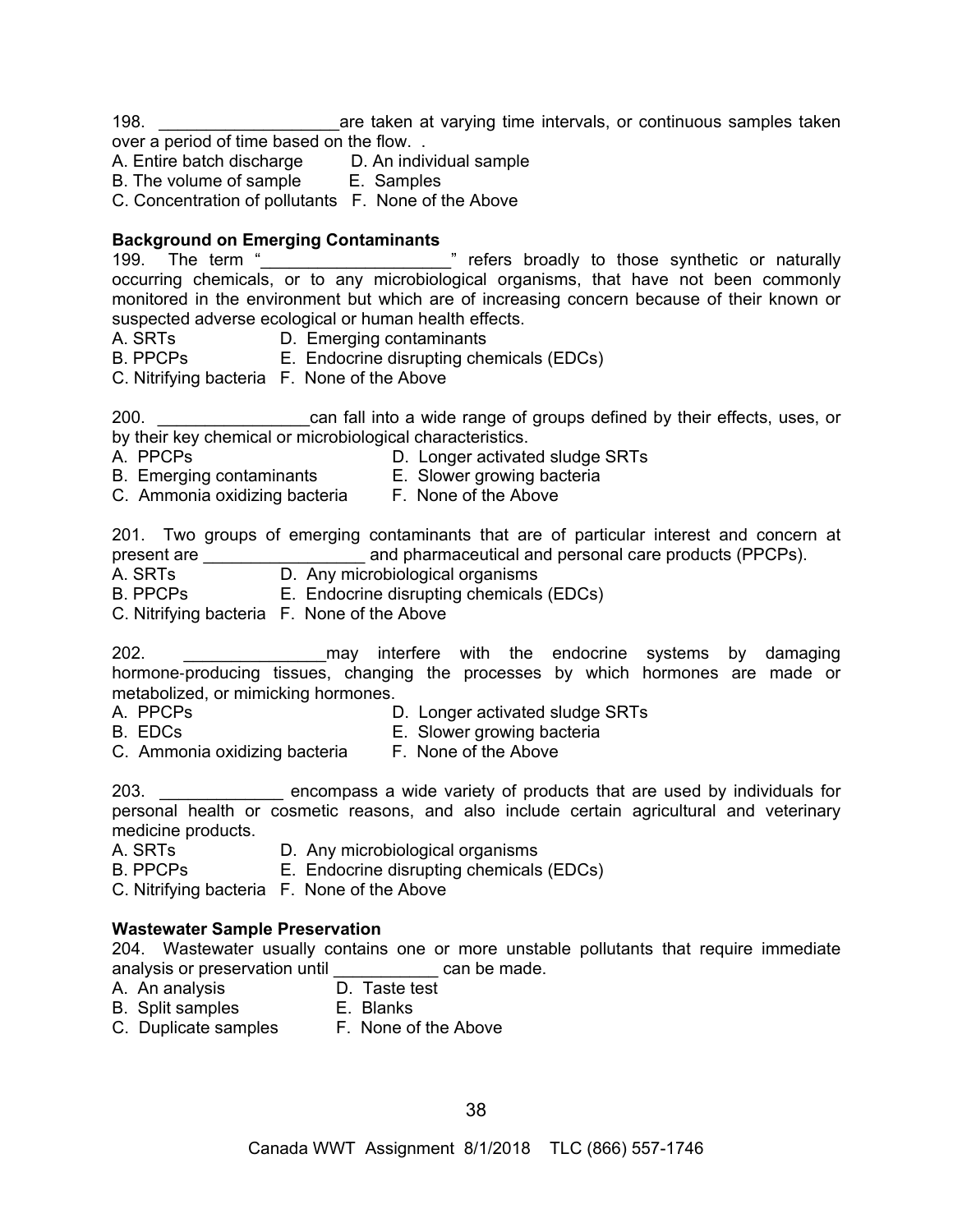198. ___________________are taken at varying time intervals, or continuous samples taken over a period of time based on the flow. .

A. Entire batch discharge  D. An individual sample
B. The volume of sample  E. Samples
C. Concentration of pollutants  F. None of the Above

**Background on Emerging Contaminants**

199. The term "____________________" refers broadly to those synthetic or naturally occurring chemicals, or to any microbiological organisms, that have not been commonly monitored in the environment but which are of increasing concern because of their known or suspected adverse ecological or human health effects.

A. SRTs  D. Emerging contaminants
B. PPCPs  E. Endocrine disrupting chemicals (EDCs)
C. Nitrifying bacteria  F. None of the Above

200. ________________can fall into a wide range of groups defined by their effects, uses, or by their key chemical or microbiological characteristics.

A. PPCPs  D. Longer activated sludge SRTs
B. Emerging contaminants  E. Slower growing bacteria
C. Ammonia oxidizing bacteria  F. None of the Above

201. Two groups of emerging contaminants that are of particular interest and concern at present are _________________ and pharmaceutical and personal care products (PPCPs).

A. SRTs  D. Any microbiological organisms
B. PPCPs  E. Endocrine disrupting chemicals (EDCs)
C. Nitrifying bacteria  F. None of the Above

202. _______________may interfere with the endocrine systems by damaging hormone-producing tissues, changing the processes by which hormones are made or metabolized, or mimicking hormones.

A. PPCPs  D. Longer activated sludge SRTs
B. EDCs  E. Slower growing bacteria
C. Ammonia oxidizing bacteria  F. None of the Above

203. _____________ encompass a wide variety of products that are used by individuals for personal health or cosmetic reasons, and also include certain agricultural and veterinary medicine products.

A. SRTs  D. Any microbiological organisms
B. PPCPs  E. Endocrine disrupting chemicals (EDCs)
C. Nitrifying bacteria  F. None of the Above

**Wastewater Sample Preservation**

204. Wastewater usually contains one or more unstable pollutants that require immediate analysis or preservation until ___________ can be made.

A. An analysis  D. Taste test
B. Split samples  E. Blanks
C. Duplicate samples  F. None of the Above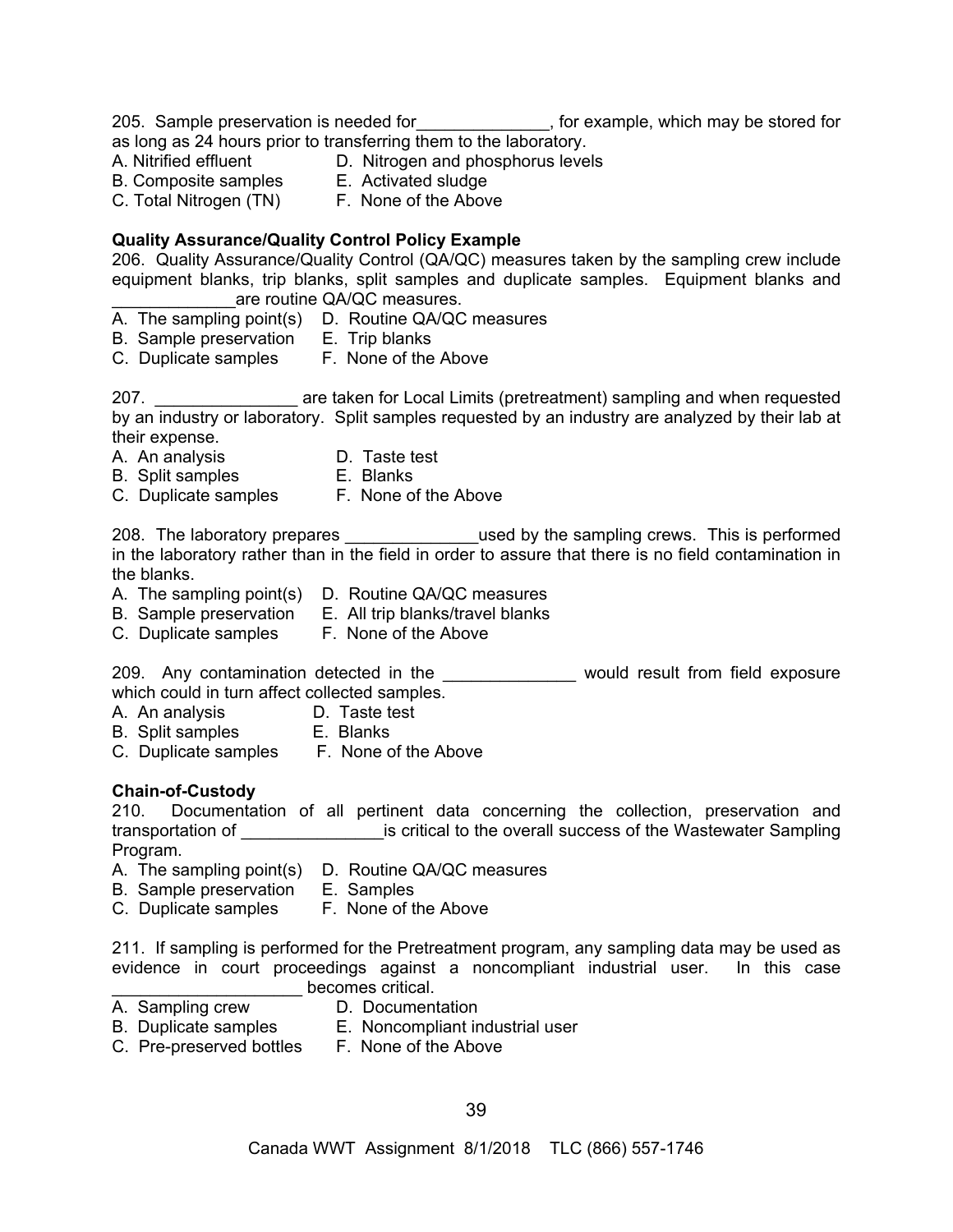205. Sample preservation is needed for______________, for example, which may be stored for as long as 24 hours prior to transferring them to the laboratory.

A. Nitrified effluent D. Nitrogen and phosphorus levels
B. Composite samples E. Activated sludge
C. Total Nitrogen (TN) F. None of the Above

**Quality Assurance/Quality Control Policy Example**

206. Quality Assurance/Quality Control (QA/QC) measures taken by the sampling crew include equipment blanks, trip blanks, split samples and duplicate samples. Equipment blanks and _____________are routine QA/QC measures.

A. The sampling point(s) D. Routine QA/QC measures
B. Sample preservation E. Trip blanks
C. Duplicate samples F. None of the Above

207. _______________ are taken for Local Limits (pretreatment) sampling and when requested by an industry or laboratory. Split samples requested by an industry are analyzed by their lab at their expense.

A. An analysis D. Taste test
B. Split samples E. Blanks
C. Duplicate samples F. None of the Above

208. The laboratory prepares ______________used by the sampling crews. This is performed in the laboratory rather than in the field in order to assure that there is no field contamination in the blanks.

A. The sampling point(s) D. Routine QA/QC measures
B. Sample preservation E. All trip blanks/travel blanks
C. Duplicate samples F. None of the Above

209. Any contamination detected in the ______________ would result from field exposure which could in turn affect collected samples.

A. An analysis D. Taste test
B. Split samples E. Blanks
C. Duplicate samples F. None of the Above

**Chain-of-Custody**

210. Documentation of all pertinent data concerning the collection, preservation and transportation of _______________is critical to the overall success of the Wastewater Sampling Program.

A. The sampling point(s) D. Routine QA/QC measures
B. Sample preservation E. Samples
C. Duplicate samples F. None of the Above

211. If sampling is performed for the Pretreatment program, any sampling data may be used as evidence in court proceedings against a noncompliant industrial user. In this case ____________________ becomes critical.

A. Sampling crew D. Documentation
B. Duplicate samples E. Noncompliant industrial user
C. Pre-preserved bottles F. None of the Above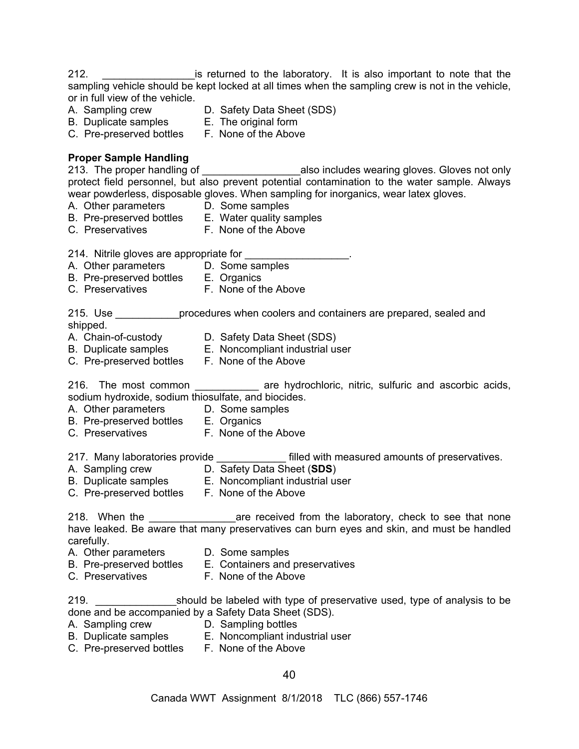212. ________________is returned to the laboratory. It is also important to note that the sampling vehicle should be kept locked at all times when the sampling crew is not in the vehicle, or in full view of the vehicle.

A. Sampling crew
B. Duplicate samples
C. Pre-preserved bottles
D. Safety Data Sheet (SDS)
E. The original form
F. None of the Above

**Proper Sample Handling**

213. The proper handling of _________________also includes wearing gloves. Gloves not only protect field personnel, but also prevent potential contamination to the water sample. Always wear powderless, disposable gloves. When sampling for inorganics, wear latex gloves.

A. Other parameters
B. Pre-preserved bottles
C. Preservatives
D. Some samples
E. Water quality samples
F. None of the Above

214. Nitrile gloves are appropriate for __________________.

A. Other parameters
B. Pre-preserved bottles
C. Preservatives
D. Some samples
E. Organics
F. None of the Above

215. Use ___________procedures when coolers and containers are prepared, sealed and shipped.

A. Chain-of-custody
B. Duplicate samples
C. Pre-preserved bottles
D. Safety Data Sheet (SDS)
E. Noncompliant industrial user
F. None of the Above

216. The most common ___________ are hydrochloric, nitric, sulfuric and ascorbic acids, sodium hydroxide, sodium thiosulfate, and biocides.

A. Other parameters
B. Pre-preserved bottles
C. Preservatives
D. Some samples
E. Organics
F. None of the Above

217. Many laboratories provide ____________ filled with measured amounts of preservatives.

A. Sampling crew
B. Duplicate samples
C. Pre-preserved bottles
D. Safety Data Sheet (**SDS**)
E. Noncompliant industrial user
F. None of the Above

218. When the _______________are received from the laboratory, check to see that none have leaked. Be aware that many preservatives can burn eyes and skin, and must be handled carefully.

A. Other parameters
B. Pre-preserved bottles
C. Preservatives
D. Some samples
E. Containers and preservatives
F. None of the Above

219. ______________should be labeled with type of preservative used, type of analysis to be done and be accompanied by a Safety Data Sheet (SDS).

A. Sampling crew
B. Duplicate samples
C. Pre-preserved bottles
D. Sampling bottles
E. Noncompliant industrial user
F. None of the Above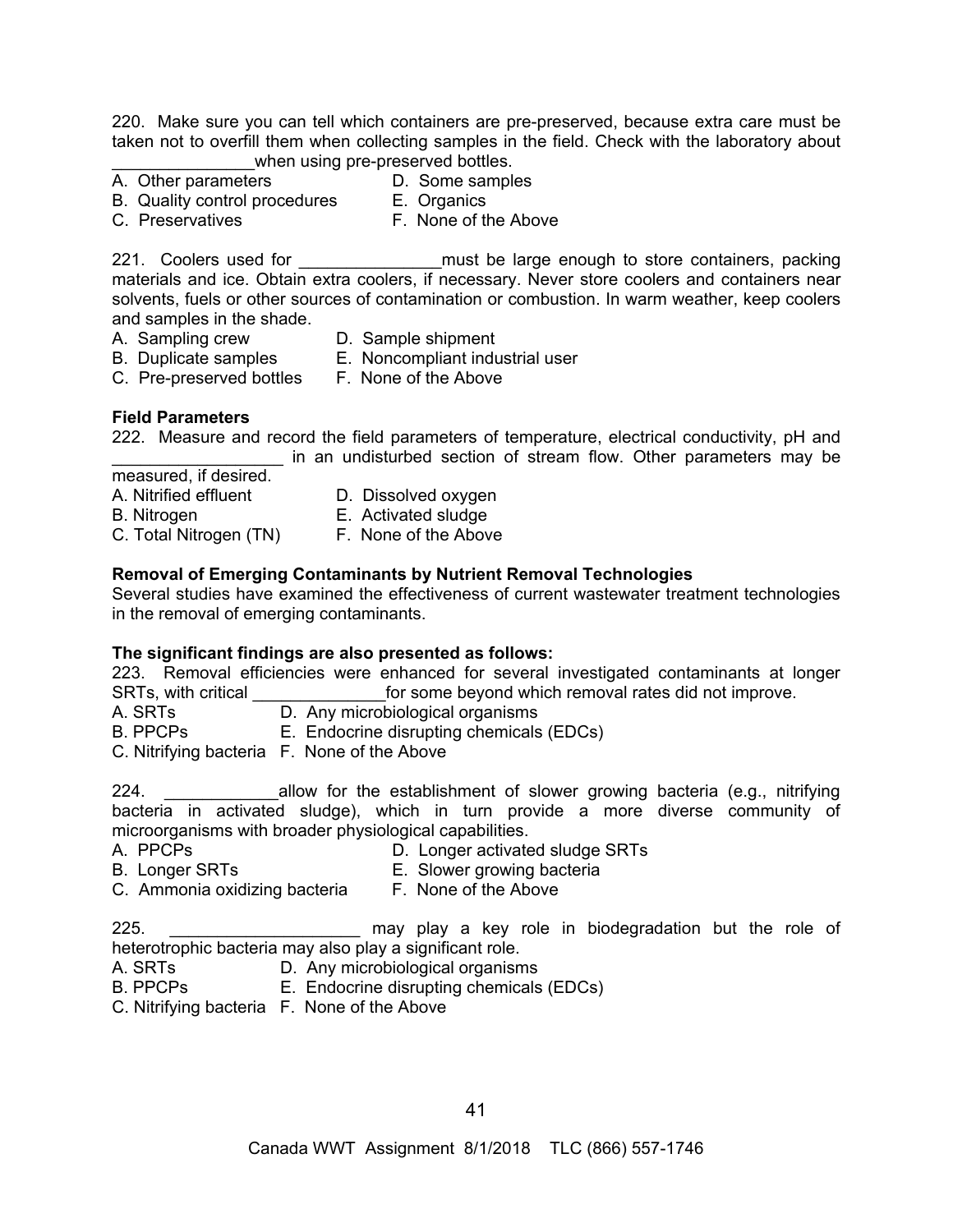220. Make sure you can tell which containers are pre-preserved, because extra care must be taken not to overfill them when collecting samples in the field. Check with the laboratory about _______________when using pre-preserved bottles.

A. Other parameters
B. Quality control procedures
C. Preservatives
D. Some samples
E. Organics
F. None of the Above

221. Coolers used for _______________must be large enough to store containers, packing materials and ice. Obtain extra coolers, if necessary. Never store coolers and containers near solvents, fuels or other sources of contamination or combustion. In warm weather, keep coolers and samples in the shade.

A. Sampling crew
B. Duplicate samples
C. Pre-preserved bottles
D. Sample shipment
E. Noncompliant industrial user
F. None of the Above

**Field Parameters**

222. Measure and record the field parameters of temperature, electrical conductivity, pH and __________________ in an undisturbed section of stream flow. Other parameters may be measured, if desired.

A. Nitrified effluent
B. Nitrogen
C. Total Nitrogen (TN)
D. Dissolved oxygen
E. Activated sludge
F. None of the Above

**Removal of Emerging Contaminants by Nutrient Removal Technologies**

Several studies have examined the effectiveness of current wastewater treatment technologies in the removal of emerging contaminants.

**The significant findings are also presented as follows:**

223. Removal efficiencies were enhanced for several investigated contaminants at longer SRTs, with critical ______________for some beyond which removal rates did not improve.

A. SRTs
B. PPCPs
C. Nitrifying bacteria
D. Any microbiological organisms
E. Endocrine disrupting chemicals (EDCs)
F. None of the Above

224. ____________allow for the establishment of slower growing bacteria (e.g., nitrifying bacteria in activated sludge), which in turn provide a more diverse community of microorganisms with broader physiological capabilities.

A. PPCPs
B. Longer SRTs
C. Ammonia oxidizing bacteria
D. Longer activated sludge SRTs
E. Slower growing bacteria
F. None of the Above

225. ____________________ may play a key role in biodegradation but the role of heterotrophic bacteria may also play a significant role.

A. SRTs
B. PPCPs
C. Nitrifying bacteria
D. Any microbiological organisms
E. Endocrine disrupting chemicals (EDCs)
F. None of the Above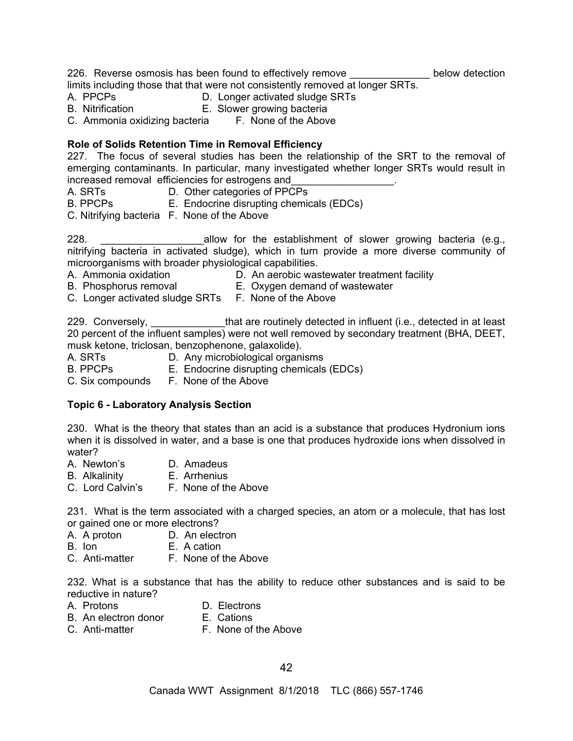226. Reverse osmosis has been found to effectively remove ______________ below detection limits including those that that were not consistently removed at longer SRTs.

A. PPCPs  
B. Nitrification  
C. Ammonia oxidizing bacteria  
D. Longer activated sludge SRTs  
E. Slower growing bacteria  
F. None of the Above

**Role of Solids Retention Time in Removal Efficiency**

227. The focus of several studies has been the relationship of the SRT to the removal of emerging contaminants. In particular, many investigated whether longer SRTs would result in increased removal efficiencies for estrogens and__________________.

A. SRTs  
B. PPCPs  
C. Nitrifying bacteria  
D. Other categories of PPCPs  
E. Endocrine disrupting chemicals (EDCs)  
F. None of the Above

228. __________________allow for the establishment of slower growing bacteria (e.g., nitrifying bacteria in activated sludge), which in turn provide a more diverse community of microorganisms with broader physiological capabilities.

A. Ammonia oxidation  
B. Phosphorus removal  
C. Longer activated sludge SRTs  
D. An aerobic wastewater treatment facility  
E. Oxygen demand of wastewater  
F. None of the Above

229. Conversely, _____________that are routinely detected in influent (i.e., detected in at least 20 percent of the influent samples) were not well removed by secondary treatment (BHA, DEET, musk ketone, triclosan, benzophenone, galaxolide).

A. SRTs  
B. PPCPs  
C. Six compounds  
D. Any microbiological organisms  
E. Endocrine disrupting chemicals (EDCs)  
F. None of the Above

**Topic 6 - Laboratory Analysis Section**

230. What is the theory that states than an acid is a substance that produces Hydronium ions when it is dissolved in water, and a base is one that produces hydroxide ions when dissolved in water?

A. Newton's  
B. Alkalinity  
C. Lord Calvin's  
D. Amadeus  
E. Arrhenius  
F. None of the Above

231. What is the term associated with a charged species, an atom or a molecule, that has lost or gained one or more electrons?

A. A proton  
B. Ion  
C. Anti-matter  
D. An electron  
E. A cation  
F. None of the Above

232. What is a substance that has the ability to reduce other substances and is said to be reductive in nature?

A. Protons  
B. An electron donor  
C. Anti-matter  
D. Electrons  
E. Cations  
F. None of the Above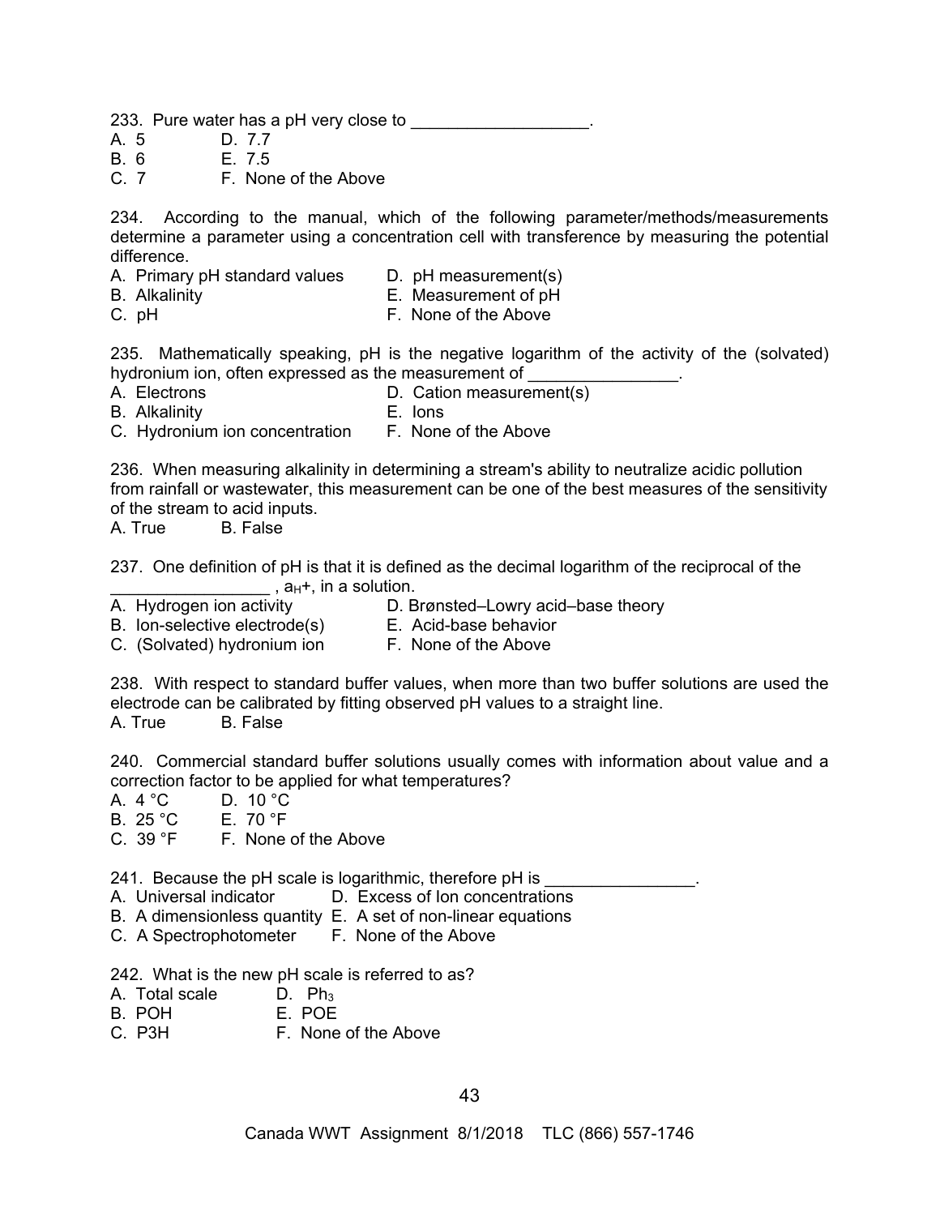233. Pure water has a pH very close to ___________________.

A. 5  
B. 6  
C. 7  
D. 7.7  
E. 7.5  
F. None of the Above

234. According to the manual, which of the following parameter/methods/measurements determine a parameter using a concentration cell with transference by measuring the potential difference.

A. Primary pH standard values  
B. Alkalinity  
C. pH  
D. pH measurement(s)  
E. Measurement of pH  
F. None of the Above

235. Mathematically speaking, pH is the negative logarithm of the activity of the (solvated) hydronium ion, often expressed as the measurement of ________________.

A. Electrons  
B. Alkalinity  
C. Hydronium ion concentration  
D. Cation measurement(s)  
E. Ions  
F. None of the Above

236. When measuring alkalinity in determining a stream's ability to neutralize acidic pollution from rainfall or wastewater, this measurement can be one of the best measures of the sensitivity of the stream to acid inputs.

A. True  
B. False

237. One definition of pH is that it is defined as the decimal logarithm of the reciprocal of the _________________ , $a_{H^+}$, in a solution.

A. Hydrogen ion activity  
B. Ion-selective electrode(s)  
C. (Solvated) hydronium ion  
D. Brønsted–Lowry acid–base theory  
E. Acid-base behavior  
F. None of the Above

238. With respect to standard buffer values, when more than two buffer solutions are used the electrode can be calibrated by fitting observed pH values to a straight line.

A. True  
B. False

240. Commercial standard buffer solutions usually comes with information about value and a correction factor to be applied for what temperatures?

A. 4 °C  
B. 25 °C  
C. 39 °F  
D. 10 °C  
E. 70 °F  
F. None of the Above

241. Because the pH scale is logarithmic, therefore pH is ________________.

A. Universal indicator  
B. A dimensionless quantity  
C. A Spectrophotometer  
D. Excess of Ion concentrations  
E. A set of non-linear equations  
F. None of the Above

242. What is the new pH scale is referred to as?

A. Total scale  
B. POH  
C. P3H  
D. $Ph_3$  
E. POE  
F. None of the Above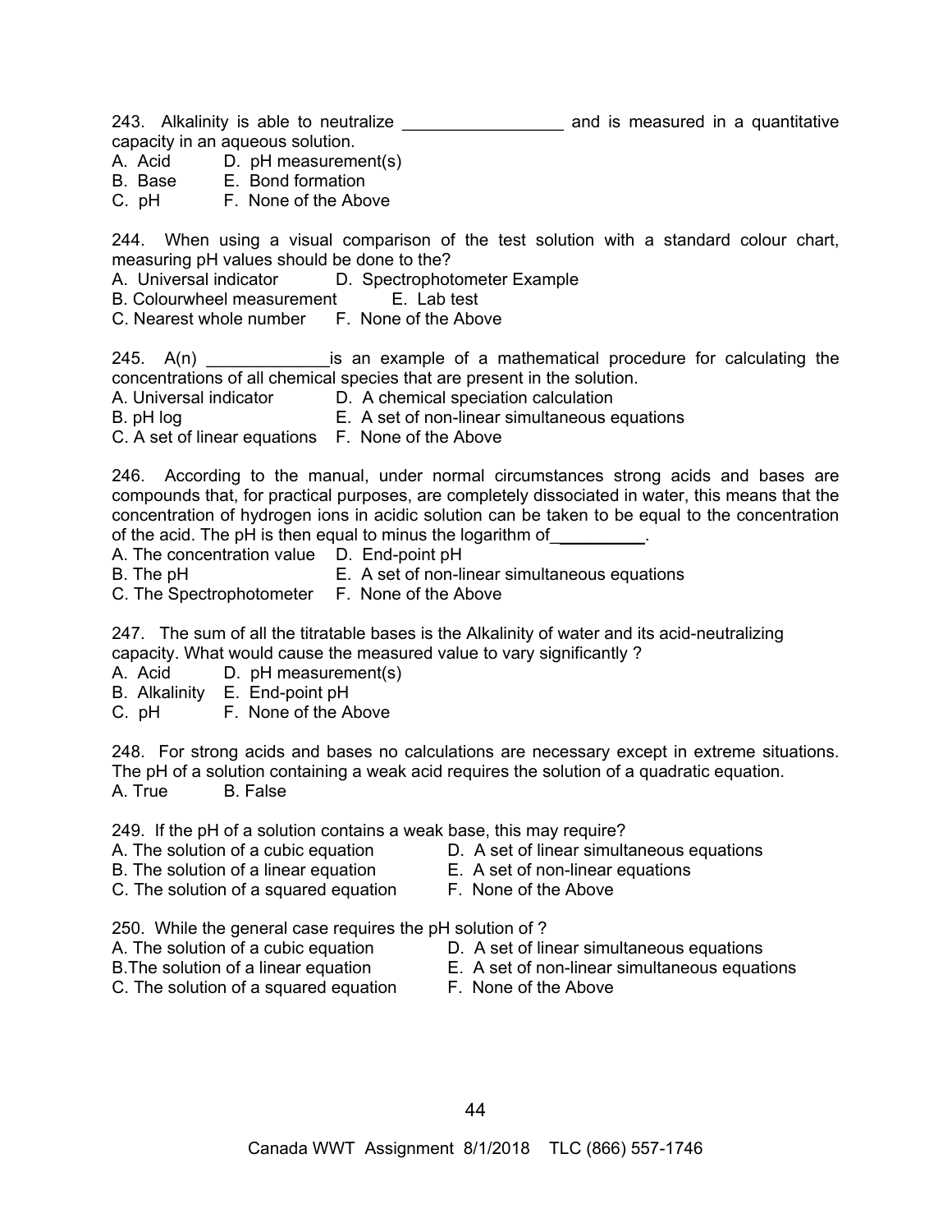243. Alkalinity is able to neutralize _________________ and is measured in a quantitative capacity in an aqueous solution.
A. Acid  D. pH measurement(s)
B. Base  E. Bond formation
C. pH  F. None of the Above

244. When using a visual comparison of the test solution with a standard colour chart, measuring pH values should be done to the?
A. Universal indicator  D. Spectrophotometer Example
B. Colourwheel measurement  E. Lab test
C. Nearest whole number  F. None of the Above

245. A(n) _____________is an example of a mathematical procedure for calculating the concentrations of all chemical species that are present in the solution.
A. Universal indicator  D. A chemical speciation calculation
B. pH log  E. A set of non-linear simultaneous equations
C. A set of linear equations  F. None of the Above

246. According to the manual, under normal circumstances strong acids and bases are compounds that, for practical purposes, are completely dissociated in water, this means that the concentration of hydrogen ions in acidic solution can be taken to be equal to the concentration of the acid. The pH is then equal to minus the logarithm of__________.
A. The concentration value  D. End-point pH
B. The pH  E. A set of non-linear simultaneous equations
C. The Spectrophotometer  F. None of the Above

247. The sum of all the titratable bases is the Alkalinity of water and its acid-neutralizing capacity. What would cause the measured value to vary significantly ?
A. Acid  D. pH measurement(s)
B. Alkalinity  E. End-point pH
C. pH  F. None of the Above

248. For strong acids and bases no calculations are necessary except in extreme situations. The pH of a solution containing a weak acid requires the solution of a quadratic equation.
A. True  B. False

249. If the pH of a solution contains a weak base, this may require?
A. The solution of a cubic equation  D. A set of linear simultaneous equations
B. The solution of a linear equation  E. A set of non-linear equations
C. The solution of a squared equation  F. None of the Above

250. While the general case requires the pH solution of ?
A. The solution of a cubic equation  D. A set of linear simultaneous equations
B.The solution of a linear equation  E. A set of non-linear simultaneous equations
C. The solution of a squared equation  F. None of the Above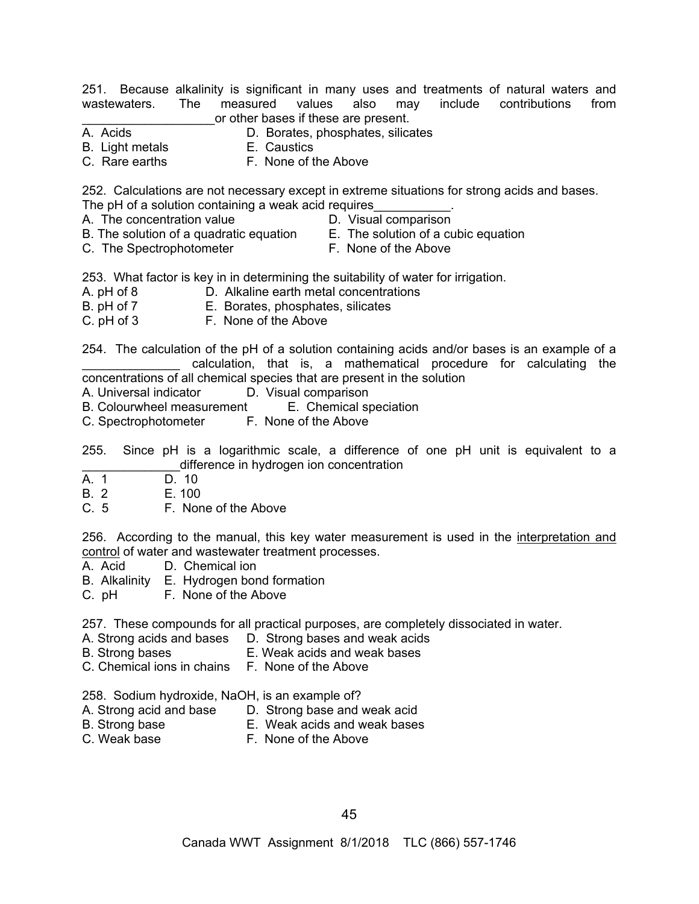251. Because alkalinity is significant in many uses and treatments of natural waters and wastewaters. The measured values also may include contributions from ___________________or other bases if these are present.

A. Acids
B. Light metals
C. Rare earths
D. Borates, phosphates, silicates
E. Caustics
F. None of the Above

252. Calculations are not necessary except in extreme situations for strong acids and bases. The pH of a solution containing a weak acid requires___________.

A. The concentration value
B. The solution of a quadratic equation
C. The Spectrophotometer
D. Visual comparison
E. The solution of a cubic equation
F. None of the Above

253. What factor is key in in determining the suitability of water for irrigation.

A. pH of 8
B. pH of 7
C. pH of 3
D. Alkaline earth metal concentrations
E. Borates, phosphates, silicates
F. None of the Above

254. The calculation of the pH of a solution containing acids and/or bases is an example of a ______________ calculation, that is, a mathematical procedure for calculating the concentrations of all chemical species that are present in the solution

A. Universal indicator
B. Colourwheel measurement
C. Spectrophotometer
D. Visual comparison
E. Chemical speciation
F. None of the Above

255. Since pH is a logarithmic scale, a difference of one pH unit is equivalent to a ______________difference in hydrogen ion concentration

A. 1
B. 2
C. 5
D. 10
E. 100
F. None of the Above

256. According to the manual, this key water measurement is used in the interpretation and control of water and wastewater treatment processes.

A. Acid
B. Alkalinity
C. pH
D. Chemical ion
E. Hydrogen bond formation
F. None of the Above

257. These compounds for all practical purposes, are completely dissociated in water.

A. Strong acids and bases
B. Strong bases
C. Chemical ions in chains
D. Strong bases and weak acids
E. Weak acids and weak bases
F. None of the Above

258. Sodium hydroxide, NaOH, is an example of?

A. Strong acid and base
B. Strong base
C. Weak base
D. Strong base and weak acid
E. Weak acids and weak bases
F. None of the Above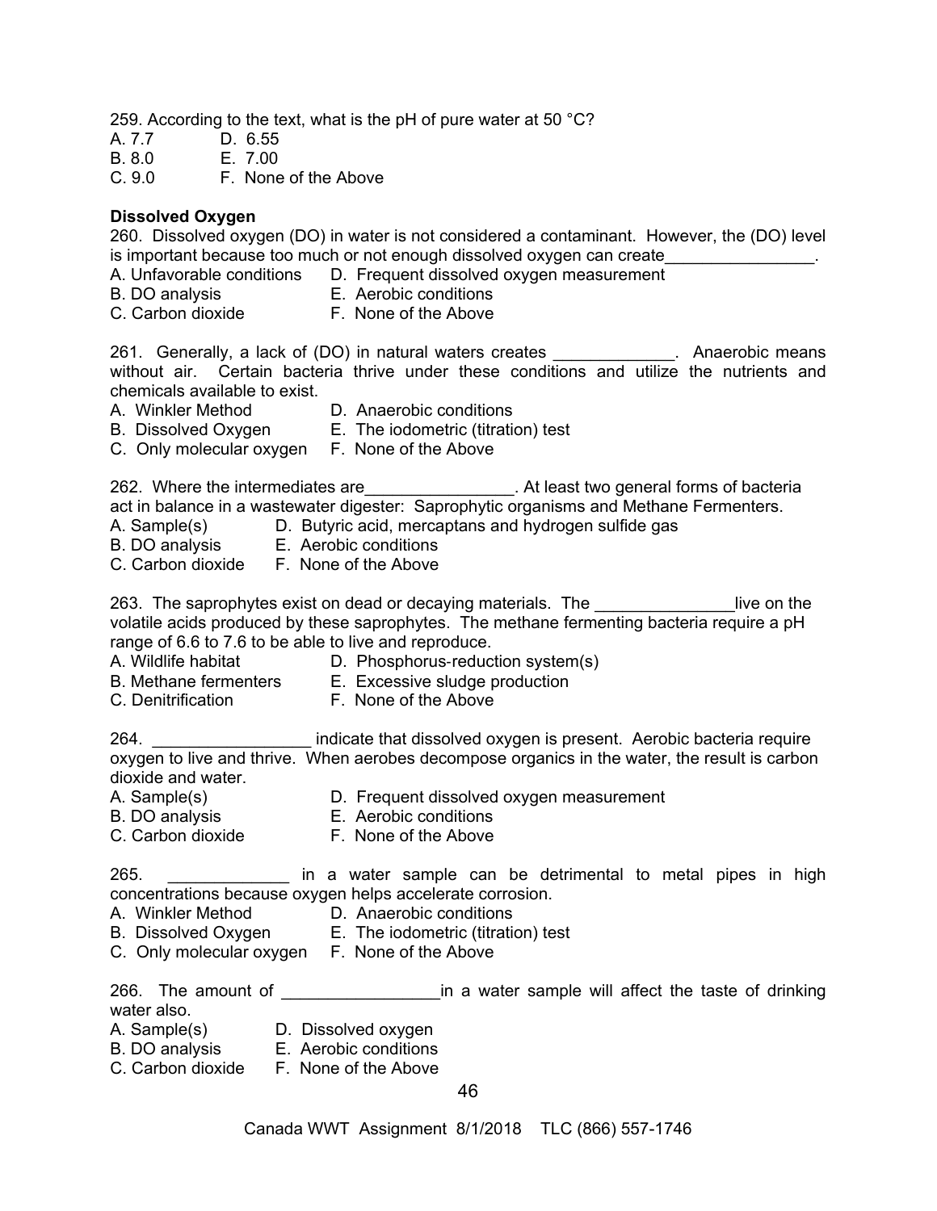259. According to the text, what is the pH of pure water at 50 °C?

A. 7.7　　D. 6.55
B. 8.0　　E. 7.00
C. 9.0　　F. None of the Above

**Dissolved Oxygen**

260. Dissolved oxygen (DO) in water is not considered a contaminant. However, the (DO) level is important because too much or not enough dissolved oxygen can create________________.

A. Unfavorable conditions　　D. Frequent dissolved oxygen measurement
B. DO analysis　　E. Aerobic conditions
C. Carbon dioxide　　F. None of the Above

261. Generally, a lack of (DO) in natural waters creates _____________. Anaerobic means without air. Certain bacteria thrive under these conditions and utilize the nutrients and chemicals available to exist.

A. Winkler Method　　D. Anaerobic conditions
B. Dissolved Oxygen　　E. The iodometric (titration) test
C. Only molecular oxygen　　F. None of the Above

262. Where the intermediates are________________. At least two general forms of bacteria act in balance in a wastewater digester: Saprophytic organisms and Methane Fermenters.

A. Sample(s)　　D. Butyric acid, mercaptans and hydrogen sulfide gas
B. DO analysis　　E. Aerobic conditions
C. Carbon dioxide　　F. None of the Above

263. The saprophytes exist on dead or decaying materials. The _______________live on the volatile acids produced by these saprophytes. The methane fermenting bacteria require a pH range of 6.6 to 7.6 to be able to live and reproduce.

A. Wildlife habitat　　D. Phosphorus-reduction system(s)
B. Methane fermenters　　E. Excessive sludge production
C. Denitrification　　F. None of the Above

264. _________________ indicate that dissolved oxygen is present. Aerobic bacteria require oxygen to live and thrive. When aerobes decompose organics in the water, the result is carbon dioxide and water.

A. Sample(s)　　D. Frequent dissolved oxygen measurement
B. DO analysis　　E. Aerobic conditions
C. Carbon dioxide　　F. None of the Above

265. _____________ in a water sample can be detrimental to metal pipes in high concentrations because oxygen helps accelerate corrosion.

A. Winkler Method　　D. Anaerobic conditions
B. Dissolved Oxygen　　E. The iodometric (titration) test
C. Only molecular oxygen　　F. None of the Above

266. The amount of _________________in a water sample will affect the taste of drinking water also.

A. Sample(s)　　D. Dissolved oxygen
B. DO analysis　　E. Aerobic conditions
C. Carbon dioxide　　F. None of the Above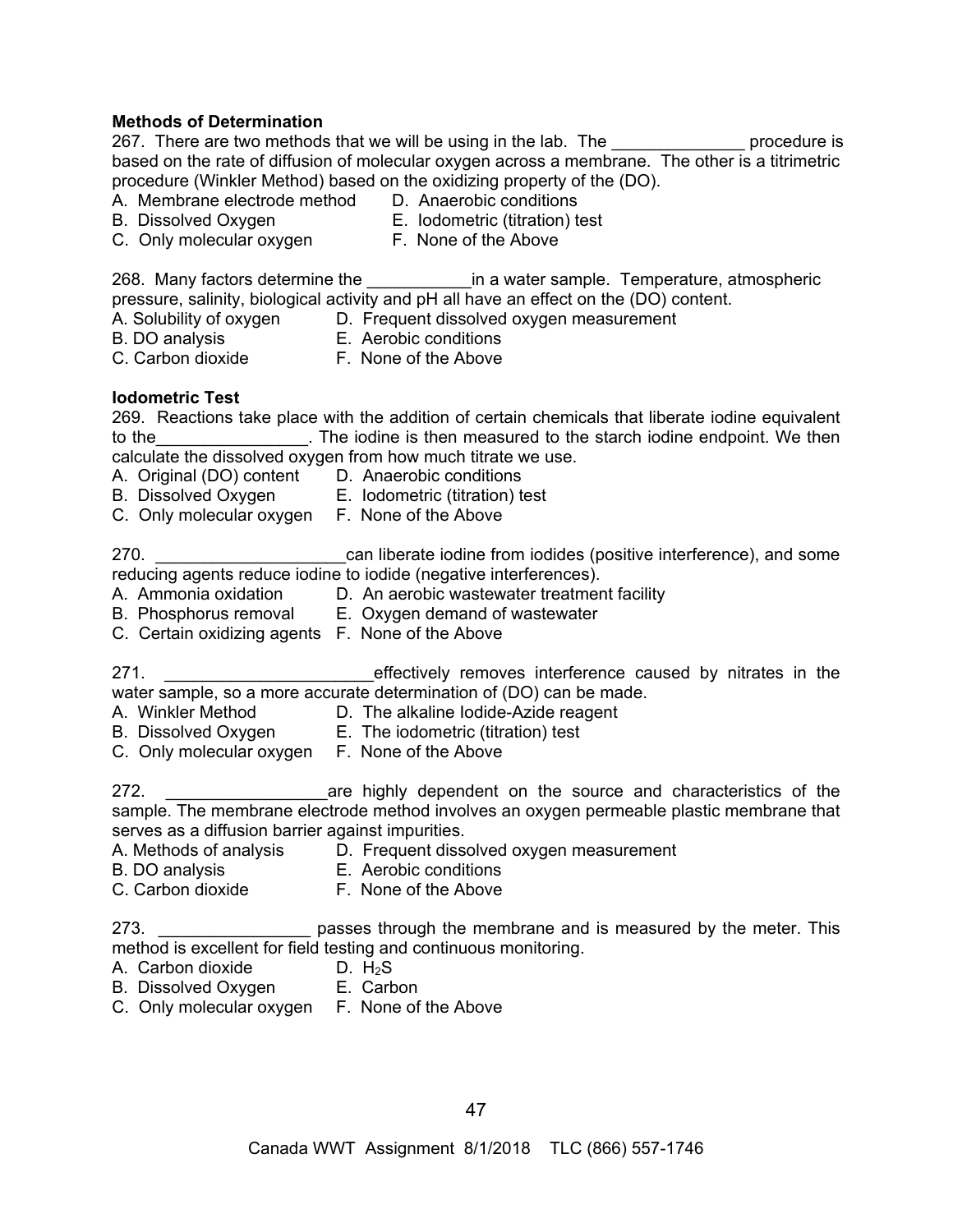**Methods of Determination**

267. There are two methods that we will be using in the lab. The ______________ procedure is based on the rate of diffusion of molecular oxygen across a membrane. The other is a titrimetric procedure (Winkler Method) based on the oxidizing property of the (DO).

A. Membrane electrode method
B. Dissolved Oxygen
C. Only molecular oxygen
D. Anaerobic conditions
E. Iodometric (titration) test
F. None of the Above

268. Many factors determine the ___________in a water sample. Temperature, atmospheric pressure, salinity, biological activity and pH all have an effect on the (DO) content.

A. Solubility of oxygen
B. DO analysis
C. Carbon dioxide
D. Frequent dissolved oxygen measurement
E. Aerobic conditions
F. None of the Above

**Iodometric Test**

269. Reactions take place with the addition of certain chemicals that liberate iodine equivalent to the________________. The iodine is then measured to the starch iodine endpoint. We then calculate the dissolved oxygen from how much titrate we use.

A. Original (DO) content
B. Dissolved Oxygen
C. Only molecular oxygen
D. Anaerobic conditions
E. Iodometric (titration) test
F. None of the Above

270. ____________________can liberate iodine from iodides (positive interference), and some reducing agents reduce iodine to iodide (negative interferences).

A. Ammonia oxidation
B. Phosphorus removal
C. Certain oxidizing agents
D. An aerobic wastewater treatment facility
E. Oxygen demand of wastewater
F. None of the Above

271. ______________________effectively removes interference caused by nitrates in the water sample, so a more accurate determination of (DO) can be made.

A. Winkler Method
B. Dissolved Oxygen
C. Only molecular oxygen
D. The alkaline Iodide-Azide reagent
E. The iodometric (titration) test
F. None of the Above

272. _________________are highly dependent on the source and characteristics of the sample. The membrane electrode method involves an oxygen permeable plastic membrane that serves as a diffusion barrier against impurities.

A. Methods of analysis
B. DO analysis
C. Carbon dioxide
D. Frequent dissolved oxygen measurement
E. Aerobic conditions
F. None of the Above

273. ________________ passes through the membrane and is measured by the meter. This method is excellent for field testing and continuous monitoring.

A. Carbon dioxide
B. Dissolved Oxygen
C. Only molecular oxygen
D. $H_2S$
E. Carbon
F. None of the Above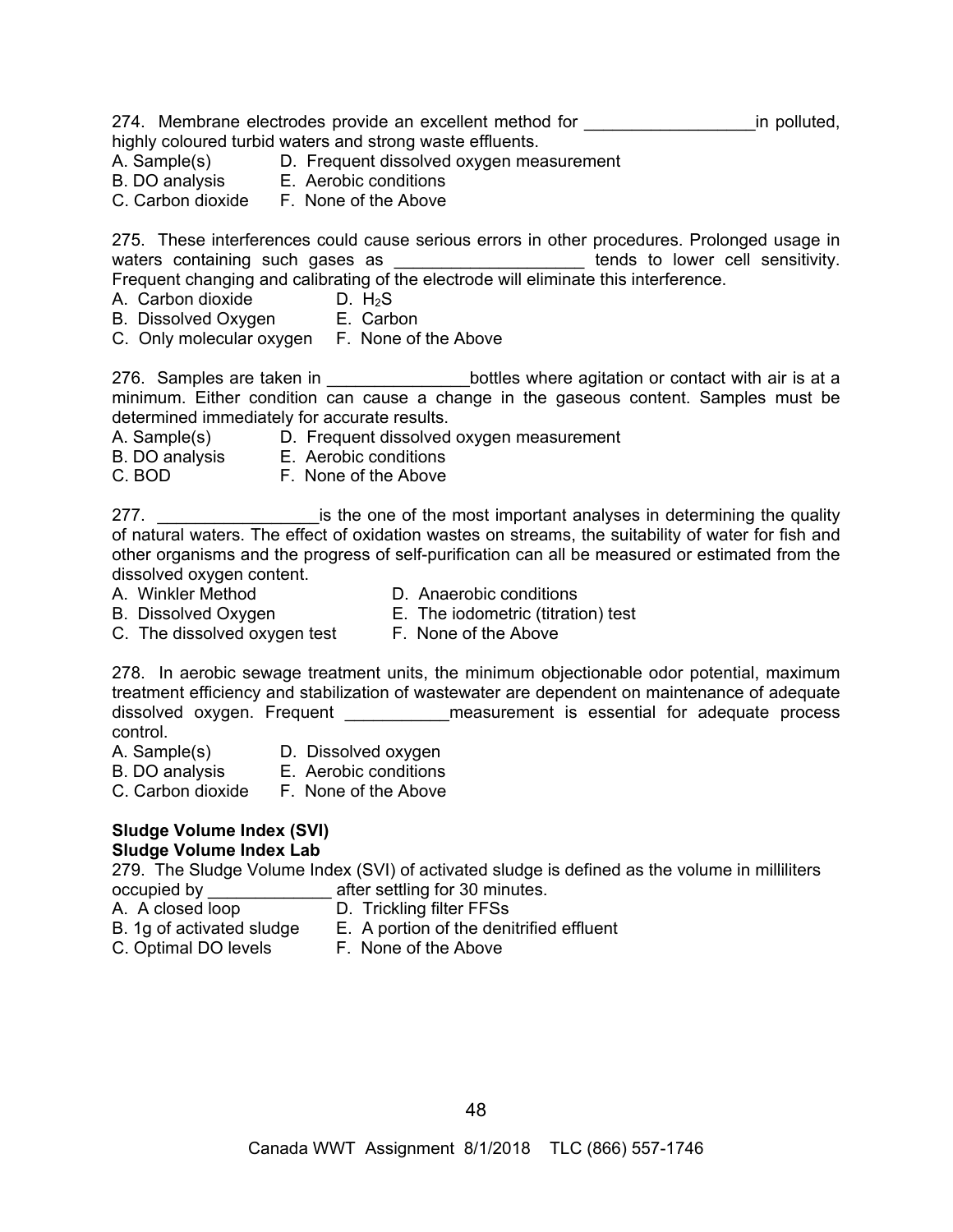274. Membrane electrodes provide an excellent method for __________________in polluted, highly coloured turbid waters and strong waste effluents.

A. Sample(s)  
B. DO analysis  
C. Carbon dioxide  
D. Frequent dissolved oxygen measurement  
E. Aerobic conditions  
F. None of the Above

275. These interferences could cause serious errors in other procedures. Prolonged usage in waters containing such gases as ___________________ tends to lower cell sensitivity. Frequent changing and calibrating of the electrode will eliminate this interference.

A. Carbon dioxide  
B. Dissolved Oxygen  
C. Only molecular oxygen  
D. $H_2S$  
E. Carbon  
F. None of the Above

276. Samples are taken in _______________bottles where agitation or contact with air is at a minimum. Either condition can cause a change in the gaseous content. Samples must be determined immediately for accurate results.

A. Sample(s)  
B. DO analysis  
C. BOD  
D. Frequent dissolved oxygen measurement  
E. Aerobic conditions  
F. None of the Above

277. _________________is the one of the most important analyses in determining the quality of natural waters. The effect of oxidation wastes on streams, the suitability of water for fish and other organisms and the progress of self-purification can all be measured or estimated from the dissolved oxygen content.

A. Winkler Method  
B. Dissolved Oxygen  
C. The dissolved oxygen test  
D. Anaerobic conditions  
E. The iodometric (titration) test  
F. None of the Above

278. In aerobic sewage treatment units, the minimum objectionable odor potential, maximum treatment efficiency and stabilization of wastewater are dependent on maintenance of adequate dissolved oxygen. Frequent ___________measurement is essential for adequate process control.

A. Sample(s)  
B. DO analysis  
C. Carbon dioxide  
D. Dissolved oxygen  
E. Aerobic conditions  
F. None of the Above

**Sludge Volume Index (SVI)**
**Sludge Volume Index Lab**

279. The Sludge Volume Index (SVI) of activated sludge is defined as the volume in milliliters occupied by _____________ after settling for 30 minutes.

A. A closed loop  
B. 1g of activated sludge  
C. Optimal DO levels  
D. Trickling filter FFSs  
E. A portion of the denitrified effluent  
F. None of the Above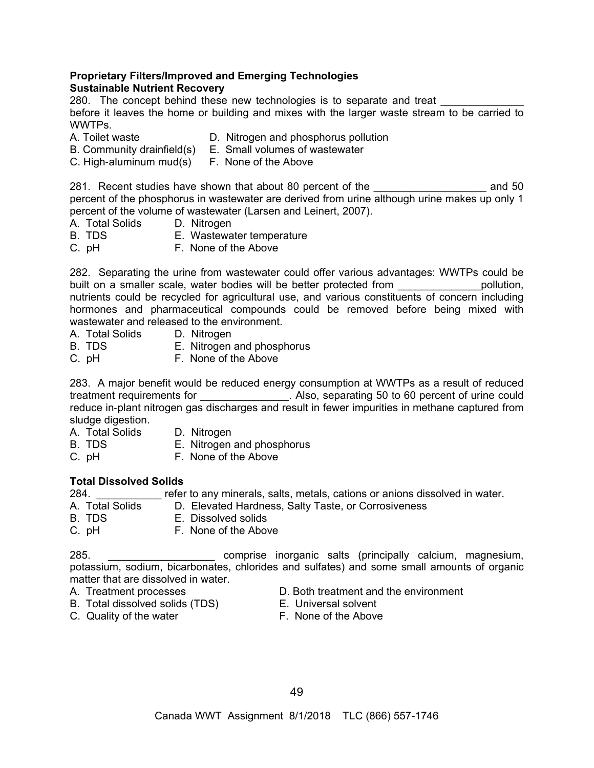**Proprietary Filters/Improved and Emerging Technologies**
**Sustainable Nutrient Recovery**

280. The concept behind these new technologies is to separate and treat _____________ before it leaves the home or building and mixes with the larger waste stream to be carried to WWTPs.
A. Toilet waste
B. Community drainfield(s)
C. High-aluminum mud(s)
D. Nitrogen and phosphorus pollution
E. Small volumes of wastewater
F. None of the Above

281. Recent studies have shown that about 80 percent of the __________________ and 50 percent of the phosphorus in wastewater are derived from urine although urine makes up only 1 percent of the volume of wastewater (Larsen and Leinert, 2007).
A. Total Solids
B. TDS
C. pH
D. Nitrogen
E. Wastewater temperature
F. None of the Above

282. Separating the urine from wastewater could offer various advantages: WWTPs could be built on a smaller scale, water bodies will be better protected from _____________pollution, nutrients could be recycled for agricultural use, and various constituents of concern including hormones and pharmaceutical compounds could be removed before being mixed with wastewater and released to the environment.
A. Total Solids
B. TDS
C. pH
D. Nitrogen
E. Nitrogen and phosphorus
F. None of the Above

283. A major benefit would be reduced energy consumption at WWTPs as a result of reduced treatment requirements for ______________. Also, separating 50 to 60 percent of urine could reduce in-plant nitrogen gas discharges and result in fewer impurities in methane captured from sludge digestion.
A. Total Solids
B. TDS
C. pH
D. Nitrogen
E. Nitrogen and phosphorus
F. None of the Above

**Total Dissolved Solids**

284. ___________ refer to any minerals, salts, metals, cations or anions dissolved in water.
A. Total Solids
B. TDS
C. pH
D. Elevated Hardness, Salty Taste, or Corrosiveness
E. Dissolved solids
F. None of the Above

285. _________________ comprise inorganic salts (principally calcium, magnesium, potassium, sodium, bicarbonates, chlorides and sulfates) and some small amounts of organic matter that are dissolved in water.
A. Treatment processes
B. Total dissolved solids (TDS)
C. Quality of the water
D. Both treatment and the environment
E. Universal solvent
F. None of the Above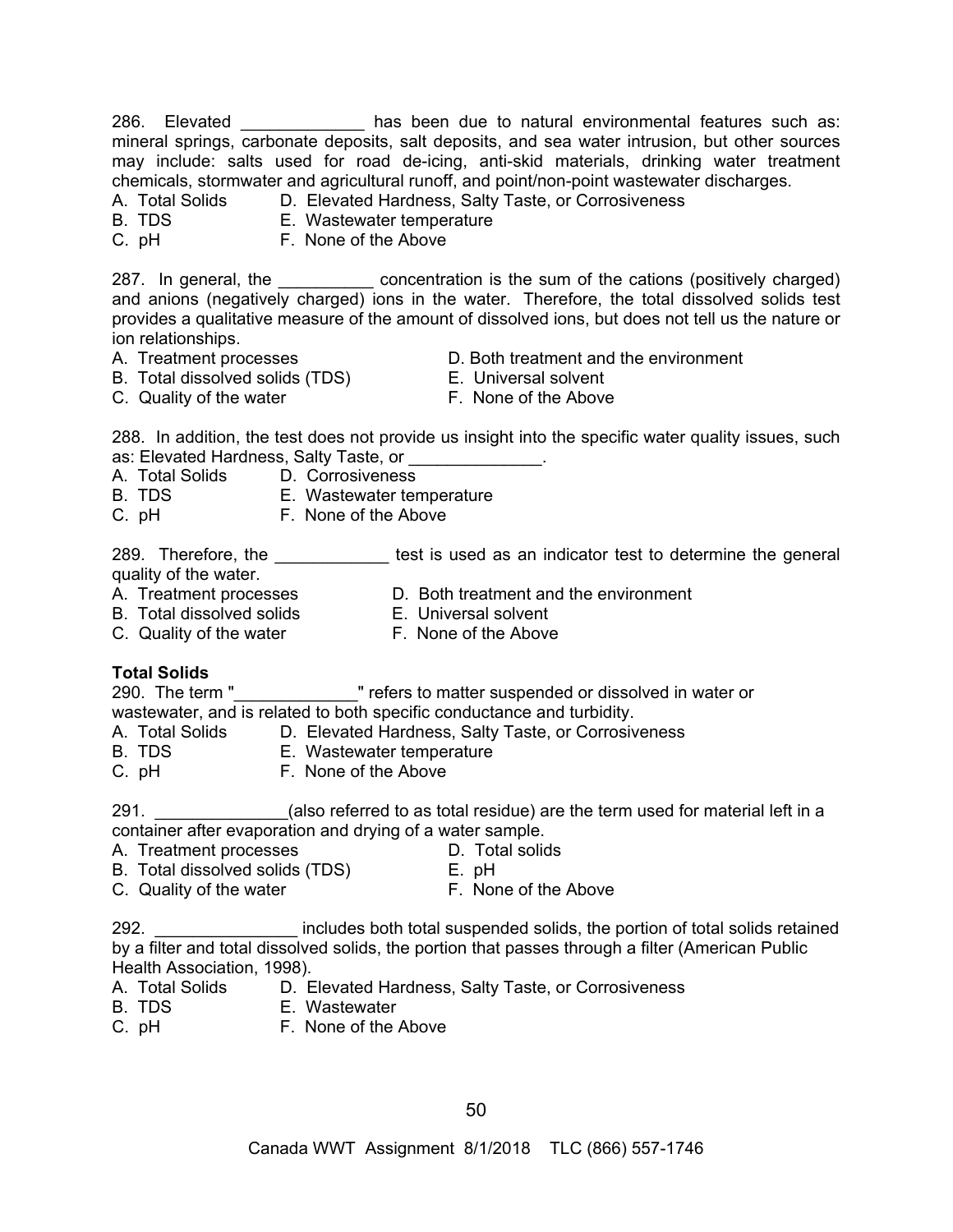286. Elevated _____________ has been due to natural environmental features such as: mineral springs, carbonate deposits, salt deposits, and sea water intrusion, but other sources may include: salts used for road de-icing, anti-skid materials, drinking water treatment chemicals, stormwater and agricultural runoff, and point/non-point wastewater discharges.
A. Total Solids D. Elevated Hardness, Salty Taste, or Corrosiveness
B. TDS E. Wastewater temperature
C. pH F. None of the Above

287. In general, the __________ concentration is the sum of the cations (positively charged) and anions (negatively charged) ions in the water. Therefore, the total dissolved solids test provides a qualitative measure of the amount of dissolved ions, but does not tell us the nature or ion relationships.
A. Treatment processes D. Both treatment and the environment
B. Total dissolved solids (TDS) E. Universal solvent
C. Quality of the water F. None of the Above

288. In addition, the test does not provide us insight into the specific water quality issues, such as: Elevated Hardness, Salty Taste, or ______________.
A. Total Solids D. Corrosiveness
B. TDS E. Wastewater temperature
C. pH F. None of the Above

289. Therefore, the ____________ test is used as an indicator test to determine the general quality of the water.
A. Treatment processes D. Both treatment and the environment
B. Total dissolved solids E. Universal solvent
C. Quality of the water F. None of the Above

**Total Solids**

290. The term "_____________" refers to matter suspended or dissolved in water or wastewater, and is related to both specific conductance and turbidity.
A. Total Solids D. Elevated Hardness, Salty Taste, or Corrosiveness
B. TDS E. Wastewater temperature
C. pH F. None of the Above

291. ______________(also referred to as total residue) are the term used for material left in a container after evaporation and drying of a water sample.
A. Treatment processes D. Total solids
B. Total dissolved solids (TDS) E. pH
C. Quality of the water F. None of the Above

292. _______________ includes both total suspended solids, the portion of total solids retained by a filter and total dissolved solids, the portion that passes through a filter (American Public Health Association, 1998).
A. Total Solids D. Elevated Hardness, Salty Taste, or Corrosiveness
B. TDS E. Wastewater
C. pH F. None of the Above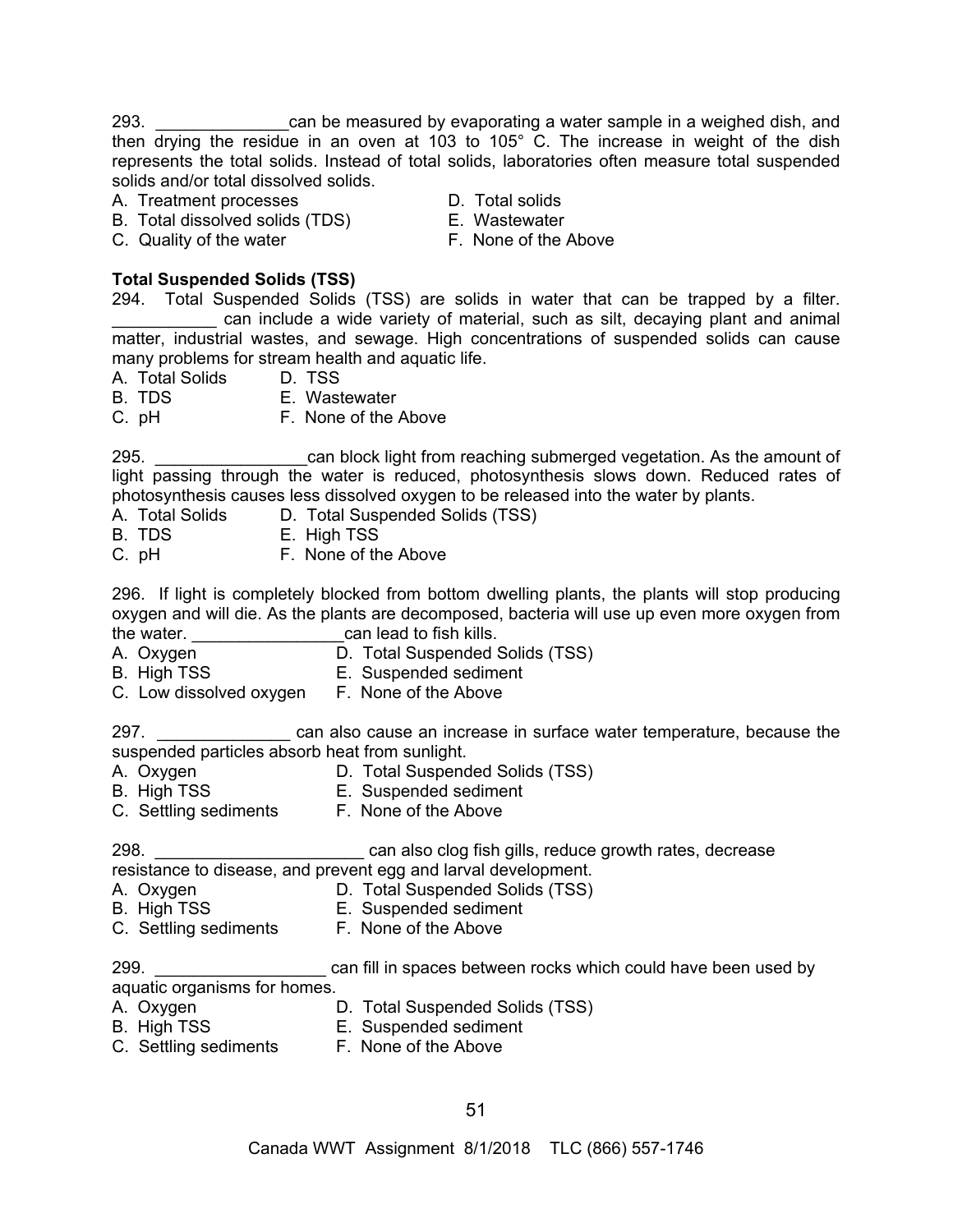293. ______________can be measured by evaporating a water sample in a weighed dish, and then drying the residue in an oven at 103 to 105° C. The increase in weight of the dish represents the total solids. Instead of total solids, laboratories often measure total suspended solids and/or total dissolved solids.

A. Treatment processes
B. Total dissolved solids (TDS)
C. Quality of the water
D. Total solids
E. Wastewater
F. None of the Above

**Total Suspended Solids (TSS)**

294. Total Suspended Solids (TSS) are solids in water that can be trapped by a filter. ___________ can include a wide variety of material, such as silt, decaying plant and animal matter, industrial wastes, and sewage. High concentrations of suspended solids can cause many problems for stream health and aquatic life.

A. Total Solids
B. TDS
C. pH
D. TSS
E. Wastewater
F. None of the Above

295. ________________can block light from reaching submerged vegetation. As the amount of light passing through the water is reduced, photosynthesis slows down. Reduced rates of photosynthesis causes less dissolved oxygen to be released into the water by plants.

A. Total Solids
B. TDS
C. pH
D. Total Suspended Solids (TSS)
E. High TSS
F. None of the Above

296. If light is completely blocked from bottom dwelling plants, the plants will stop producing oxygen and will die. As the plants are decomposed, bacteria will use up even more oxygen from the water. ________________can lead to fish kills.

A. Oxygen
B. High TSS
C. Low dissolved oxygen
D. Total Suspended Solids (TSS)
E. Suspended sediment
F. None of the Above

297. ______________ can also cause an increase in surface water temperature, because the suspended particles absorb heat from sunlight.

A. Oxygen
B. High TSS
C. Settling sediments
D. Total Suspended Solids (TSS)
E. Suspended sediment
F. None of the Above

298. ______________________ can also clog fish gills, reduce growth rates, decrease resistance to disease, and prevent egg and larval development.

A. Oxygen
B. High TSS
C. Settling sediments
D. Total Suspended Solids (TSS)
E. Suspended sediment
F. None of the Above

299. __________________ can fill in spaces between rocks which could have been used by aquatic organisms for homes.

A. Oxygen
B. High TSS
C. Settling sediments
D. Total Suspended Solids (TSS)
E. Suspended sediment
F. None of the Above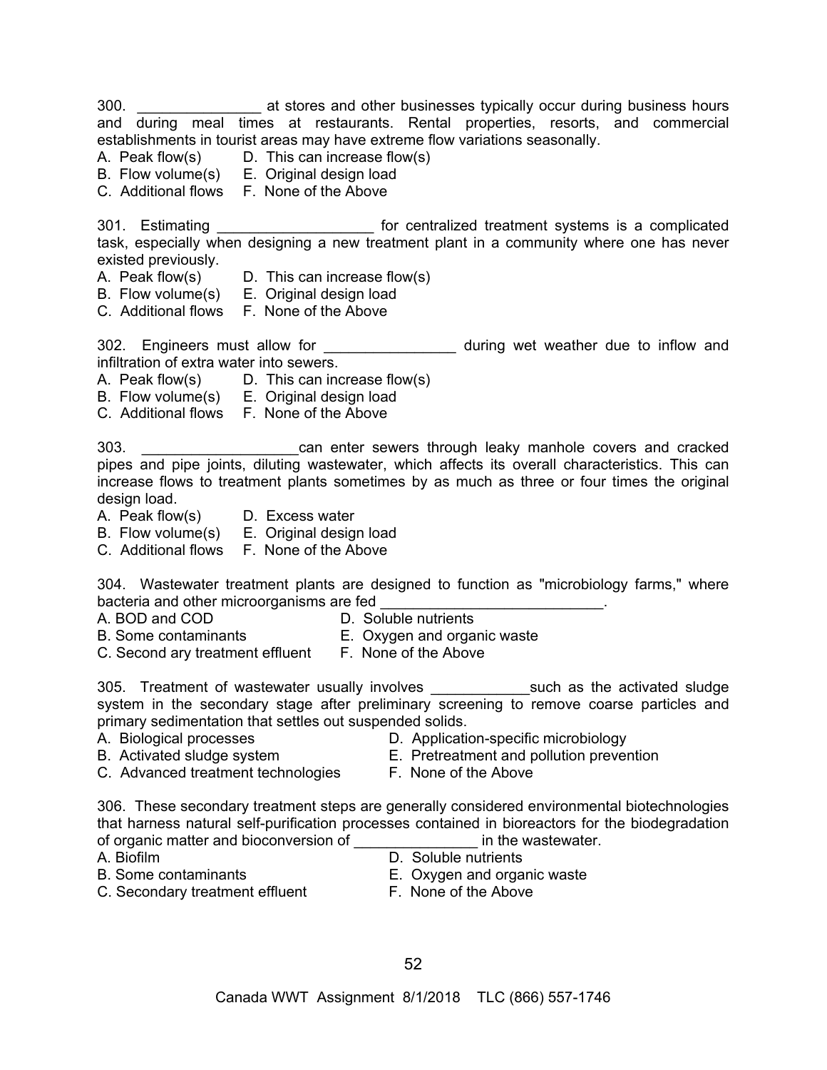300. _______________ at stores and other businesses typically occur during business hours and during meal times at restaurants. Rental properties, resorts, and commercial establishments in tourist areas may have extreme flow variations seasonally.
A. Peak flow(s)  D. This can increase flow(s)
B. Flow volume(s)  E. Original design load
C. Additional flows  F. None of the Above

301. Estimating ___________________ for centralized treatment systems is a complicated task, especially when designing a new treatment plant in a community where one has never existed previously.
A. Peak flow(s)  D. This can increase flow(s)
B. Flow volume(s)  E. Original design load
C. Additional flows  F. None of the Above

302. Engineers must allow for ________________ during wet weather due to inflow and infiltration of extra water into sewers.
A. Peak flow(s)  D. This can increase flow(s)
B. Flow volume(s)  E. Original design load
C. Additional flows  F. None of the Above

303. ___________________can enter sewers through leaky manhole covers and cracked pipes and pipe joints, diluting wastewater, which affects its overall characteristics. This can increase flows to treatment plants sometimes by as much as three or four times the original design load.
A. Peak flow(s)  D. Excess water
B. Flow volume(s)  E. Original design load
C. Additional flows  F. None of the Above

304. Wastewater treatment plants are designed to function as "microbiology farms," where bacteria and other microorganisms are fed ___________________________.
A. BOD and COD  D. Soluble nutrients
B. Some contaminants  E. Oxygen and organic waste
C. Second ary treatment effluent  F. None of the Above

305. Treatment of wastewater usually involves ____________such as the activated sludge system in the secondary stage after preliminary screening to remove coarse particles and primary sedimentation that settles out suspended solids.
A. Biological processes  D. Application-specific microbiology
B. Activated sludge system  E. Pretreatment and pollution prevention
C. Advanced treatment technologies  F. None of the Above

306. These secondary treatment steps are generally considered environmental biotechnologies that harness natural self-purification processes contained in bioreactors for the biodegradation of organic matter and bioconversion of _______________ in the wastewater.
A. Biofilm  D. Soluble nutrients
B. Some contaminants  E. Oxygen and organic waste
C. Secondary treatment effluent  F. None of the Above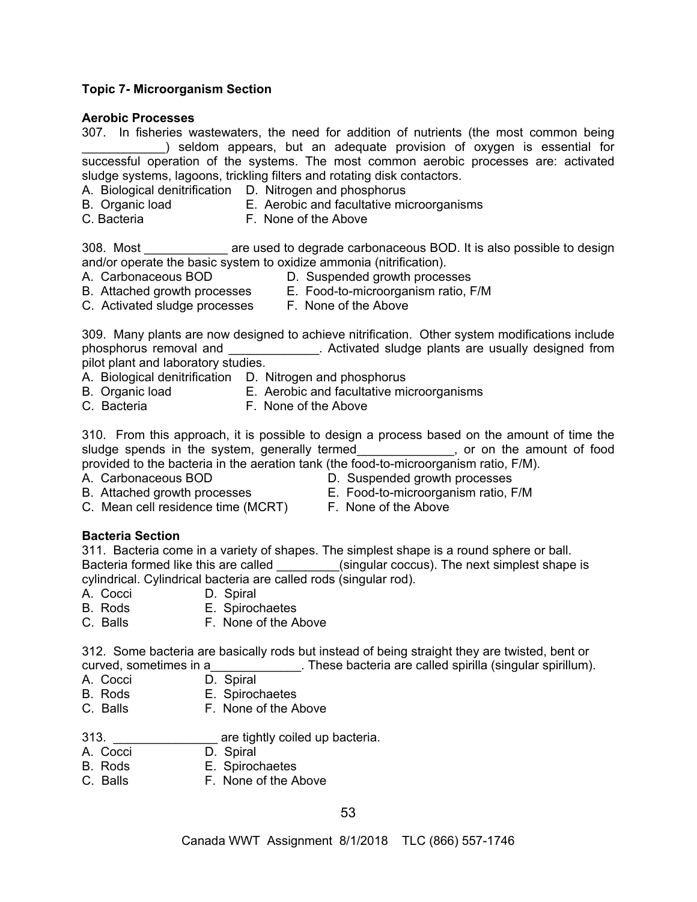**Topic 7- Microorganism Section**

**Aerobic Processes**

307. In fisheries wastewaters, the need for addition of nutrients (the most common being ____________) seldom appears, but an adequate provision of oxygen is essential for successful operation of the systems. The most common aerobic processes are: activated sludge systems, lagoons, trickling filters and rotating disk contactors.

A. Biological denitrification
B. Organic load
C. Bacteria
D. Nitrogen and phosphorus
E. Aerobic and facultative microorganisms
F. None of the Above

308. Most ____________ are used to degrade carbonaceous BOD. It is also possible to design and/or operate the basic system to oxidize ammonia (nitrification).

A. Carbonaceous BOD
B. Attached growth processes
C. Activated sludge processes
D. Suspended growth processes
E. Food-to-microorganism ratio, F/M
F. None of the Above

309. Many plants are now designed to achieve nitrification. Other system modifications include phosphorus removal and _____________. Activated sludge plants are usually designed from pilot plant and laboratory studies.

A. Biological denitrification
B. Organic load
C. Bacteria
D. Nitrogen and phosphorus
E. Aerobic and facultative microorganisms
F. None of the Above

310. From this approach, it is possible to design a process based on the amount of time the sludge spends in the system, generally termed______________, or on the amount of food provided to the bacteria in the aeration tank (the food-to-microorganism ratio, F/M).

A. Carbonaceous BOD
B. Attached growth processes
C. Mean cell residence time (MCRT)
D. Suspended growth processes
E. Food-to-microorganism ratio, F/M
F. None of the Above

**Bacteria Section**

311. Bacteria come in a variety of shapes. The simplest shape is a round sphere or ball. Bacteria formed like this are called _________(singular coccus). The next simplest shape is cylindrical. Cylindrical bacteria are called rods (singular rod).

A. Cocci
B. Rods
C. Balls
D. Spiral
E. Spirochaetes
F. None of the Above

312. Some bacteria are basically rods but instead of being straight they are twisted, bent or curved, sometimes in a_____________. These bacteria are called spirilla (singular spirillum).

A. Cocci
B. Rods
C. Balls
D. Spiral
E. Spirochaetes
F. None of the Above

313. _______________ are tightly coiled up bacteria.

A. Cocci
B. Rods
C. Balls
D. Spiral
E. Spirochaetes
F. None of the Above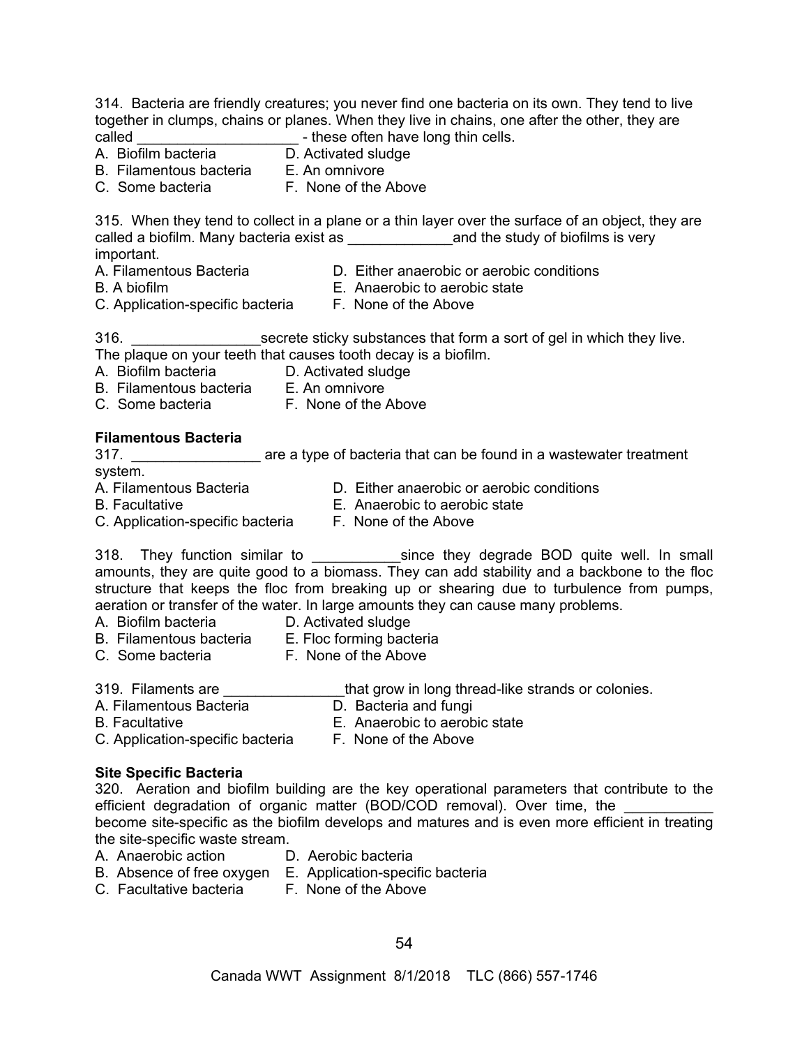314. Bacteria are friendly creatures; you never find one bacteria on its own. They tend to live together in clumps, chains or planes. When they live in chains, one after the other, they are called ____________________ - these often have long thin cells.

A. Biofilm bacteria  
B. Filamentous bacteria  
C. Some bacteria  
D. Activated sludge  
E. An omnivore  
F. None of the Above

315. When they tend to collect in a plane or a thin layer over the surface of an object, they are called a biofilm. Many bacteria exist as _____________and the study of biofilms is very important.

A. Filamentous Bacteria  
B. A biofilm  
C. Application-specific bacteria  
D. Either anaerobic or aerobic conditions  
E. Anaerobic to aerobic state  
F. None of the Above

316. ________________secrete sticky substances that form a sort of gel in which they live. The plaque on your teeth that causes tooth decay is a biofilm.

A. Biofilm bacteria  
B. Filamentous bacteria  
C. Some bacteria  
D. Activated sludge  
E. An omnivore  
F. None of the Above

**Filamentous Bacteria**

317. ________________ are a type of bacteria that can be found in a wastewater treatment system.

A. Filamentous Bacteria  
B. Facultative  
C. Application-specific bacteria  
D. Either anaerobic or aerobic conditions  
E. Anaerobic to aerobic state  
F. None of the Above

318. They function similar to ___________since they degrade BOD quite well. In small amounts, they are quite good to a biomass. They can add stability and a backbone to the floc structure that keeps the floc from breaking up or shearing due to turbulence from pumps, aeration or transfer of the water. In large amounts they can cause many problems.

A. Biofilm bacteria  
B. Filamentous bacteria  
C. Some bacteria  
D. Activated sludge  
E. Floc forming bacteria  
F. None of the Above

319. Filaments are _______________that grow in long thread-like strands or colonies.

A. Filamentous Bacteria  
B. Facultative  
C. Application-specific bacteria  
D. Bacteria and fungi  
E. Anaerobic to aerobic state  
F. None of the Above

**Site Specific Bacteria**

320. Aeration and biofilm building are the key operational parameters that contribute to the efficient degradation of organic matter (BOD/COD removal). Over time, the ___________ become site-specific as the biofilm develops and matures and is even more efficient in treating the site-specific waste stream.

A. Anaerobic action  
B. Absence of free oxygen  
C. Facultative bacteria  
D. Aerobic bacteria  
E. Application-specific bacteria  
F. None of the Above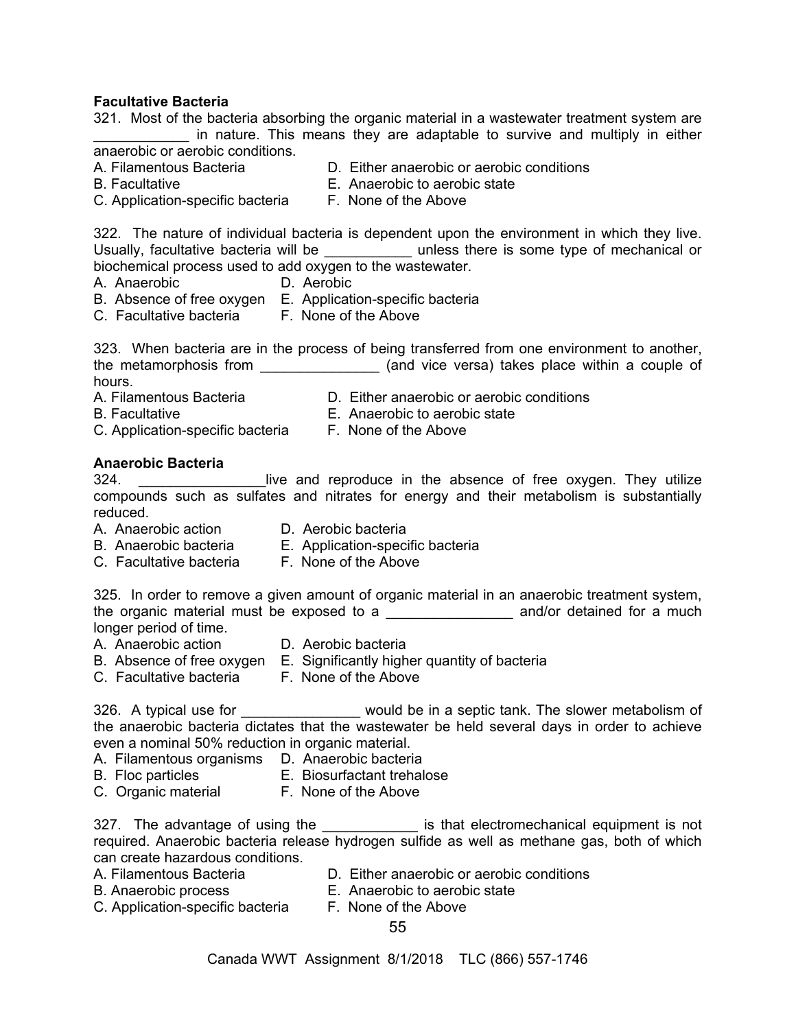**Facultative Bacteria**

321. Most of the bacteria absorbing the organic material in a wastewater treatment system are ____________ in nature. This means they are adaptable to survive and multiply in either anaerobic or aerobic conditions.

A. Filamentous Bacteria
B. Facultative
C. Application-specific bacteria
D. Either anaerobic or aerobic conditions
E. Anaerobic to aerobic state
F. None of the Above

322. The nature of individual bacteria is dependent upon the environment in which they live. Usually, facultative bacteria will be ___________ unless there is some type of mechanical or biochemical process used to add oxygen to the wastewater.

A. Anaerobic
B. Absence of free oxygen
C. Facultative bacteria
D. Aerobic
E. Application-specific bacteria
F. None of the Above

323. When bacteria are in the process of being transferred from one environment to another, the metamorphosis from _______________ (and vice versa) takes place within a couple of hours.

A. Filamentous Bacteria
B. Facultative
C. Application-specific bacteria
D. Either anaerobic or aerobic conditions
E. Anaerobic to aerobic state
F. None of the Above

**Anaerobic Bacteria**

324. ________________live and reproduce in the absence of free oxygen. They utilize compounds such as sulfates and nitrates for energy and their metabolism is substantially reduced.

A. Anaerobic action
B. Anaerobic bacteria
C. Facultative bacteria
D. Aerobic bacteria
E. Application-specific bacteria
F. None of the Above

325. In order to remove a given amount of organic material in an anaerobic treatment system, the organic material must be exposed to a ________________ and/or detained for a much longer period of time.

A. Anaerobic action
B. Absence of free oxygen
C. Facultative bacteria
D. Aerobic bacteria
E. Significantly higher quantity of bacteria
F. None of the Above

326. A typical use for _______________ would be in a septic tank. The slower metabolism of the anaerobic bacteria dictates that the wastewater be held several days in order to achieve even a nominal 50% reduction in organic material.

A. Filamentous organisms
B. Floc particles
C. Organic material
D. Anaerobic bacteria
E. Biosurfactant trehalose
F. None of the Above

327. The advantage of using the ____________ is that electromechanical equipment is not required. Anaerobic bacteria release hydrogen sulfide as well as methane gas, both of which can create hazardous conditions.

A. Filamentous Bacteria
B. Anaerobic process
C. Application-specific bacteria
D. Either anaerobic or aerobic conditions
E. Anaerobic to aerobic state
F. None of the Above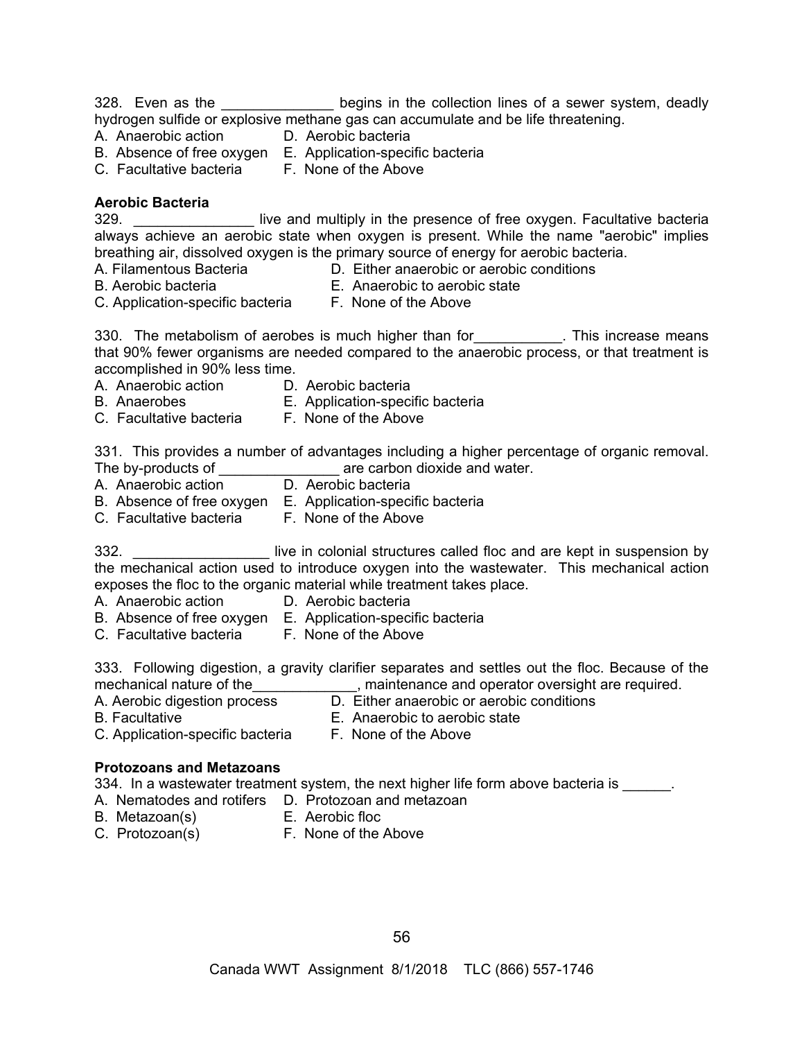328. Even as the ______________ begins in the collection lines of a sewer system, deadly hydrogen sulfide or explosive methane gas can accumulate and be life threatening.

A. Anaerobic action  
B. Absence of free oxygen  
C. Facultative bacteria  
D. Aerobic bacteria  
E. Application-specific bacteria  
F. None of the Above

**Aerobic Bacteria**

329. _______________ live and multiply in the presence of free oxygen. Facultative bacteria always achieve an aerobic state when oxygen is present. While the name "aerobic" implies breathing air, dissolved oxygen is the primary source of energy for aerobic bacteria.

A. Filamentous Bacteria  
B. Aerobic bacteria  
C. Application-specific bacteria  
D. Either anaerobic or aerobic conditions  
E. Anaerobic to aerobic state  
F. None of the Above

330. The metabolism of aerobes is much higher than for___________. This increase means that 90% fewer organisms are needed compared to the anaerobic process, or that treatment is accomplished in 90% less time.

A. Anaerobic action  
B. Anaerobes  
C. Facultative bacteria  
D. Aerobic bacteria  
E. Application-specific bacteria  
F. None of the Above

331. This provides a number of advantages including a higher percentage of organic removal. The by-products of _______________ are carbon dioxide and water.

A. Anaerobic action  
B. Absence of free oxygen  
C. Facultative bacteria  
D. Aerobic bacteria  
E. Application-specific bacteria  
F. None of the Above

332. _________________ live in colonial structures called floc and are kept in suspension by the mechanical action used to introduce oxygen into the wastewater. This mechanical action exposes the floc to the organic material while treatment takes place.

A. Anaerobic action  
B. Absence of free oxygen  
C. Facultative bacteria  
D. Aerobic bacteria  
E. Application-specific bacteria  
F. None of the Above

333. Following digestion, a gravity clarifier separates and settles out the floc. Because of the mechanical nature of the_____________, maintenance and operator oversight are required.

A. Aerobic digestion process  
B. Facultative  
C. Application-specific bacteria  
D. Either anaerobic or aerobic conditions  
E. Anaerobic to aerobic state  
F. None of the Above

**Protozoans and Metazoans**

334. In a wastewater treatment system, the next higher life form above bacteria is ______.

A. Nematodes and rotifers  
B. Metazoan(s)  
C. Protozoan(s)  
D. Protozoan and metazoan  
E. Aerobic floc  
F. None of the Above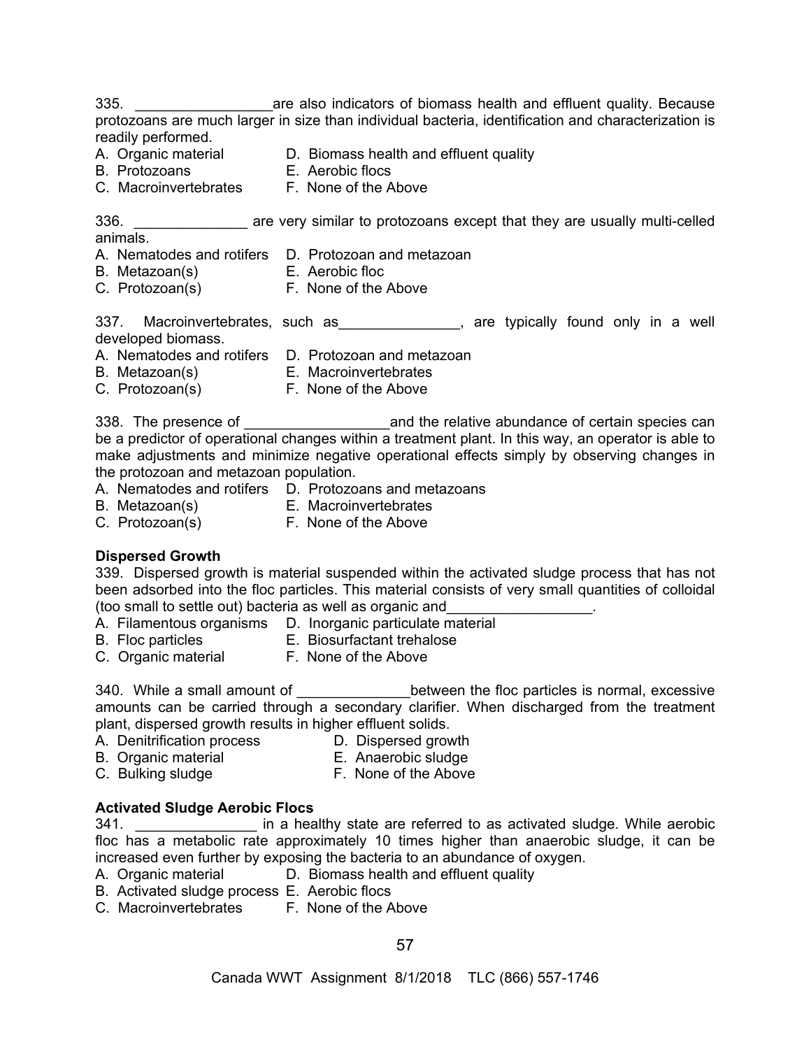335. _________________are also indicators of biomass health and effluent quality. Because protozoans are much larger in size than individual bacteria, identification and characterization is readily performed.

A. Organic material
B. Protozoans
C. Macroinvertebrates
D. Biomass health and effluent quality
E. Aerobic flocs
F. None of the Above

336. ______________ are very similar to protozoans except that they are usually multi-celled animals.

A. Nematodes and rotifers
B. Metazoan(s)
C. Protozoan(s)
D. Protozoan and metazoan
E. Aerobic floc
F. None of the Above

337. Macroinvertebrates, such as_______________, are typically found only in a well developed biomass.

A. Nematodes and rotifers
B. Metazoan(s)
C. Protozoan(s)
D. Protozoan and metazoan
E. Macroinvertebrates
F. None of the Above

338. The presence of __________________and the relative abundance of certain species can be a predictor of operational changes within a treatment plant. In this way, an operator is able to make adjustments and minimize negative operational effects simply by observing changes in the protozoan and metazoan population.

A. Nematodes and rotifers
B. Metazoan(s)
C. Protozoan(s)
D. Protozoans and metazoans
E. Macroinvertebrates
F. None of the Above

**Dispersed Growth**

339. Dispersed growth is material suspended within the activated sludge process that has not been adsorbed into the floc particles. This material consists of very small quantities of colloidal (too small to settle out) bacteria as well as organic and__________________.

A. Filamentous organisms
B. Floc particles
C. Organic material
D. Inorganic particulate material
E. Biosurfactant trehalose
F. None of the Above

340. While a small amount of ______________between the floc particles is normal, excessive amounts can be carried through a secondary clarifier. When discharged from the treatment plant, dispersed growth results in higher effluent solids.

A. Denitrification process
B. Organic material
C. Bulking sludge
D. Dispersed growth
E. Anaerobic sludge
F. None of the Above

**Activated Sludge Aerobic Flocs**

341. _______________ in a healthy state are referred to as activated sludge. While aerobic floc has a metabolic rate approximately 10 times higher than anaerobic sludge, it can be increased even further by exposing the bacteria to an abundance of oxygen.

A. Organic material
B. Activated sludge process
C. Macroinvertebrates
D. Biomass health and effluent quality
E. Aerobic flocs
F. None of the Above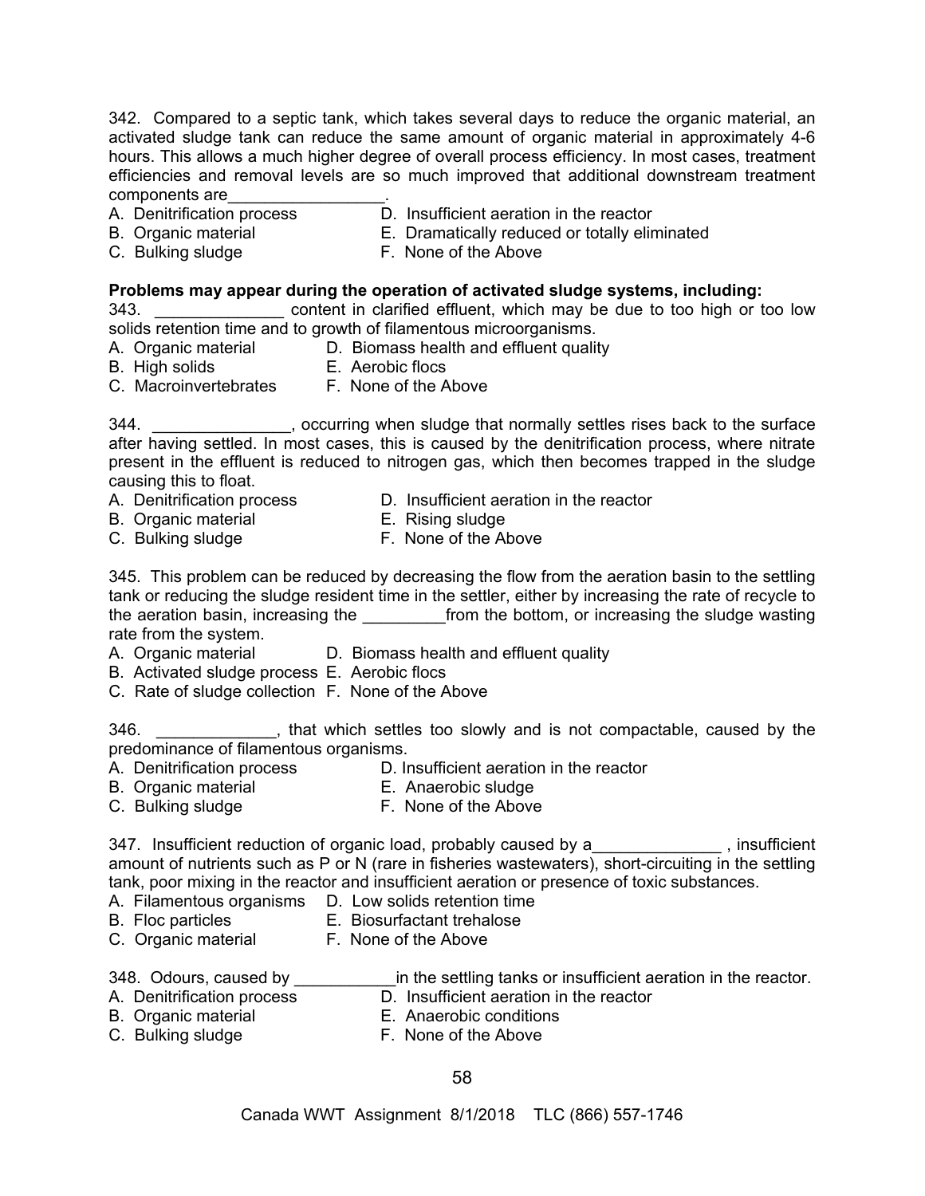342. Compared to a septic tank, which takes several days to reduce the organic material, an activated sludge tank can reduce the same amount of organic material in approximately 4-6 hours. This allows a much higher degree of overall process efficiency. In most cases, treatment efficiencies and removal levels are so much improved that additional downstream treatment components are_________________.

A. Denitrification process
B. Organic material
C. Bulking sludge
D. Insufficient aeration in the reactor
E. Dramatically reduced or totally eliminated
F. None of the Above

**Problems may appear during the operation of activated sludge systems, including:**

343. ______________ content in clarified effluent, which may be due to too high or too low solids retention time and to growth of filamentous microorganisms.

A. Organic material
B. High solids
C. Macroinvertebrates
D. Biomass health and effluent quality
E. Aerobic flocs
F. None of the Above

344. _______________, occurring when sludge that normally settles rises back to the surface after having settled. In most cases, this is caused by the denitrification process, where nitrate present in the effluent is reduced to nitrogen gas, which then becomes trapped in the sludge causing this to float.

A. Denitrification process
B. Organic material
C. Bulking sludge
D. Insufficient aeration in the reactor
E. Rising sludge
F. None of the Above

345. This problem can be reduced by decreasing the flow from the aeration basin to the settling tank or reducing the sludge resident time in the settler, either by increasing the rate of recycle to the aeration basin, increasing the _________from the bottom, or increasing the sludge wasting rate from the system.

A. Organic material
B. Activated sludge process
C. Rate of sludge collection
D. Biomass health and effluent quality
E. Aerobic flocs
F. None of the Above

346. _____________, that which settles too slowly and is not compactable, caused by the predominance of filamentous organisms.

A. Denitrification process
B. Organic material
C. Bulking sludge
D. Insufficient aeration in the reactor
E. Anaerobic sludge
F. None of the Above

347. Insufficient reduction of organic load, probably caused by a______________ , insufficient amount of nutrients such as P or N (rare in fisheries wastewaters), short-circuiting in the settling tank, poor mixing in the reactor and insufficient aeration or presence of toxic substances.

A. Filamentous organisms
B. Floc particles
C. Organic material
D. Low solids retention time
E. Biosurfactant trehalose
F. None of the Above

348. Odours, caused by ___________in the settling tanks or insufficient aeration in the reactor.

A. Denitrification process
B. Organic material
C. Bulking sludge
D. Insufficient aeration in the reactor
E. Anaerobic conditions
F. None of the Above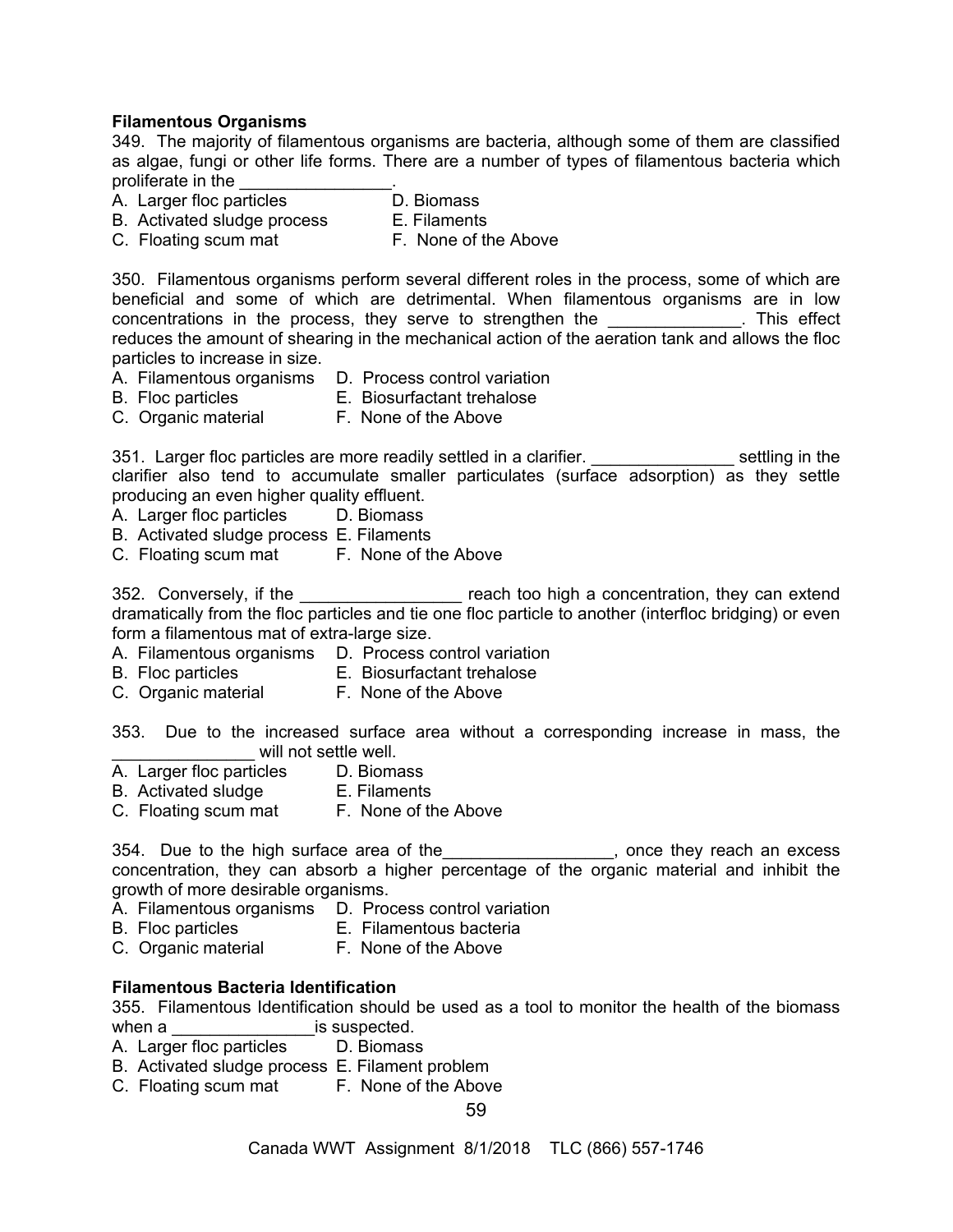**Filamentous Organisms**

349. The majority of filamentous organisms are bacteria, although some of them are classified as algae, fungi or other life forms. There are a number of types of filamentous bacteria which proliferate in the ________________.

A. Larger floc particles
B. Activated sludge process
C. Floating scum mat
D. Biomass
E. Filaments
F. None of the Above

350. Filamentous organisms perform several different roles in the process, some of which are beneficial and some of which are detrimental. When filamentous organisms are in low concentrations in the process, they serve to strengthen the ______________. This effect reduces the amount of shearing in the mechanical action of the aeration tank and allows the floc particles to increase in size.

A. Filamentous organisms
B. Floc particles
C. Organic material
D. Process control variation
E. Biosurfactant trehalose
F. None of the Above

351. Larger floc particles are more readily settled in a clarifier. _______________ settling in the clarifier also tend to accumulate smaller particulates (surface adsorption) as they settle producing an even higher quality effluent.

A. Larger floc particles
B. Activated sludge process
C. Floating scum mat
D. Biomass
E. Filaments
F. None of the Above

352. Conversely, if the _________________ reach too high a concentration, they can extend dramatically from the floc particles and tie one floc particle to another (interfloc bridging) or even form a filamentous mat of extra-large size.

A. Filamentous organisms
B. Floc particles
C. Organic material
D. Process control variation
E. Biosurfactant trehalose
F. None of the Above

353. Due to the increased surface area without a corresponding increase in mass, the _______________ will not settle well.

A. Larger floc particles
B. Activated sludge
C. Floating scum mat
D. Biomass
E. Filaments
F. None of the Above

354. Due to the high surface area of the__________________, once they reach an excess concentration, they can absorb a higher percentage of the organic material and inhibit the growth of more desirable organisms.

A. Filamentous organisms
B. Floc particles
C. Organic material
D. Process control variation
E. Filamentous bacteria
F. None of the Above

**Filamentous Bacteria Identification**

355. Filamentous Identification should be used as a tool to monitor the health of the biomass when a _______________is suspected.

A. Larger floc particles
B. Activated sludge process
C. Floating scum mat
D. Biomass
E. Filament problem
F. None of the Above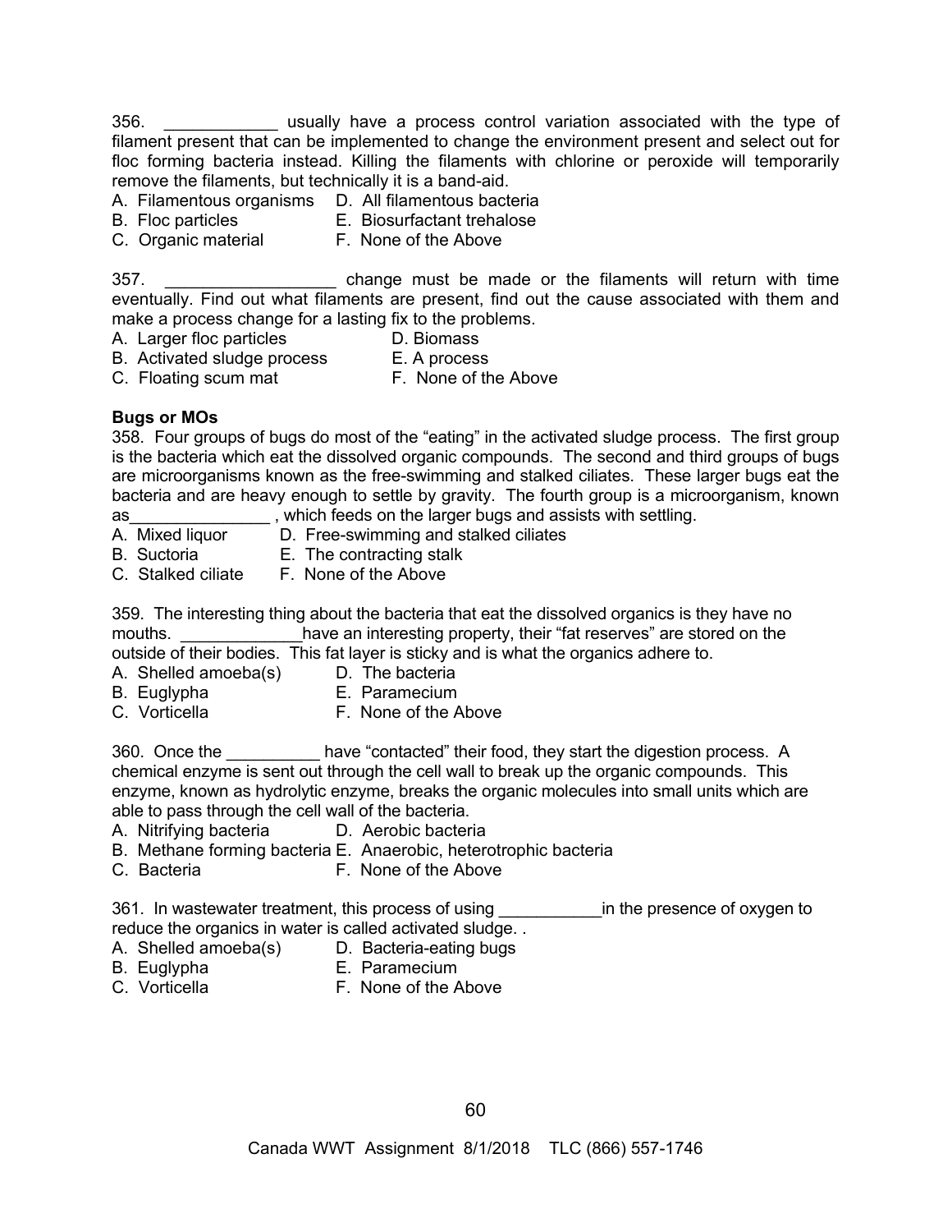356. ____________ usually have a process control variation associated with the type of filament present that can be implemented to change the environment present and select out for floc forming bacteria instead. Killing the filaments with chlorine or peroxide will temporarily remove the filaments, but technically it is a band-aid.

A. Filamentous organisms
B. Floc particles
C. Organic material
D. All filamentous bacteria
E. Biosurfactant trehalose
F. None of the Above

357. __________________ change must be made or the filaments will return with time eventually. Find out what filaments are present, find out the cause associated with them and make a process change for a lasting fix to the problems.

A. Larger floc particles
B. Activated sludge process
C. Floating scum mat
D. Biomass
E. A process
F. None of the Above

**Bugs or MOs**

358. Four groups of bugs do most of the "eating" in the activated sludge process. The first group is the bacteria which eat the dissolved organic compounds. The second and third groups of bugs are microorganisms known as the free-swimming and stalked ciliates. These larger bugs eat the bacteria and are heavy enough to settle by gravity. The fourth group is a microorganism, known as_______________ , which feeds on the larger bugs and assists with settling.

A. Mixed liquor
B. Suctoria
C. Stalked ciliate
D. Free-swimming and stalked ciliates
E. The contracting stalk
F. None of the Above

359. The interesting thing about the bacteria that eat the dissolved organics is they have no mouths. _____________have an interesting property, their "fat reserves" are stored on the outside of their bodies. This fat layer is sticky and is what the organics adhere to.

A. Shelled amoeba(s)
B. Euglypha
C. Vorticella
D. The bacteria
E. Paramecium
F. None of the Above

360. Once the __________ have "contacted" their food, they start the digestion process. A chemical enzyme is sent out through the cell wall to break up the organic compounds. This enzyme, known as hydrolytic enzyme, breaks the organic molecules into small units which are able to pass through the cell wall of the bacteria.

A. Nitrifying bacteria
B. Methane forming bacteria
C. Bacteria
D. Aerobic bacteria
E. Anaerobic, heterotrophic bacteria
F. None of the Above

361. In wastewater treatment, this process of using ___________in the presence of oxygen to reduce the organics in water is called activated sludge. .

A. Shelled amoeba(s)
B. Euglypha
C. Vorticella
D. Bacteria-eating bugs
E. Paramecium
F. None of the Above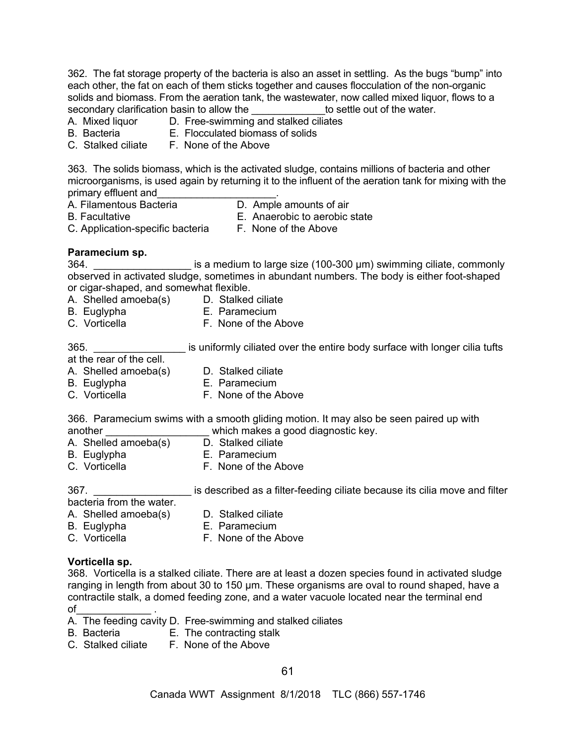362. The fat storage property of the bacteria is also an asset in settling. As the bugs "bump" into each other, the fat on each of them sticks together and causes flocculation of the non-organic solids and biomass. From the aeration tank, the wastewater, now called mixed liquor, flows to a secondary clarification basin to allow the _____________to settle out of the water.

A. Mixed liquor
B. Bacteria
C. Stalked ciliate
D. Free-swimming and stalked ciliates
E. Flocculated biomass of solids
F. None of the Above

363. The solids biomass, which is the activated sludge, contains millions of bacteria and other microorganisms, is used again by returning it to the influent of the aeration tank for mixing with the primary effluent and_____________________.

A. Filamentous Bacteria
B. Facultative
C. Application-specific bacteria
D. Ample amounts of air
E. Anaerobic to aerobic state
F. None of the Above

**Paramecium sp.**

364. _________________ is a medium to large size (100-300 µm) swimming ciliate, commonly observed in activated sludge, sometimes in abundant numbers. The body is either foot-shaped or cigar-shaped, and somewhat flexible.

A. Shelled amoeba(s)
B. Euglypha
C. Vorticella
D. Stalked ciliate
E. Paramecium
F. None of the Above

365. ________________ is uniformly ciliated over the entire body surface with longer cilia tufts at the rear of the cell.

A. Shelled amoeba(s)
B. Euglypha
C. Vorticella
D. Stalked ciliate
E. Paramecium
F. None of the Above

366. Paramecium swims with a smooth gliding motion. It may also be seen paired up with another __________________ which makes a good diagnostic key.

A. Shelled amoeba(s)
B. Euglypha
C. Vorticella
D. Stalked ciliate
E. Paramecium
F. None of the Above

367. _________________ is described as a filter-feeding ciliate because its cilia move and filter bacteria from the water.

A. Shelled amoeba(s)
B. Euglypha
C. Vorticella
D. Stalked ciliate
E. Paramecium
F. None of the Above

**Vorticella sp.**

368. Vorticella is a stalked ciliate. There are at least a dozen species found in activated sludge ranging in length from about 30 to 150 µm. These organisms are oval to round shaped, have a contractile stalk, a domed feeding zone, and a water vacuole located near the terminal end of_____________ .

A. The feeding cavity
B. Bacteria
C. Stalked ciliate
D. Free-swimming and stalked ciliates
E. The contracting stalk
F. None of the Above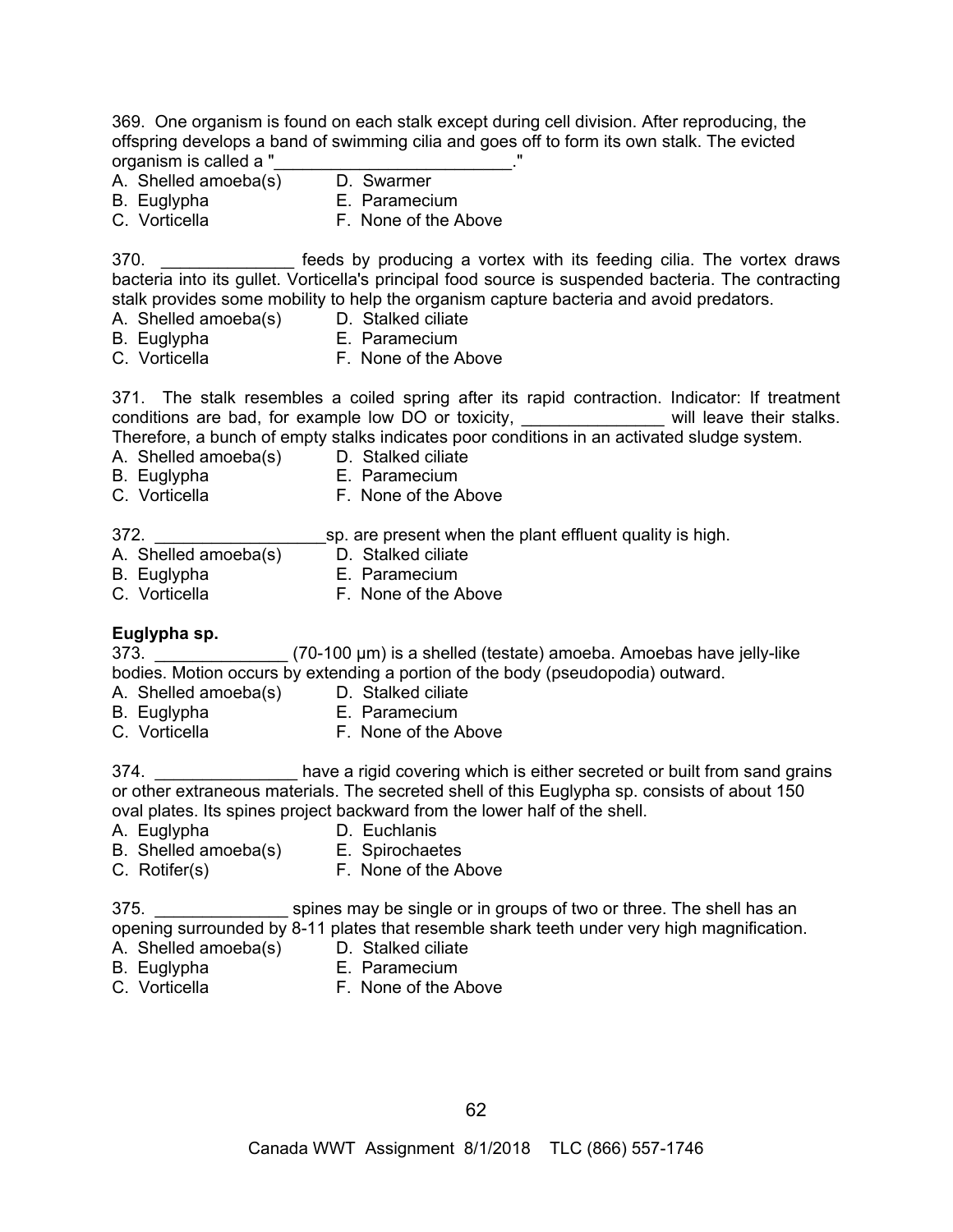369. One organism is found on each stalk except during cell division. After reproducing, the offspring develops a band of swimming cilia and goes off to form its own stalk. The evicted organism is called a "_________________________."

A. Shelled amoeba(s)
B. Euglypha
C. Vorticella
D. Swarmer
E. Paramecium
F. None of the Above

370. ______________ feeds by producing a vortex with its feeding cilia. The vortex draws bacteria into its gullet. Vorticella's principal food source is suspended bacteria. The contracting stalk provides some mobility to help the organism capture bacteria and avoid predators.

A. Shelled amoeba(s)
B. Euglypha
C. Vorticella
D. Stalked ciliate
E. Paramecium
F. None of the Above

371. The stalk resembles a coiled spring after its rapid contraction. Indicator: If treatment conditions are bad, for example low DO or toxicity, _______________ will leave their stalks. Therefore, a bunch of empty stalks indicates poor conditions in an activated sludge system.

A. Shelled amoeba(s)
B. Euglypha
C. Vorticella
D. Stalked ciliate
E. Paramecium
F. None of the Above

372. __________________sp. are present when the plant effluent quality is high.

A. Shelled amoeba(s)
B. Euglypha
C. Vorticella
D. Stalked ciliate
E. Paramecium
F. None of the Above

**Euglypha sp.**

373. ______________ (70-100 μm) is a shelled (testate) amoeba. Amoebas have jelly-like bodies. Motion occurs by extending a portion of the body (pseudopodia) outward.

A. Shelled amoeba(s)
B. Euglypha
C. Vorticella
D. Stalked ciliate
E. Paramecium
F. None of the Above

374. _______________ have a rigid covering which is either secreted or built from sand grains or other extraneous materials. The secreted shell of this Euglypha sp. consists of about 150 oval plates. Its spines project backward from the lower half of the shell.

A. Euglypha
B. Shelled amoeba(s)
C. Rotifer(s)
D. Euchlanis
E. Spirochaetes
F. None of the Above

375. ______________ spines may be single or in groups of two or three. The shell has an opening surrounded by 8-11 plates that resemble shark teeth under very high magnification.

A. Shelled amoeba(s)
B. Euglypha
C. Vorticella
D. Stalked ciliate
E. Paramecium
F. None of the Above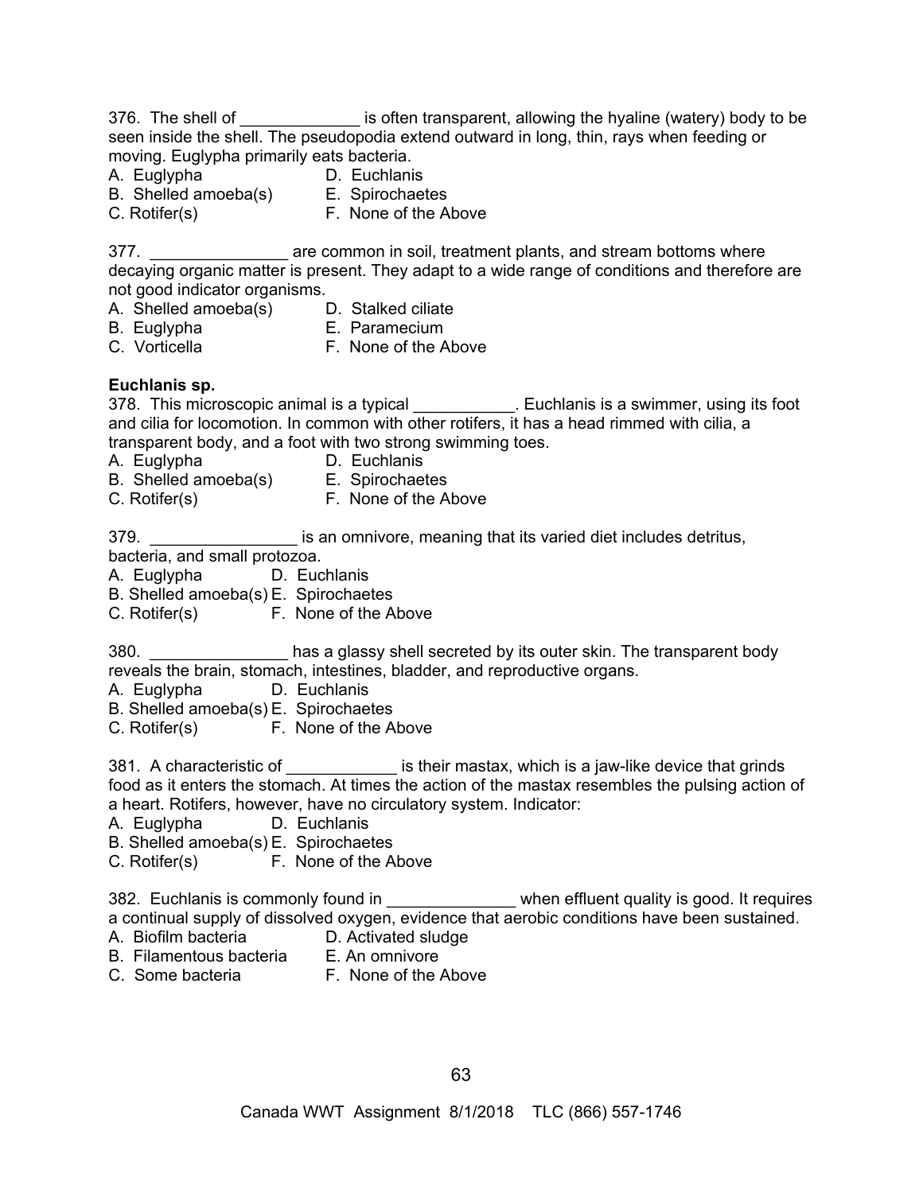376. The shell of _____________ is often transparent, allowing the hyaline (watery) body to be seen inside the shell. The pseudopodia extend outward in long, thin, rays when feeding or moving. Euglypha primarily eats bacteria.
A. Euglypha
B. Shelled amoeba(s)
C. Rotifer(s)
D. Euchlanis
E. Spirochaetes
F. None of the Above

377. _______________ are common in soil, treatment plants, and stream bottoms where decaying organic matter is present. They adapt to a wide range of conditions and therefore are not good indicator organisms.
A. Shelled amoeba(s)
B. Euglypha
C. Vorticella
D. Stalked ciliate
E. Paramecium
F. None of the Above

**Euchlanis sp.**

378. This microscopic animal is a typical ___________. Euchlanis is a swimmer, using its foot and cilia for locomotion. In common with other rotifers, it has a head rimmed with cilia, a transparent body, and a foot with two strong swimming toes.
A. Euglypha
B. Shelled amoeba(s)
C. Rotifer(s)
D. Euchlanis
E. Spirochaetes
F. None of the Above

379. ________________ is an omnivore, meaning that its varied diet includes detritus, bacteria, and small protozoa.
A. Euglypha
B. Shelled amoeba(s)
C. Rotifer(s)
D. Euchlanis
E. Spirochaetes
F. None of the Above

380. _______________ has a glassy shell secreted by its outer skin. The transparent body reveals the brain, stomach, intestines, bladder, and reproductive organs.
A. Euglypha
B. Shelled amoeba(s)
C. Rotifer(s)
D. Euchlanis
E. Spirochaetes
F. None of the Above

381. A characteristic of ____________ is their mastax, which is a jaw-like device that grinds food as it enters the stomach. At times the action of the mastax resembles the pulsing action of a heart. Rotifers, however, have no circulatory system. Indicator:
A. Euglypha
B. Shelled amoeba(s)
C. Rotifer(s)
D. Euchlanis
E. Spirochaetes
F. None of the Above

382. Euchlanis is commonly found in ______________ when effluent quality is good. It requires a continual supply of dissolved oxygen, evidence that aerobic conditions have been sustained.
A. Biofilm bacteria
B. Filamentous bacteria
C. Some bacteria
D. Activated sludge
E. An omnivore
F. None of the Above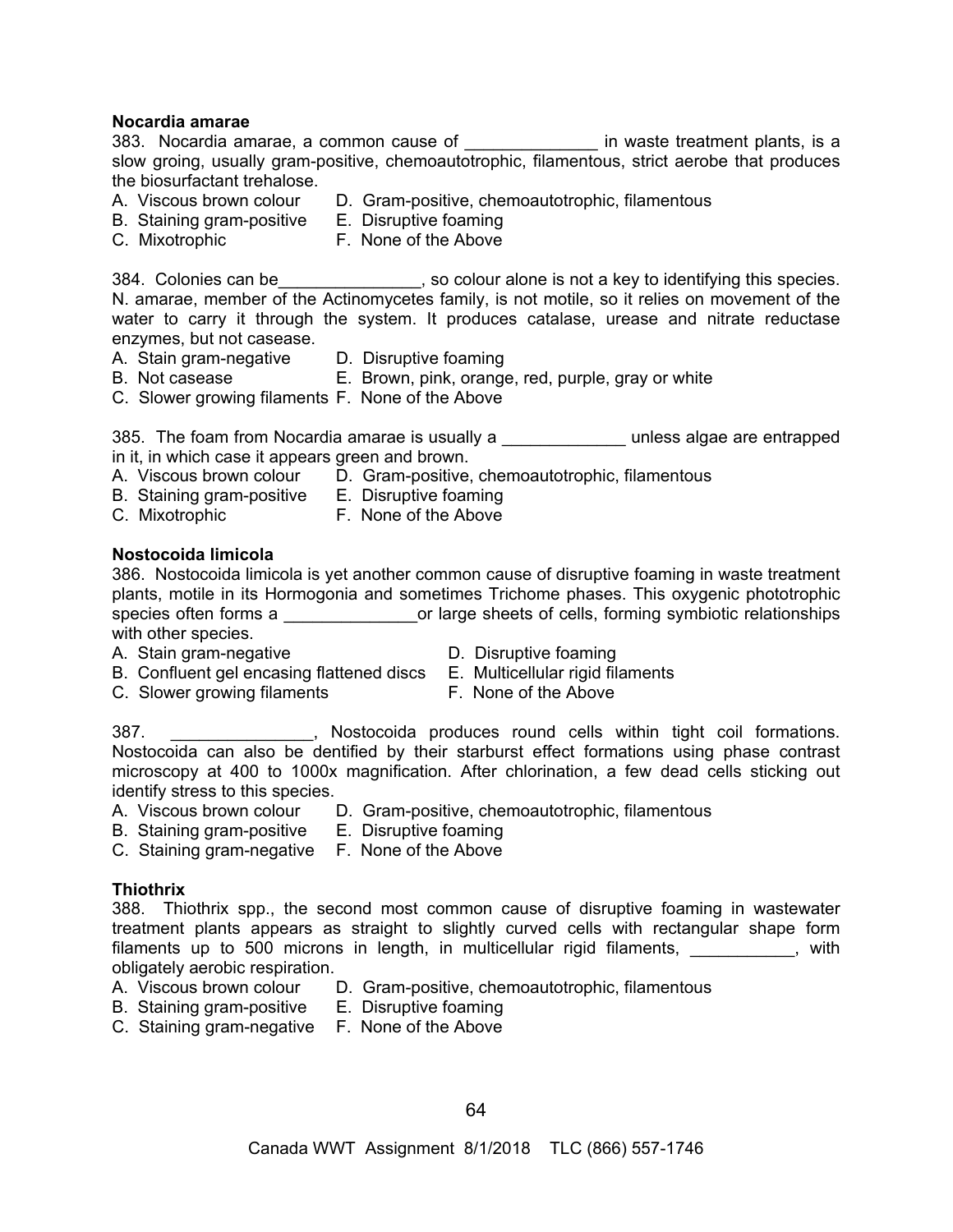**Nocardia amarae**

383. Nocardia amarae, a common cause of ______________ in waste treatment plants, is a slow groing, usually gram-positive, chemoautotrophic, filamentous, strict aerobe that produces the biosurfactant trehalose.

A. Viscous brown colour
B. Staining gram-positive
C. Mixotrophic
D. Gram-positive, chemoautotrophic, filamentous
E. Disruptive foaming
F. None of the Above

384. Colonies can be_______________, so colour alone is not a key to identifying this species. N. amarae, member of the Actinomycetes family, is not motile, so it relies on movement of the water to carry it through the system. It produces catalase, urease and nitrate reductase enzymes, but not casease.

A. Stain gram-negative
B. Not casease
C. Slower growing filaments
D. Disruptive foaming
E. Brown, pink, orange, red, purple, gray or white
F. None of the Above

385. The foam from Nocardia amarae is usually a _____________ unless algae are entrapped in it, in which case it appears green and brown.

A. Viscous brown colour
B. Staining gram-positive
C. Mixotrophic
D. Gram-positive, chemoautotrophic, filamentous
E. Disruptive foaming
F. None of the Above

**Nostocoida limicola**

386. Nostocoida limicola is yet another common cause of disruptive foaming in waste treatment plants, motile in its Hormogonia and sometimes Trichome phases. This oxygenic phototrophic species often forms a ______________or large sheets of cells, forming symbiotic relationships with other species.

A. Stain gram-negative
B. Confluent gel encasing flattened discs
C. Slower growing filaments
D. Disruptive foaming
E. Multicellular rigid filaments
F. None of the Above

387. _______________, Nostocoida produces round cells within tight coil formations. Nostocoida can also be dentified by their starburst effect formations using phase contrast microscopy at 400 to 1000x magnification. After chlorination, a few dead cells sticking out identify stress to this species.

A. Viscous brown colour
B. Staining gram-positive
C. Staining gram-negative
D. Gram-positive, chemoautotrophic, filamentous
E. Disruptive foaming
F. None of the Above

**Thiothrix**

388. Thiothrix spp., the second most common cause of disruptive foaming in wastewater treatment plants appears as straight to slightly curved cells with rectangular shape form filaments up to 500 microns in length, in multicellular rigid filaments, ___________, with obligately aerobic respiration.

A. Viscous brown colour
B. Staining gram-positive
C. Staining gram-negative
D. Gram-positive, chemoautotrophic, filamentous
E. Disruptive foaming
F. None of the Above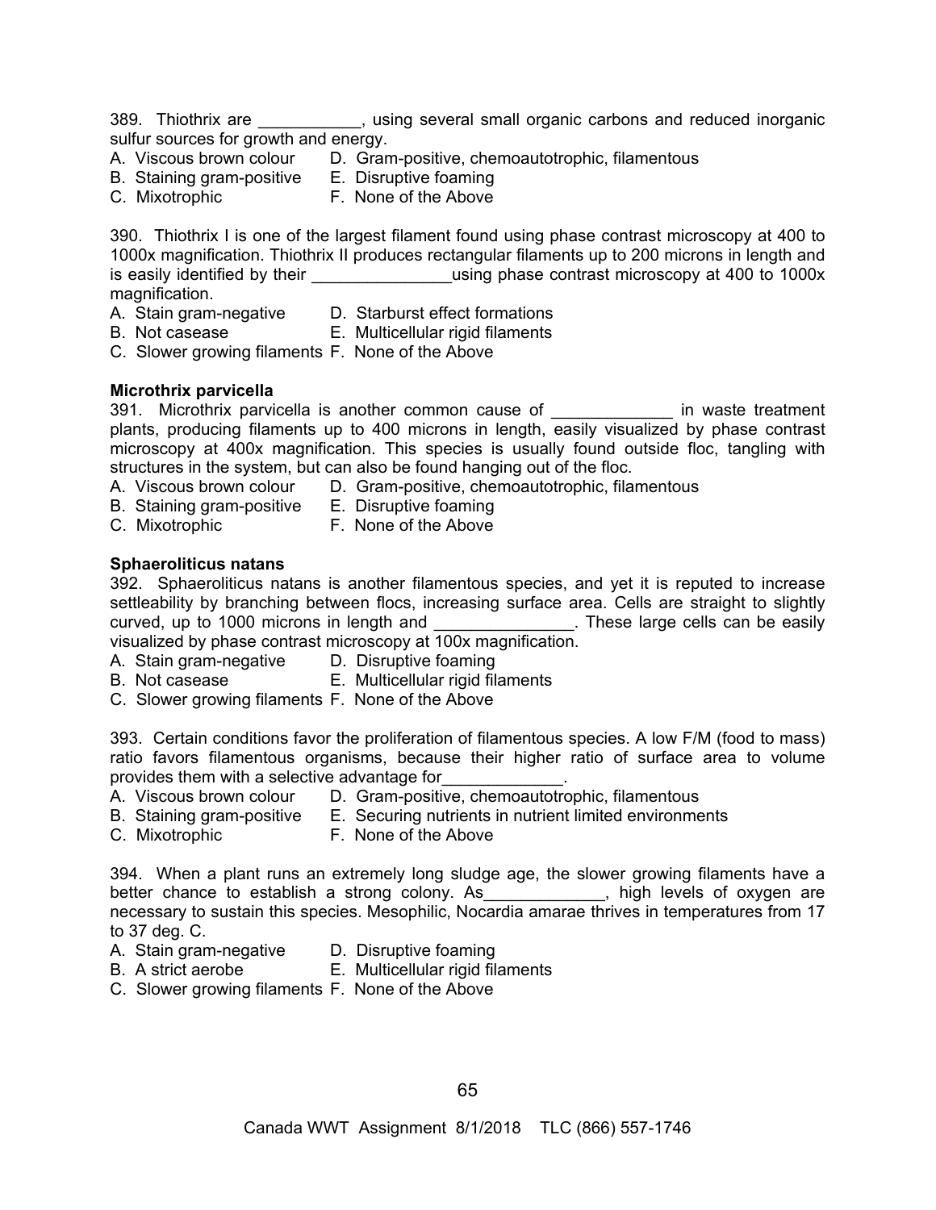389. Thiothrix are ___________, using several small organic carbons and reduced inorganic sulfur sources for growth and energy.

A. Viscous brown colour
B. Staining gram-positive
C. Mixotrophic
D. Gram-positive, chemoautotrophic, filamentous
E. Disruptive foaming
F. None of the Above

390. Thiothrix I is one of the largest filament found using phase contrast microscopy at 400 to 1000x magnification. Thiothrix II produces rectangular filaments up to 200 microns in length and is easily identified by their _______________using phase contrast microscopy at 400 to 1000x magnification.

A. Stain gram-negative
B. Not casease
C. Slower growing filaments
D. Starburst effect formations
E. Multicellular rigid filaments
F. None of the Above

**Microthrix parvicella**

391. Microthrix parvicella is another common cause of _____________ in waste treatment plants, producing filaments up to 400 microns in length, easily visualized by phase contrast microscopy at 400x magnification. This species is usually found outside floc, tangling with structures in the system, but can also be found hanging out of the floc.

A. Viscous brown colour
B. Staining gram-positive
C. Mixotrophic
D. Gram-positive, chemoautotrophic, filamentous
E. Disruptive foaming
F. None of the Above

**Sphaeroliticus natans**

392. Sphaeroliticus natans is another filamentous species, and yet it is reputed to increase settleability by branching between flocs, increasing surface area. Cells are straight to slightly curved, up to 1000 microns in length and _______________. These large cells can be easily visualized by phase contrast microscopy at 100x magnification.

A. Stain gram-negative
B. Not casease
C. Slower growing filaments
D. Disruptive foaming
E. Multicellular rigid filaments
F. None of the Above

393. Certain conditions favor the proliferation of filamentous species. A low F/M (food to mass) ratio favors filamentous organisms, because their higher ratio of surface area to volume provides them with a selective advantage for_____________.

A. Viscous brown colour
B. Staining gram-positive
C. Mixotrophic
D. Gram-positive, chemoautotrophic, filamentous
E. Securing nutrients in nutrient limited environments
F. None of the Above

394. When a plant runs an extremely long sludge age, the slower growing filaments have a better chance to establish a strong colony. As_____________, high levels of oxygen are necessary to sustain this species. Mesophilic, Nocardia amarae thrives in temperatures from 17 to 37 deg. C.

A. Stain gram-negative
B. A strict aerobe
C. Slower growing filaments
D. Disruptive foaming
E. Multicellular rigid filaments
F. None of the Above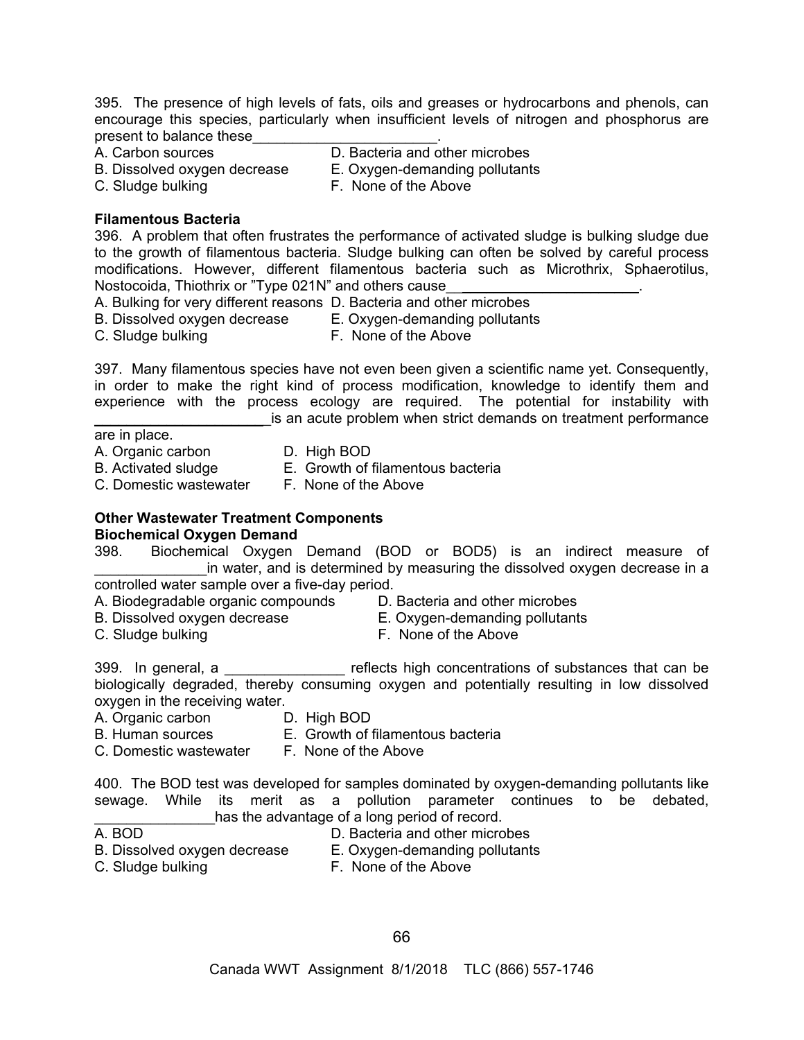395. The presence of high levels of fats, oils and greases or hydrocarbons and phenols, can encourage this species, particularly when insufficient levels of nitrogen and phosphorus are present to balance these_______________________.

A. Carbon sources
B. Dissolved oxygen decrease
C. Sludge bulking
D. Bacteria and other microbes
E. Oxygen-demanding pollutants
F. None of the Above

**Filamentous Bacteria**

396. A problem that often frustrates the performance of activated sludge is bulking sludge due to the growth of filamentous bacteria. Sludge bulking can often be solved by careful process modifications. However, different filamentous bacteria such as Microthrix, Sphaerotilus, Nostocoida, Thiothrix or "Type 021N" and others cause_______________________.

A. Bulking for very different reasons
B. Dissolved oxygen decrease
C. Sludge bulking
D. Bacteria and other microbes
E. Oxygen-demanding pollutants
F. None of the Above

397. Many filamentous species have not even been given a scientific name yet. Consequently, in order to make the right kind of process modification, knowledge to identify them and experience with the process ecology are required. The potential for instability with _______________________is an acute problem when strict demands on treatment performance are in place.

A. Organic carbon
B. Activated sludge
C. Domestic wastewater
D. High BOD
E. Growth of filamentous bacteria
F. None of the Above

**Other Wastewater Treatment Components**

**Biochemical Oxygen Demand**

398. Biochemical Oxygen Demand (BOD or BOD5) is an indirect measure of ______________in water, and is determined by measuring the dissolved oxygen decrease in a controlled water sample over a five-day period.

A. Biodegradable organic compounds
B. Dissolved oxygen decrease
C. Sludge bulking
D. Bacteria and other microbes
E. Oxygen-demanding pollutants
F. None of the Above

399. In general, a _______________ reflects high concentrations of substances that can be biologically degraded, thereby consuming oxygen and potentially resulting in low dissolved oxygen in the receiving water.

A. Organic carbon
B. Human sources
C. Domestic wastewater
D. High BOD
E. Growth of filamentous bacteria
F. None of the Above

400. The BOD test was developed for samples dominated by oxygen-demanding pollutants like sewage. While its merit as a pollution parameter continues to be debated, _______________has the advantage of a long period of record.

A. BOD
B. Dissolved oxygen decrease
C. Sludge bulking
D. Bacteria and other microbes
E. Oxygen-demanding pollutants
F. None of the Above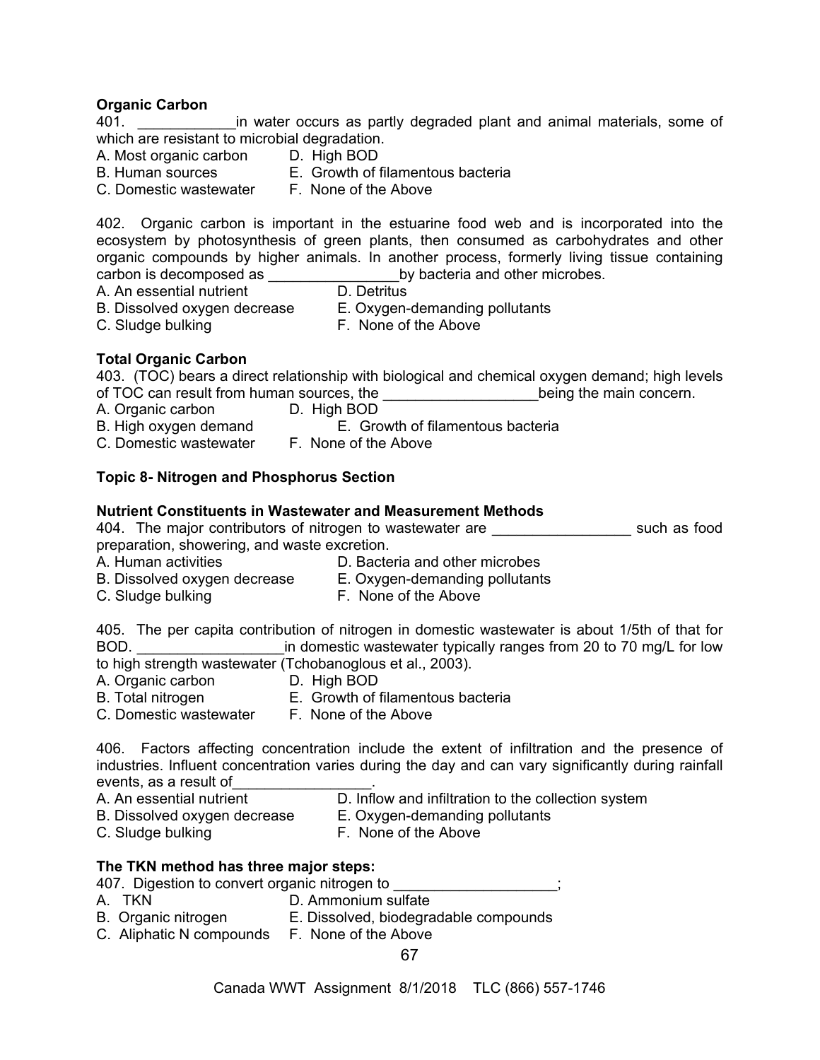**Organic Carbon**

401. ____________in water occurs as partly degraded plant and animal materials, some of which are resistant to microbial degradation.

A. Most organic carbon
B. Human sources
C. Domestic wastewater
D. High BOD
E. Growth of filamentous bacteria
F. None of the Above

402. Organic carbon is important in the estuarine food web and is incorporated into the ecosystem by photosynthesis of green plants, then consumed as carbohydrates and other organic compounds by higher animals. In another process, formerly living tissue containing carbon is decomposed as ________________by bacteria and other microbes.

A. An essential nutrient
B. Dissolved oxygen decrease
C. Sludge bulking
D. Detritus
E. Oxygen-demanding pollutants
F. None of the Above

**Total Organic Carbon**

403. (TOC) bears a direct relationship with biological and chemical oxygen demand; high levels of TOC can result from human sources, the ___________________being the main concern.

A. Organic carbon
B. High oxygen demand
C. Domestic wastewater
D. High BOD
E. Growth of filamentous bacteria
F. None of the Above

**Topic 8- Nitrogen and Phosphorus Section**

**Nutrient Constituents in Wastewater and Measurement Methods**

404. The major contributors of nitrogen to wastewater are _________________ such as food preparation, showering, and waste excretion.

A. Human activities
B. Dissolved oxygen decrease
C. Sludge bulking
D. Bacteria and other microbes
E. Oxygen-demanding pollutants
F. None of the Above

405. The per capita contribution of nitrogen in domestic wastewater is about 1/5th of that for BOD. __________________in domestic wastewater typically ranges from 20 to 70 mg/L for low to high strength wastewater (Tchobanoglous et al., 2003).

A. Organic carbon
B. Total nitrogen
C. Domestic wastewater
D. High BOD
E. Growth of filamentous bacteria
F. None of the Above

406. Factors affecting concentration include the extent of infiltration and the presence of industries. Influent concentration varies during the day and can vary significantly during rainfall events, as a result of_________________.

A. An essential nutrient
B. Dissolved oxygen decrease
C. Sludge bulking
D. Inflow and infiltration to the collection system
E. Oxygen-demanding pollutants
F. None of the Above

**The TKN method has three major steps:**

407. Digestion to convert organic nitrogen to ___________________;

A. TKN
B. Organic nitrogen
C. Aliphatic N compounds
D. Ammonium sulfate
E. Dissolved, biodegradable compounds
F. None of the Above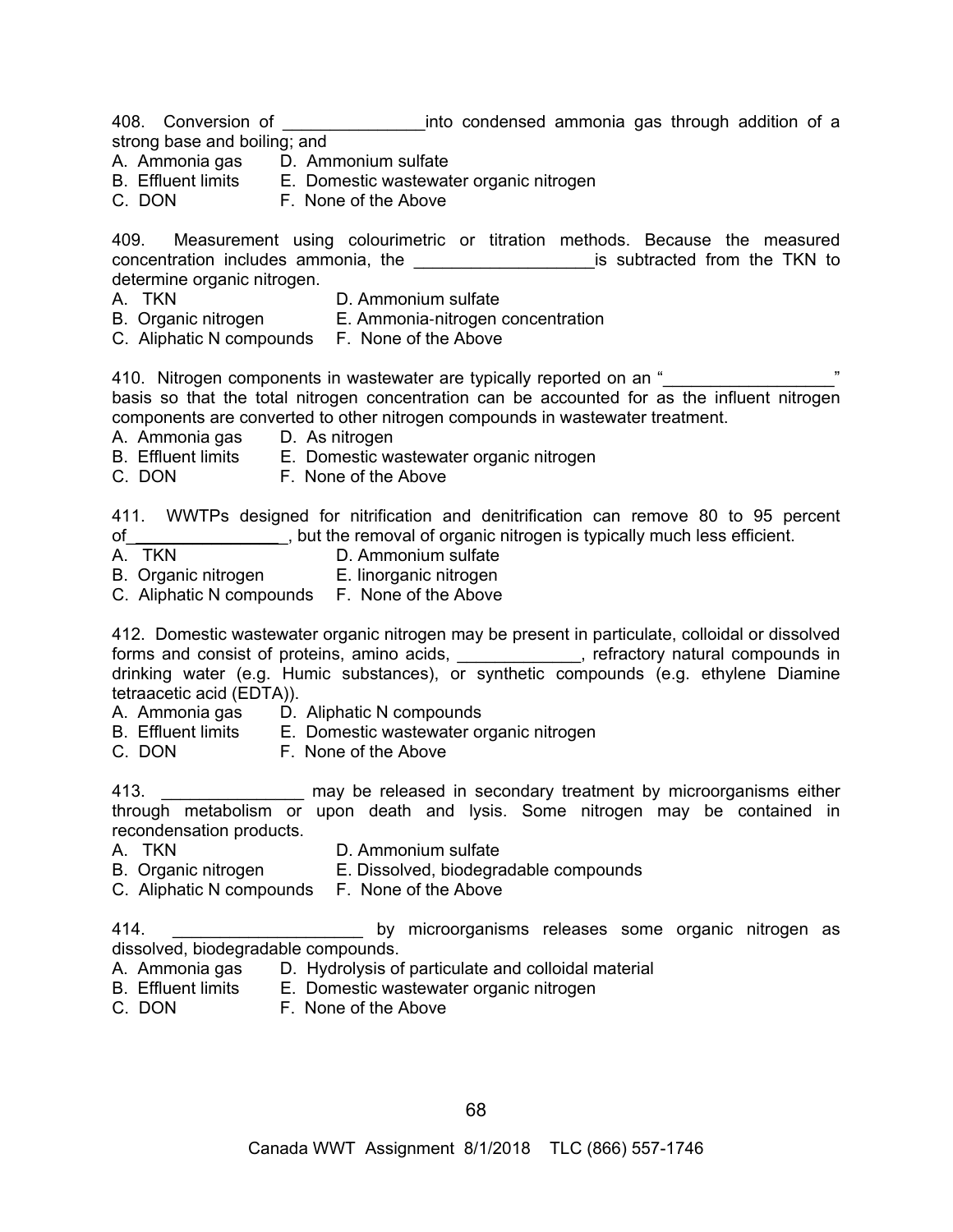408. Conversion of _______________into condensed ammonia gas through addition of a strong base and boiling; and

A. Ammonia gas D. Ammonium sulfate
B. Effluent limits E. Domestic wastewater organic nitrogen
C. DON F. None of the Above

409. Measurement using colourimetric or titration methods. Because the measured concentration includes ammonia, the ___________________is subtracted from the TKN to determine organic nitrogen.

A. TKN D. Ammonium sulfate
B. Organic nitrogen E. Ammonia-nitrogen concentration
C. Aliphatic N compounds F. None of the Above

410. Nitrogen components in wastewater are typically reported on an "__________________" basis so that the total nitrogen concentration can be accounted for as the influent nitrogen components are converted to other nitrogen compounds in wastewater treatment.

A. Ammonia gas D. As nitrogen
B. Effluent limits E. Domestic wastewater organic nitrogen
C. DON F. None of the Above

411. WWTPs designed for nitrification and denitrification can remove 80 to 95 percent of_________________, but the removal of organic nitrogen is typically much less efficient.

A. TKN D. Ammonium sulfate
B. Organic nitrogen E. Iinorganic nitrogen
C. Aliphatic N compounds F. None of the Above

412. Domestic wastewater organic nitrogen may be present in particulate, colloidal or dissolved forms and consist of proteins, amino acids, _____________, refractory natural compounds in drinking water (e.g. Humic substances), or synthetic compounds (e.g. ethylene Diamine tetraacetic acid (EDTA)).

A. Ammonia gas D. Aliphatic N compounds
B. Effluent limits E. Domestic wastewater organic nitrogen
C. DON F. None of the Above

413. _______________ may be released in secondary treatment by microorganisms either through metabolism or upon death and lysis. Some nitrogen may be contained in recondensation products.

A. TKN D. Ammonium sulfate
B. Organic nitrogen E. Dissolved, biodegradable compounds
C. Aliphatic N compounds F. None of the Above

414. ____________________ by microorganisms releases some organic nitrogen as dissolved, biodegradable compounds.

A. Ammonia gas D. Hydrolysis of particulate and colloidal material
B. Effluent limits E. Domestic wastewater organic nitrogen
C. DON F. None of the Above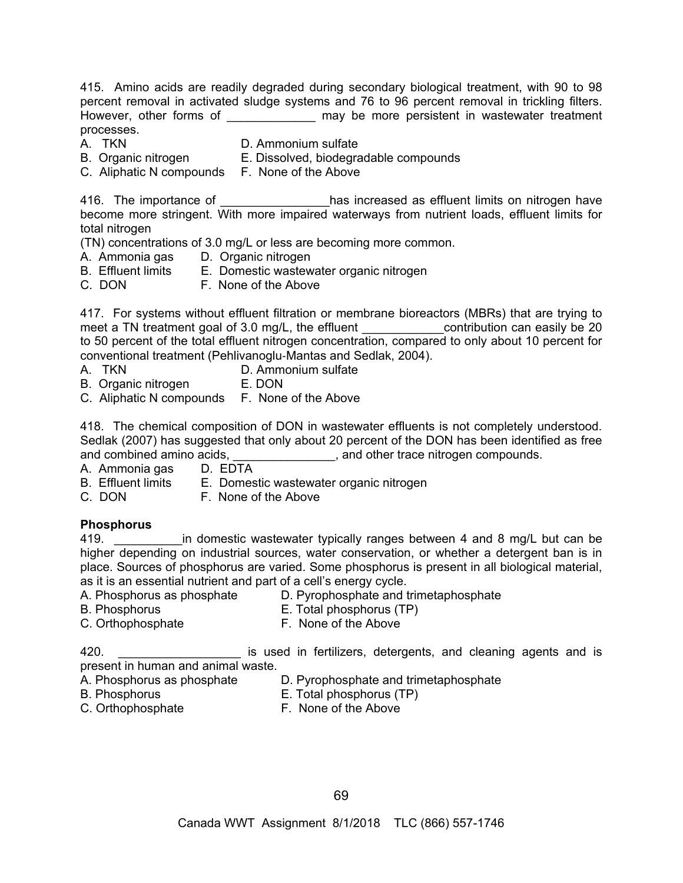415. Amino acids are readily degraded during secondary biological treatment, with 90 to 98 percent removal in activated sludge systems and 76 to 96 percent removal in trickling filters. However, other forms of _____________ may be more persistent in wastewater treatment processes.

A. TKN
B. Organic nitrogen
C. Aliphatic N compounds
D. Ammonium sulfate
E. Dissolved, biodegradable compounds
F. None of the Above

416. The importance of ________________has increased as effluent limits on nitrogen have become more stringent. With more impaired waterways from nutrient loads, effluent limits for total nitrogen
(TN) concentrations of 3.0 mg/L or less are becoming more common.

A. Ammonia gas
B. Effluent limits
C. DON
D. Organic nitrogen
E. Domestic wastewater organic nitrogen
F. None of the Above

417. For systems without effluent filtration or membrane bioreactors (MBRs) that are trying to meet a TN treatment goal of 3.0 mg/L, the effluent ____________contribution can easily be 20 to 50 percent of the total effluent nitrogen concentration, compared to only about 10 percent for conventional treatment (Pehlivanoglu-Mantas and Sedlak, 2004).

A. TKN
B. Organic nitrogen
C. Aliphatic N compounds
D. Ammonium sulfate
E. DON
F. None of the Above

418. The chemical composition of DON in wastewater effluents is not completely understood. Sedlak (2007) has suggested that only about 20 percent of the DON has been identified as free and combined amino acids, _______________, and other trace nitrogen compounds.

A. Ammonia gas
B. Effluent limits
C. DON
D. EDTA
E. Domestic wastewater organic nitrogen
F. None of the Above

**Phosphorus**

419. __________in domestic wastewater typically ranges between 4 and 8 mg/L but can be higher depending on industrial sources, water conservation, or whether a detergent ban is in place. Sources of phosphorus are varied. Some phosphorus is present in all biological material, as it is an essential nutrient and part of a cell's energy cycle.

A. Phosphorus as phosphate
B. Phosphorus
C. Orthophosphate
D. Pyrophosphate and trimetaphosphate
E. Total phosphorus (TP)
F. None of the Above

420. __________________ is used in fertilizers, detergents, and cleaning agents and is present in human and animal waste.

A. Phosphorus as phosphate
B. Phosphorus
C. Orthophosphate
D. Pyrophosphate and trimetaphosphate
E. Total phosphorus (TP)
F. None of the Above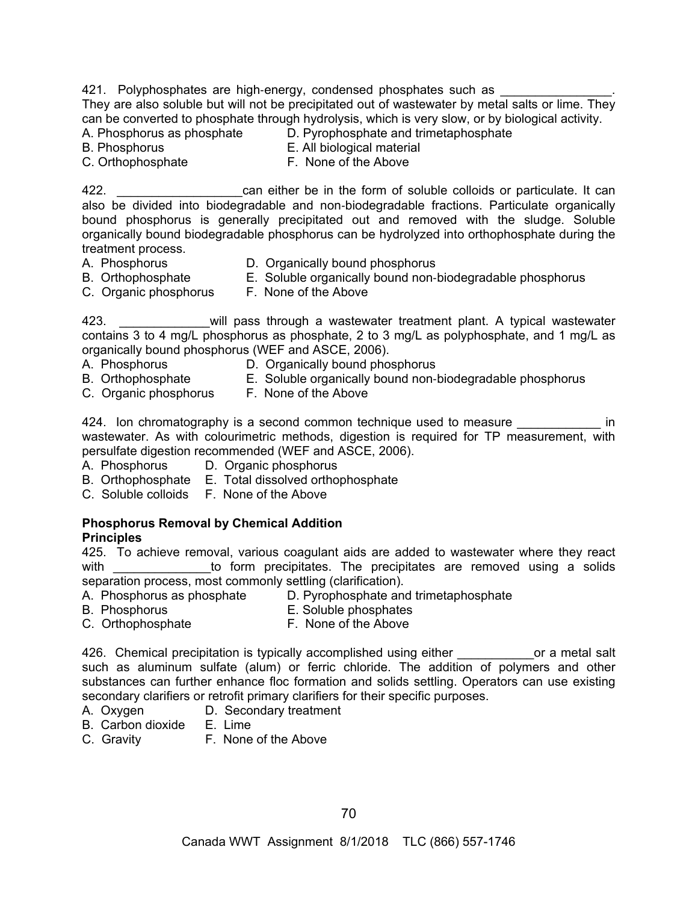421. Polyphosphates are high-energy, condensed phosphates such as ________________. They are also soluble but will not be precipitated out of wastewater by metal salts or lime. They can be converted to phosphate through hydrolysis, which is very slow, or by biological activity.
A. Phosphorus as phosphate
B. Phosphorus
C. Orthophosphate
D. Pyrophosphate and trimetaphosphate
E. All biological material
F. None of the Above

422. __________________can either be in the form of soluble colloids or particulate. It can also be divided into biodegradable and non-biodegradable fractions. Particulate organically bound phosphorus is generally precipitated out and removed with the sludge. Soluble organically bound biodegradable phosphorus can be hydrolyzed into orthophosphate during the treatment process.
A. Phosphorus
B. Orthophosphate
C. Organic phosphorus
D. Organically bound phosphorus
E. Soluble organically bound non-biodegradable phosphorus
F. None of the Above

423. _____________will pass through a wastewater treatment plant. A typical wastewater contains 3 to 4 mg/L phosphorus as phosphate, 2 to 3 mg/L as polyphosphate, and 1 mg/L as organically bound phosphorus (WEF and ASCE, 2006).
A. Phosphorus
B. Orthophosphate
C. Organic phosphorus
D. Organically bound phosphorus
E. Soluble organically bound non-biodegradable phosphorus
F. None of the Above

424. Ion chromatography is a second common technique used to measure ____________ in wastewater. As with colourimetric methods, digestion is required for TP measurement, with persulfate digestion recommended (WEF and ASCE, 2006).
A. Phosphorus
B. Orthophosphate
C. Soluble colloids
D. Organic phosphorus
E. Total dissolved orthophosphate
F. None of the Above

**Phosphorus Removal by Chemical Addition**
**Principles**

425. To achieve removal, various coagulant aids are added to wastewater where they react with ______________to form precipitates. The precipitates are removed using a solids separation process, most commonly settling (clarification).
A. Phosphorus as phosphate
B. Phosphorus
C. Orthophosphate
D. Pyrophosphate and trimetaphosphate
E. Soluble phosphates
F. None of the Above

426. Chemical precipitation is typically accomplished using either ___________or a metal salt such as aluminum sulfate (alum) or ferric chloride. The addition of polymers and other substances can further enhance floc formation and solids settling. Operators can use existing secondary clarifiers or retrofit primary clarifiers for their specific purposes.
A. Oxygen
B. Carbon dioxide
C. Gravity
D. Secondary treatment
E. Lime
F. None of the Above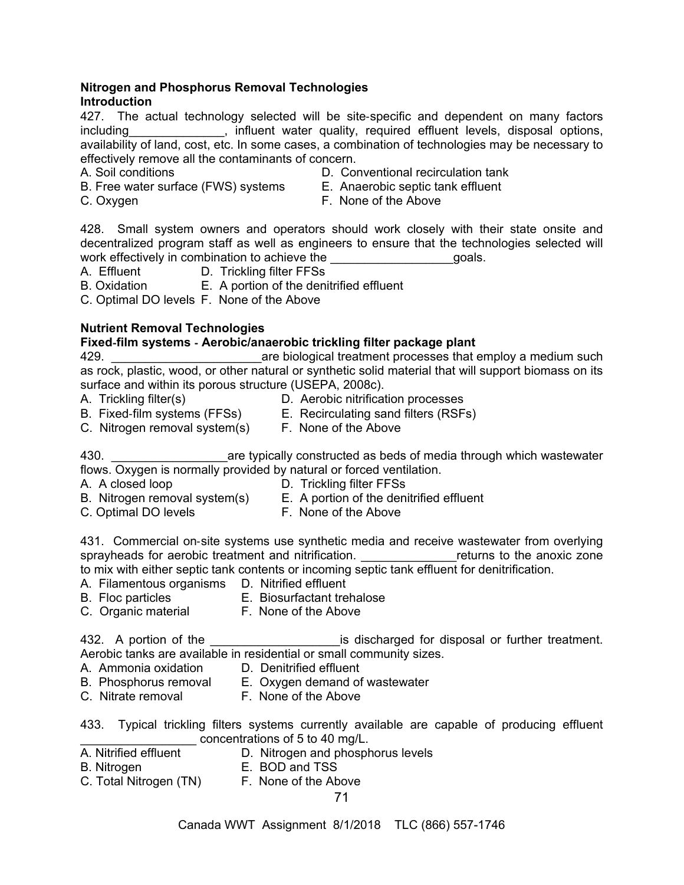**Nitrogen and Phosphorus Removal Technologies**
**Introduction**

427. The actual technology selected will be site-specific and dependent on many factors including______________, influent water quality, required effluent levels, disposal options, availability of land, cost, etc. In some cases, a combination of technologies may be necessary to effectively remove all the contaminants of concern.

A. Soil conditions
B. Free water surface (FWS) systems
C. Oxygen
D. Conventional recirculation tank
E. Anaerobic septic tank effluent
F. None of the Above

428. Small system owners and operators should work closely with their state onsite and decentralized program staff as well as engineers to ensure that the technologies selected will work effectively in combination to achieve the __________________goals.

A. Effluent
B. Oxidation
C. Optimal DO levels
D. Trickling filter FFSs
E. A portion of the denitrified effluent
F. None of the Above

**Nutrient Removal Technologies**
**Fixed-film systems - Aerobic/anaerobic trickling filter package plant**

429. ______________________are biological treatment processes that employ a medium such as rock, plastic, wood, or other natural or synthetic solid material that will support biomass on its surface and within its porous structure (USEPA, 2008c).

A. Trickling filter(s)
B. Fixed-film systems (FFSs)
C. Nitrogen removal system(s)
D. Aerobic nitrification processes
E. Recirculating sand filters (RSFs)
F. None of the Above

430. _________________are typically constructed as beds of media through which wastewater flows. Oxygen is normally provided by natural or forced ventilation.

A. A closed loop
B. Nitrogen removal system(s)
C. Optimal DO levels
D. Trickling filter FFSs
E. A portion of the denitrified effluent
F. None of the Above

431. Commercial on-site systems use synthetic media and receive wastewater from overlying sprayheads for aerobic treatment and nitrification. ______________returns to the anoxic zone to mix with either septic tank contents or incoming septic tank effluent for denitrification.

A. Filamentous organisms
B. Floc particles
C. Organic material
D. Nitrified effluent
E. Biosurfactant trehalose
F. None of the Above

432. A portion of the ___________________is discharged for disposal or further treatment. Aerobic tanks are available in residential or small community sizes.

A. Ammonia oxidation
B. Phosphorus removal
C. Nitrate removal
D. Denitrified effluent
E. Oxygen demand of wastewater
F. None of the Above

433. Typical trickling filters systems currently available are capable of producing effluent _________________ concentrations of 5 to 40 mg/L.

A. Nitrified effluent
B. Nitrogen
C. Total Nitrogen (TN)
D. Nitrogen and phosphorus levels
E. BOD and TSS
F. None of the Above

Canada WWT Assignment 8/1/2018 TLC (866) 557-1746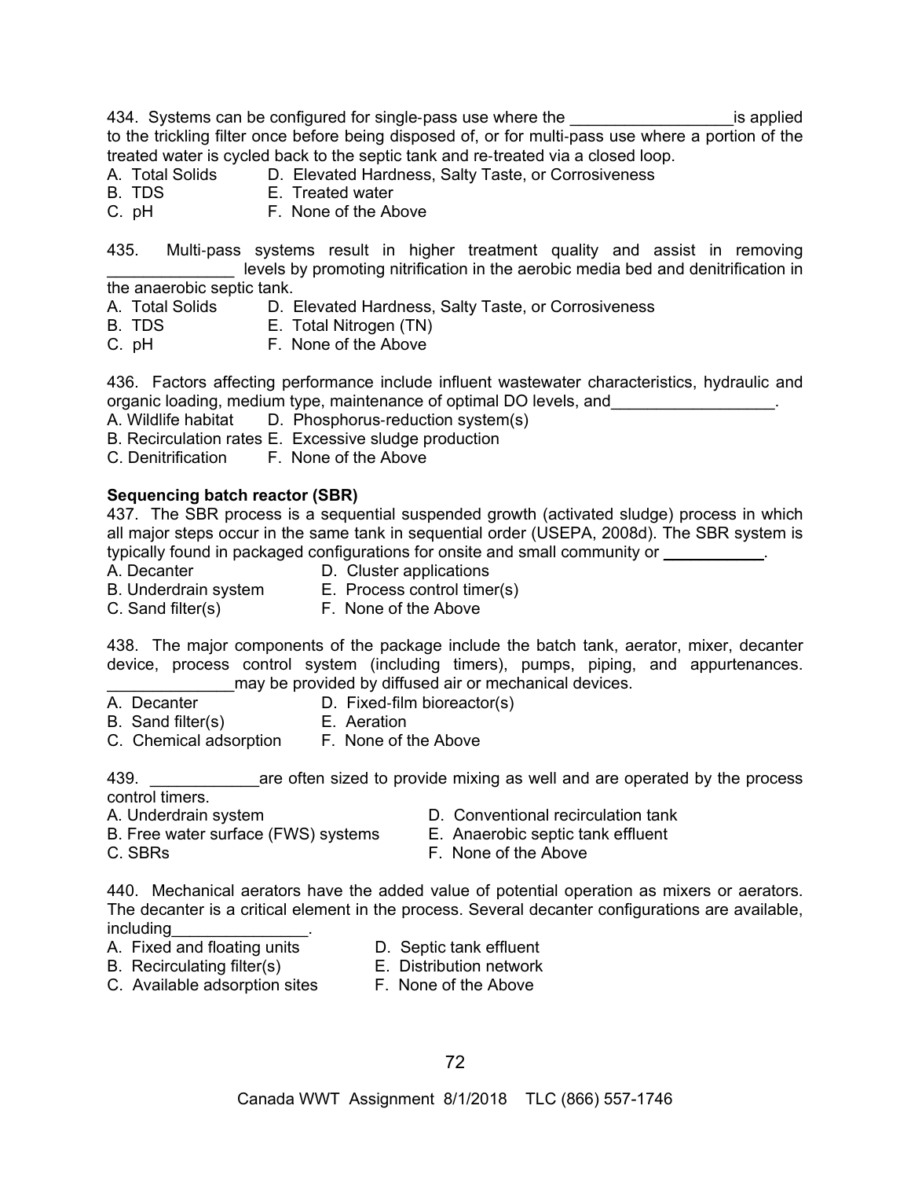434. Systems can be configured for single-pass use where the _________________is applied to the trickling filter once before being disposed of, or for multi-pass use where a portion of the treated water is cycled back to the septic tank and re-treated via a closed loop.

A. Total Solids
B. TDS
C. pH
D. Elevated Hardness, Salty Taste, or Corrosiveness
E. Treated water
F. None of the Above

435. Multi-pass systems result in higher treatment quality and assist in removing ______________ levels by promoting nitrification in the aerobic media bed and denitrification in the anaerobic septic tank.

A. Total Solids
B. TDS
C. pH
D. Elevated Hardness, Salty Taste, or Corrosiveness
E. Total Nitrogen (TN)
F. None of the Above

436. Factors affecting performance include influent wastewater characteristics, hydraulic and organic loading, medium type, maintenance of optimal DO levels, and_________________.

A. Wildlife habitat
B. Recirculation rates
C. Denitrification
D. Phosphorus-reduction system(s)
E. Excessive sludge production
F. None of the Above

**Sequencing batch reactor (SBR)**

437. The SBR process is a sequential suspended growth (activated sludge) process in which all major steps occur in the same tank in sequential order (USEPA, 2008d). The SBR system is typically found in packaged configurations for onsite and small community or ___________.

A. Decanter
B. Underdrain system
C. Sand filter(s)
D. Cluster applications
E. Process control timer(s)
F. None of the Above

438. The major components of the package include the batch tank, aerator, mixer, decanter device, process control system (including timers), pumps, piping, and appurtenances. ______________may be provided by diffused air or mechanical devices.

A. Decanter
B. Sand filter(s)
C. Chemical adsorption
D. Fixed-film bioreactor(s)
E. Aeration
F. None of the Above

439. ____________are often sized to provide mixing as well and are operated by the process control timers.

A. Underdrain system
B. Free water surface (FWS) systems
C. SBRs
D. Conventional recirculation tank
E. Anaerobic septic tank effluent
F. None of the Above

440. Mechanical aerators have the added value of potential operation as mixers or aerators. The decanter is a critical element in the process. Several decanter configurations are available, including_______________.

A. Fixed and floating units
B. Recirculating filter(s)
C. Available adsorption sites
D. Septic tank effluent
E. Distribution network
F. None of the Above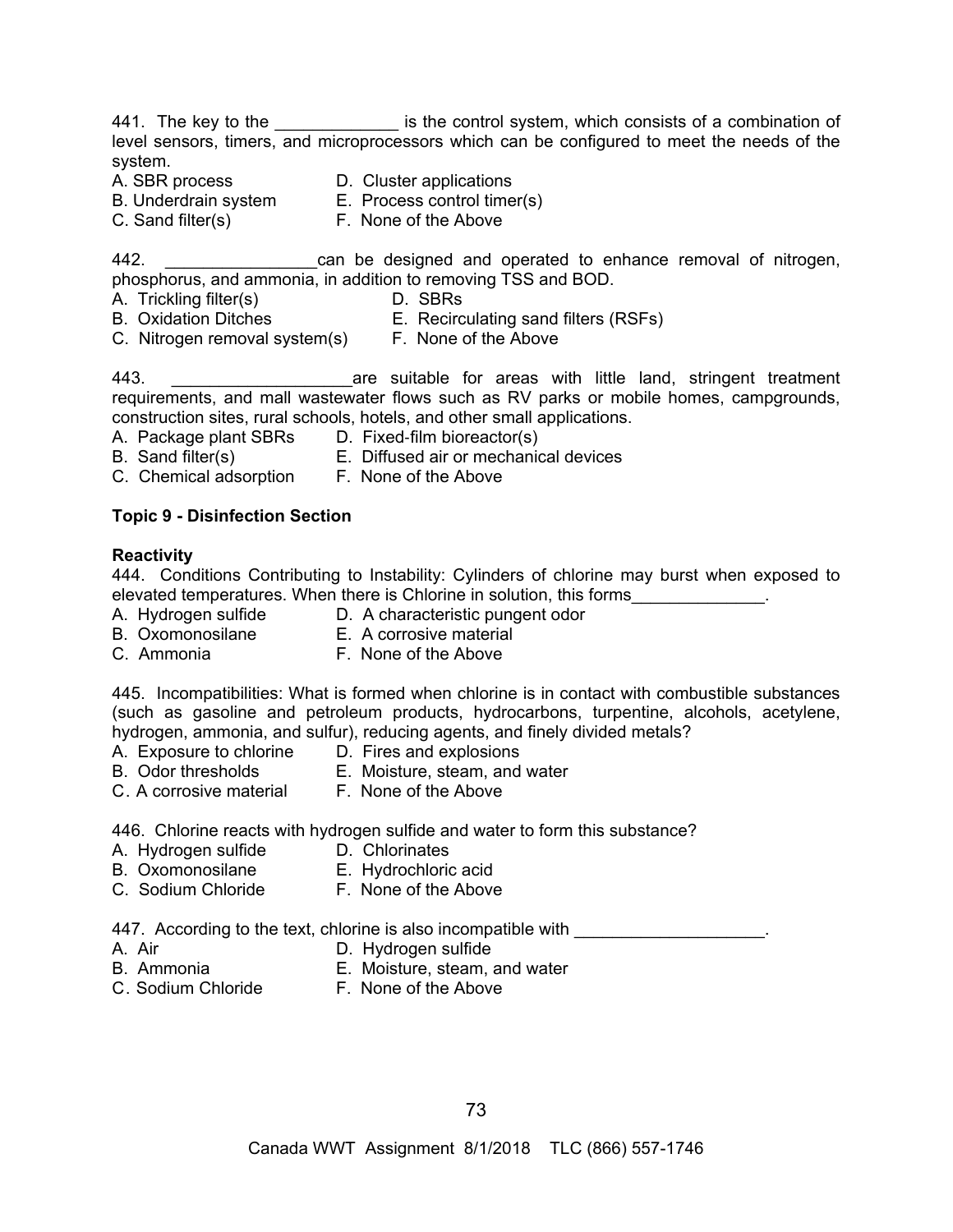441. The key to the _____________ is the control system, which consists of a combination of level sensors, timers, and microprocessors which can be configured to meet the needs of the system.

A. SBR process
B. Underdrain system
C. Sand filter(s)
D. Cluster applications
E. Process control timer(s)
F. None of the Above

442. ________________can be designed and operated to enhance removal of nitrogen, phosphorus, and ammonia, in addition to removing TSS and BOD.

A. Trickling filter(s)
B. Oxidation Ditches
C. Nitrogen removal system(s)
D. SBRs
E. Recirculating sand filters (RSFs)
F. None of the Above

443. ___________________are suitable for areas with little land, stringent treatment requirements, and mall wastewater flows such as RV parks or mobile homes, campgrounds, construction sites, rural schools, hotels, and other small applications.

A. Package plant SBRs
B. Sand filter(s)
C. Chemical adsorption
D. Fixed-film bioreactor(s)
E. Diffused air or mechanical devices
F. None of the Above

**Topic 9 - Disinfection Section**

**Reactivity**

444. Conditions Contributing to Instability: Cylinders of chlorine may burst when exposed to elevated temperatures. When there is Chlorine in solution, this forms______________.

A. Hydrogen sulfide
B. Oxomonosilane
C. Ammonia
D. A characteristic pungent odor
E. A corrosive material
F. None of the Above

445. Incompatibilities: What is formed when chlorine is in contact with combustible substances (such as gasoline and petroleum products, hydrocarbons, turpentine, alcohols, acetylene, hydrogen, ammonia, and sulfur), reducing agents, and finely divided metals?

A. Exposure to chlorine
B. Odor thresholds
C. A corrosive material
D. Fires and explosions
E. Moisture, steam, and water
F. None of the Above

446. Chlorine reacts with hydrogen sulfide and water to form this substance?

A. Hydrogen sulfide
B. Oxomonosilane
C. Sodium Chloride
D. Chlorinates
E. Hydrochloric acid
F. None of the Above

447. According to the text, chlorine is also incompatible with ____________________.

A. Air
B. Ammonia
C. Sodium Chloride
D. Hydrogen sulfide
E. Moisture, steam, and water
F. None of the Above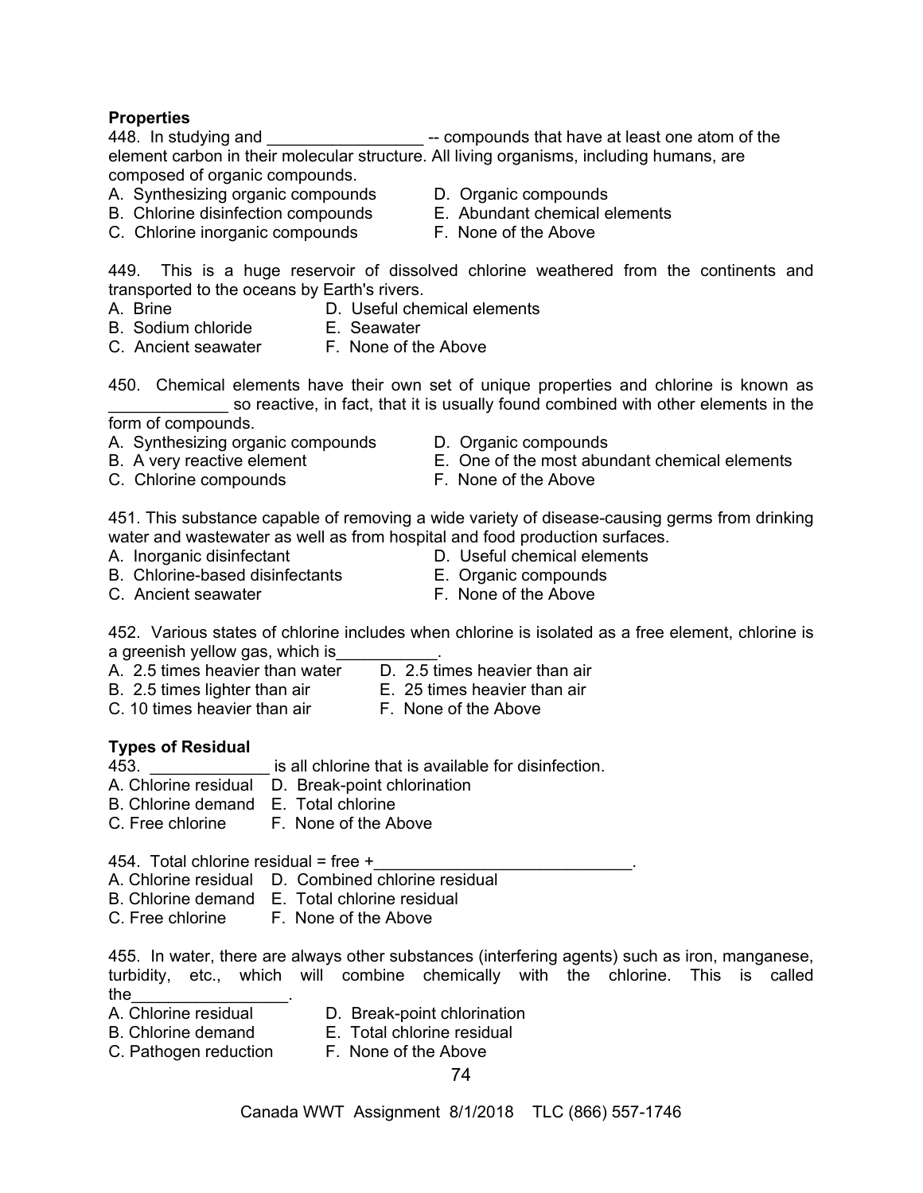**Properties**

448. In studying and _________________ -- compounds that have at least one atom of the element carbon in their molecular structure. All living organisms, including humans, are composed of organic compounds.

A. Synthesizing organic compounds
B. Chlorine disinfection compounds
C. Chlorine inorganic compounds
D. Organic compounds
E. Abundant chemical elements
F. None of the Above

449. This is a huge reservoir of dissolved chlorine weathered from the continents and transported to the oceans by Earth's rivers.

A. Brine
B. Sodium chloride
C. Ancient seawater
D. Useful chemical elements
E. Seawater
F. None of the Above

450. Chemical elements have their own set of unique properties and chlorine is known as _____________ so reactive, in fact, that it is usually found combined with other elements in the form of compounds.

A. Synthesizing organic compounds
B. A very reactive element
C. Chlorine compounds
D. Organic compounds
E. One of the most abundant chemical elements
F. None of the Above

451. This substance capable of removing a wide variety of disease-causing germs from drinking water and wastewater as well as from hospital and food production surfaces.

A. Inorganic disinfectant
B. Chlorine-based disinfectants
C. Ancient seawater
D. Useful chemical elements
E. Organic compounds
F. None of the Above

452. Various states of chlorine includes when chlorine is isolated as a free element, chlorine is a greenish yellow gas, which is___________.

A. 2.5 times heavier than water
B. 2.5 times lighter than air
C. 10 times heavier than air
D. 2.5 times heavier than air
E. 25 times heavier than air
F. None of the Above

**Types of Residual**

453. _____________ is all chlorine that is available for disinfection.

A. Chlorine residual
B. Chlorine demand
C. Free chlorine
D. Break-point chlorination
E. Total chlorine
F. None of the Above

454. Total chlorine residual = free +____________________________.

A. Chlorine residual
B. Chlorine demand
C. Free chlorine
D. Combined chlorine residual
E. Total chlorine residual
F. None of the Above

455. In water, there are always other substances (interfering agents) such as iron, manganese, turbidity, etc., which will combine chemically with the chlorine. This is called the_________________.

A. Chlorine residual
B. Chlorine demand
C. Pathogen reduction
D. Break-point chlorination
E. Total chlorine residual
F. None of the Above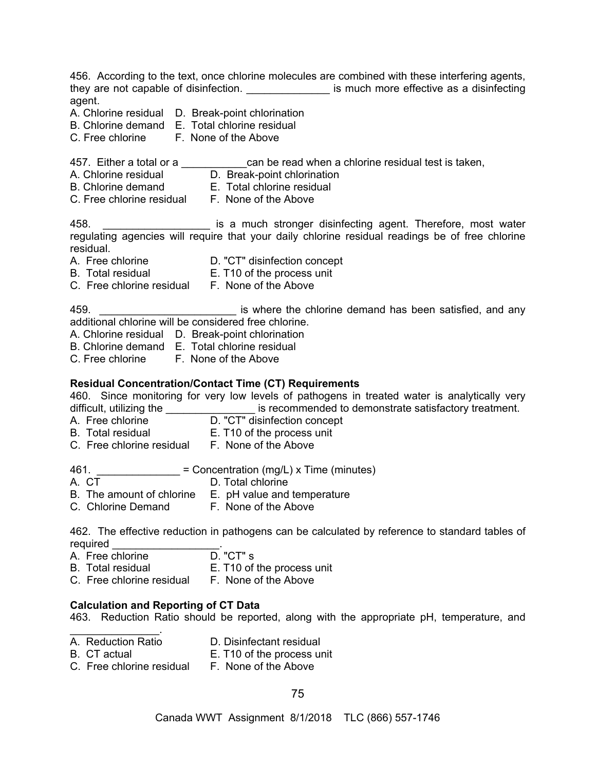456. According to the text, once chlorine molecules are combined with these interfering agents, they are not capable of disinfection. ______________ is much more effective as a disinfecting agent.

A. Chlorine residual D. Break-point chlorination
B. Chlorine demand E. Total chlorine residual
C. Free chlorine F. None of the Above

457. Either a total or a ___________can be read when a chlorine residual test is taken,

A. Chlorine residual D. Break-point chlorination
B. Chlorine demand E. Total chlorine residual
C. Free chlorine residual F. None of the Above

458. __________________ is a much stronger disinfecting agent. Therefore, most water regulating agencies will require that your daily chlorine residual readings be of free chlorine residual.

A. Free chlorine D. "CT" disinfection concept
B. Total residual E. T10 of the process unit
C. Free chlorine residual F. None of the Above

459. _______________________ is where the chlorine demand has been satisfied, and any additional chlorine will be considered free chlorine.

A. Chlorine residual D. Break-point chlorination
B. Chlorine demand E. Total chlorine residual
C. Free chlorine F. None of the Above

**Residual Concentration/Contact Time (CT) Requirements**

460. Since monitoring for very low levels of pathogens in treated water is analytically very difficult, utilizing the _______________ is recommended to demonstrate satisfactory treatment.

A. Free chlorine D. "CT" disinfection concept
B. Total residual E. T10 of the process unit
C. Free chlorine residual F. None of the Above

461. ______________ = Concentration (mg/L) x Time (minutes)

A. CT D. Total chlorine
B. The amount of chlorine E. pH value and temperature
C. Chlorine Demand F. None of the Above

462. The effective reduction in pathogens can be calculated by reference to standard tables of required __________________.

A. Free chlorine D. "CT" s
B. Total residual E. T10 of the process unit
C. Free chlorine residual F. None of the Above

**Calculation and Reporting of CT Data**

463. Reduction Ratio should be reported, along with the appropriate pH, temperature, and _______________.

A. Reduction Ratio D. Disinfectant residual
B. CT actual E. T10 of the process unit
C. Free chlorine residual F. None of the Above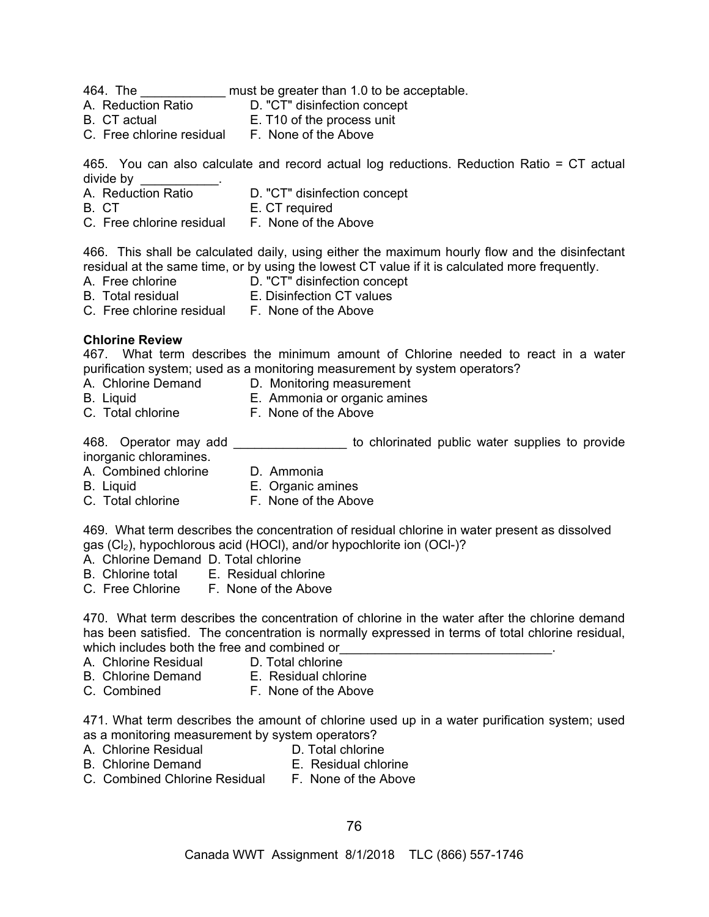464. The ____________ must be greater than 1.0 to be acceptable.
A. Reduction Ratio
B. CT actual
C. Free chlorine residual
D. "CT" disinfection concept
E. T10 of the process unit
F. None of the Above

465. You can also calculate and record actual log reductions. Reduction Ratio = CT actual divide by ___________.
A. Reduction Ratio
B. CT
C. Free chlorine residual
D. "CT" disinfection concept
E. CT required
F. None of the Above

466. This shall be calculated daily, using either the maximum hourly flow and the disinfectant residual at the same time, or by using the lowest CT value if it is calculated more frequently.
A. Free chlorine
B. Total residual
C. Free chlorine residual
D. "CT" disinfection concept
E. Disinfection CT values
F. None of the Above

**Chlorine Review**

467. What term describes the minimum amount of Chlorine needed to react in a water purification system; used as a monitoring measurement by system operators?
A. Chlorine Demand
B. Liquid
C. Total chlorine
D. Monitoring measurement
E. Ammonia or organic amines
F. None of the Above

468. Operator may add ________________ to chlorinated public water supplies to provide inorganic chloramines.
A. Combined chlorine
B. Liquid
C. Total chlorine
D. Ammonia
E. Organic amines
F. None of the Above

469. What term describes the concentration of residual chlorine in water present as dissolved gas ($Cl_2$), hypochlorous acid (HOCl), and/or hypochlorite ion (OCl-)?
A. Chlorine Demand
B. Chlorine total
C. Free Chlorine
D. Total chlorine
E. Residual chlorine
F. None of the Above

470. What term describes the concentration of chlorine in the water after the chlorine demand has been satisfied. The concentration is normally expressed in terms of total chlorine residual, which includes both the free and combined or______________________________.
A. Chlorine Residual
B. Chlorine Demand
C. Combined
D. Total chlorine
E. Residual chlorine
F. None of the Above

471. What term describes the amount of chlorine used up in a water purification system; used as a monitoring measurement by system operators?
A. Chlorine Residual
B. Chlorine Demand
C. Combined Chlorine Residual
D. Total chlorine
E. Residual chlorine
F. None of the Above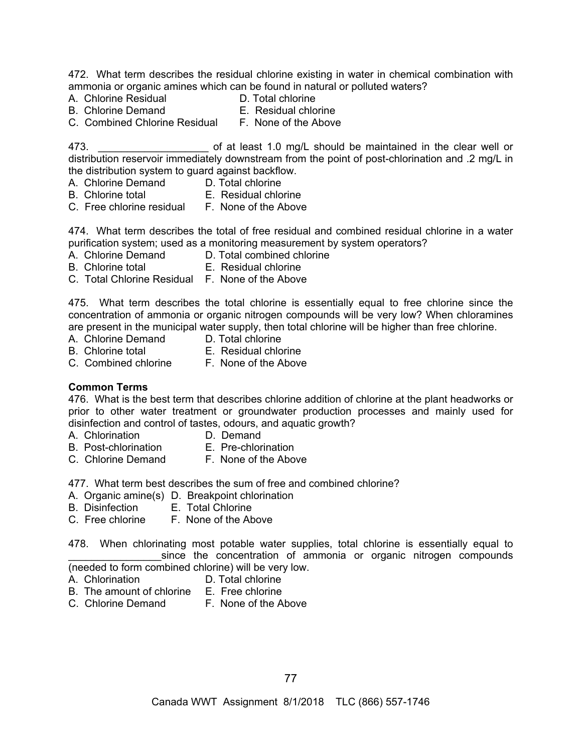472. What term describes the residual chlorine existing in water in chemical combination with ammonia or organic amines which can be found in natural or polluted waters?
A. Chlorine Residual D. Total chlorine
B. Chlorine Demand E. Residual chlorine
C. Combined Chlorine Residual F. None of the Above

473. ___________________ of at least 1.0 mg/L should be maintained in the clear well or distribution reservoir immediately downstream from the point of post-chlorination and .2 mg/L in the distribution system to guard against backflow.
A. Chlorine Demand D. Total chlorine
B. Chlorine total E. Residual chlorine
C. Free chlorine residual F. None of the Above

474. What term describes the total of free residual and combined residual chlorine in a water purification system; used as a monitoring measurement by system operators?
A. Chlorine Demand D. Total combined chlorine
B. Chlorine total E. Residual chlorine
C. Total Chlorine Residual F. None of the Above

475. What term describes the total chlorine is essentially equal to free chlorine since the concentration of ammonia or organic nitrogen compounds will be very low? When chloramines are present in the municipal water supply, then total chlorine will be higher than free chlorine.
A. Chlorine Demand D. Total chlorine
B. Chlorine total E. Residual chlorine
C. Combined chlorine F. None of the Above

**Common Terms**

476. What is the best term that describes chlorine addition of chlorine at the plant headworks or prior to other water treatment or groundwater production processes and mainly used for disinfection and control of tastes, odours, and aquatic growth?
A. Chlorination D. Demand
B. Post-chlorination E. Pre-chlorination
C. Chlorine Demand F. None of the Above

477. What term best describes the sum of free and combined chlorine?
A. Organic amine(s) D. Breakpoint chlorination
B. Disinfection E. Total Chlorine
C. Free chlorine F. None of the Above

478. When chlorinating most potable water supplies, total chlorine is essentially equal to ________________since the concentration of ammonia or organic nitrogen compounds (needed to form combined chlorine) will be very low.
A. Chlorination D. Total chlorine
B. The amount of chlorine E. Free chlorine
C. Chlorine Demand F. None of the Above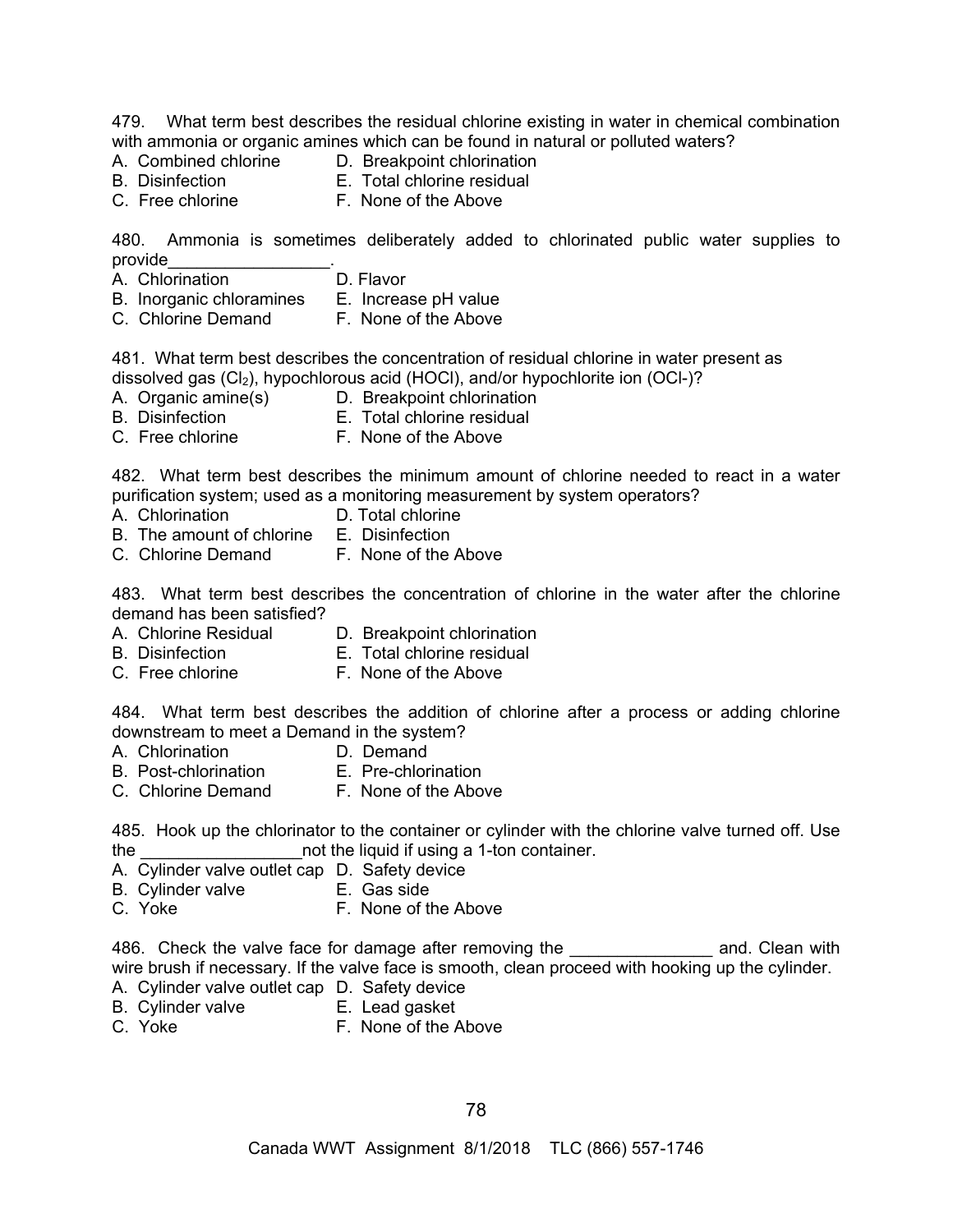479. What term best describes the residual chlorine existing in water in chemical combination with ammonia or organic amines which can be found in natural or polluted waters?

A. Combined chlorine
B. Disinfection
C. Free chlorine
D. Breakpoint chlorination
E. Total chlorine residual
F. None of the Above

480. Ammonia is sometimes deliberately added to chlorinated public water supplies to provide_________________.

A. Chlorination
B. Inorganic chloramines
C. Chlorine Demand
D. Flavor
E. Increase pH value
F. None of the Above

481. What term best describes the concentration of residual chlorine in water present as dissolved gas ($Cl_2$), hypochlorous acid (HOCl), and/or hypochlorite ion (OCl-)?

A. Organic amine(s)
B. Disinfection
C. Free chlorine
D. Breakpoint chlorination
E. Total chlorine residual
F. None of the Above

482. What term best describes the minimum amount of chlorine needed to react in a water purification system; used as a monitoring measurement by system operators?

A. Chlorination
B. The amount of chlorine
C. Chlorine Demand
D. Total chlorine
E. Disinfection
F. None of the Above

483. What term best describes the concentration of chlorine in the water after the chlorine demand has been satisfied?

A. Chlorine Residual
B. Disinfection
C. Free chlorine
D. Breakpoint chlorination
E. Total chlorine residual
F. None of the Above

484. What term best describes the addition of chlorine after a process or adding chlorine downstream to meet a Demand in the system?

A. Chlorination
B. Post-chlorination
C. Chlorine Demand
D. Demand
E. Pre-chlorination
F. None of the Above

485. Hook up the chlorinator to the container or cylinder with the chlorine valve turned off. Use the _________________not the liquid if using a 1-ton container.

A. Cylinder valve outlet cap
B. Cylinder valve
C. Yoke
D. Safety device
E. Gas side
F. None of the Above

486. Check the valve face for damage after removing the _______________ and. Clean with wire brush if necessary. If the valve face is smooth, clean proceed with hooking up the cylinder.

A. Cylinder valve outlet cap
B. Cylinder valve
C. Yoke
D. Safety device
E. Lead gasket
F. None of the Above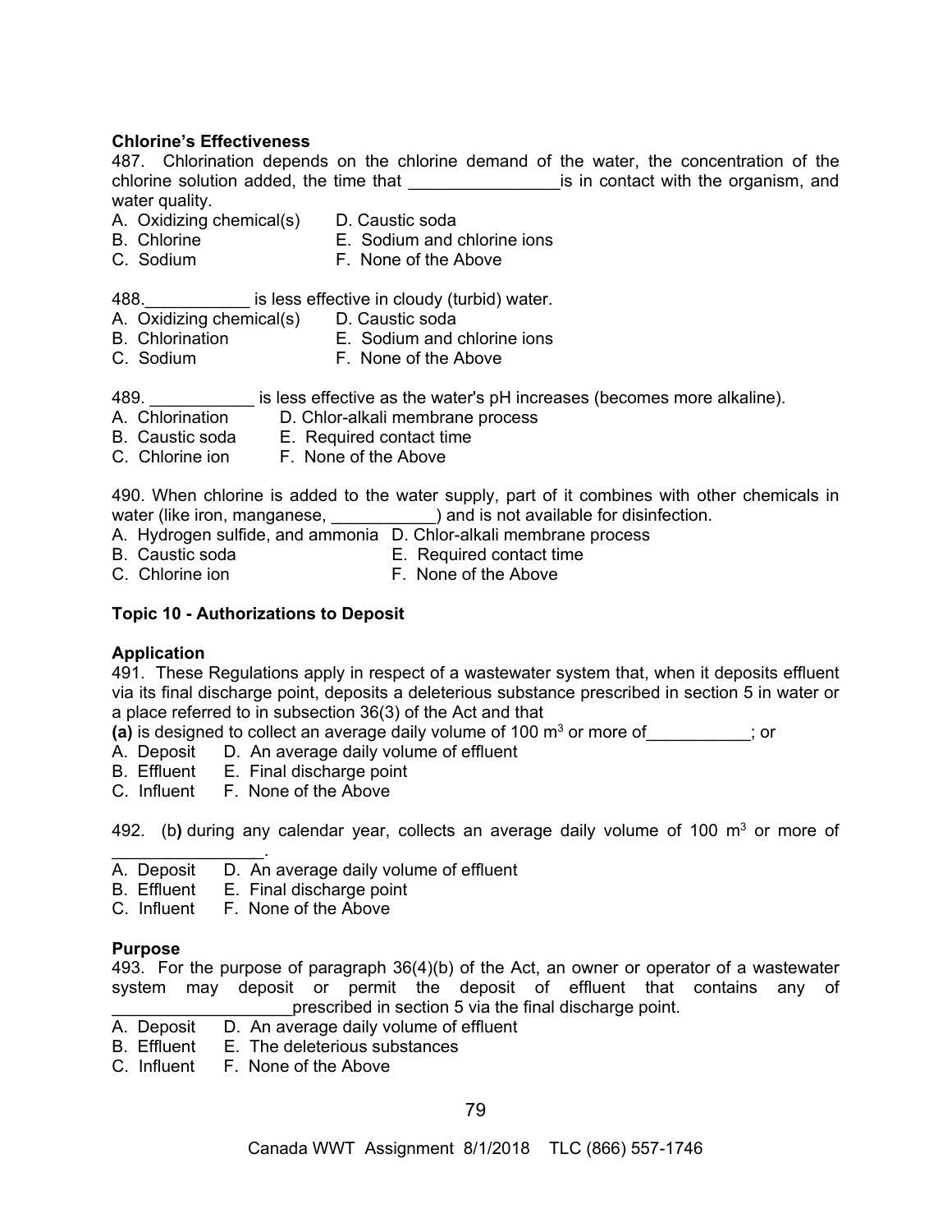**Chlorine's Effectiveness**

487. Chlorination depends on the chlorine demand of the water, the concentration of the chlorine solution added, the time that ________________is in contact with the organism, and water quality.

A. Oxidizing chemical(s)
B. Chlorine
C. Sodium
D. Caustic soda
E. Sodium and chlorine ions
F. None of the Above

488.___________ is less effective in cloudy (turbid) water.

A. Oxidizing chemical(s)
B. Chlorination
C. Sodium
D. Caustic soda
E. Sodium and chlorine ions
F. None of the Above

489. ___________ is less effective as the water's pH increases (becomes more alkaline).

A. Chlorination
B. Caustic soda
C. Chlorine ion
D. Chlor-alkali membrane process
E. Required contact time
F. None of the Above

490. When chlorine is added to the water supply, part of it combines with other chemicals in water (like iron, manganese, ___________) and is not available for disinfection.

A. Hydrogen sulfide, and ammonia
B. Caustic soda
C. Chlorine ion
D. Chlor-alkali membrane process
E. Required contact time
F. None of the Above

**Topic 10 - Authorizations to Deposit**

**Application**

491. These Regulations apply in respect of a wastewater system that, when it deposits effluent via its final discharge point, deposits a deleterious substance prescribed in section 5 in water or a place referred to in subsection 36(3) of the Act and that

**(a)** is designed to collect an average daily volume of 100 $m^3$ or more of___________; or

A. Deposit
B. Effluent
C. Influent
D. An average daily volume of effluent
E. Final discharge point
F. None of the Above

492. (b**)** during any calendar year, collects an average daily volume of 100 $m^3$ or more of ________________.

A. Deposit
B. Effluent
C. Influent
D. An average daily volume of effluent
E. Final discharge point
F. None of the Above

**Purpose**

493. For the purpose of paragraph 36(4)(b) of the Act, an owner or operator of a wastewater system may deposit or permit the deposit of effluent that contains any of ___________________prescribed in section 5 via the final discharge point.

A. Deposit
B. Effluent
C. Influent
D. An average daily volume of effluent
E. The deleterious substances
F. None of the Above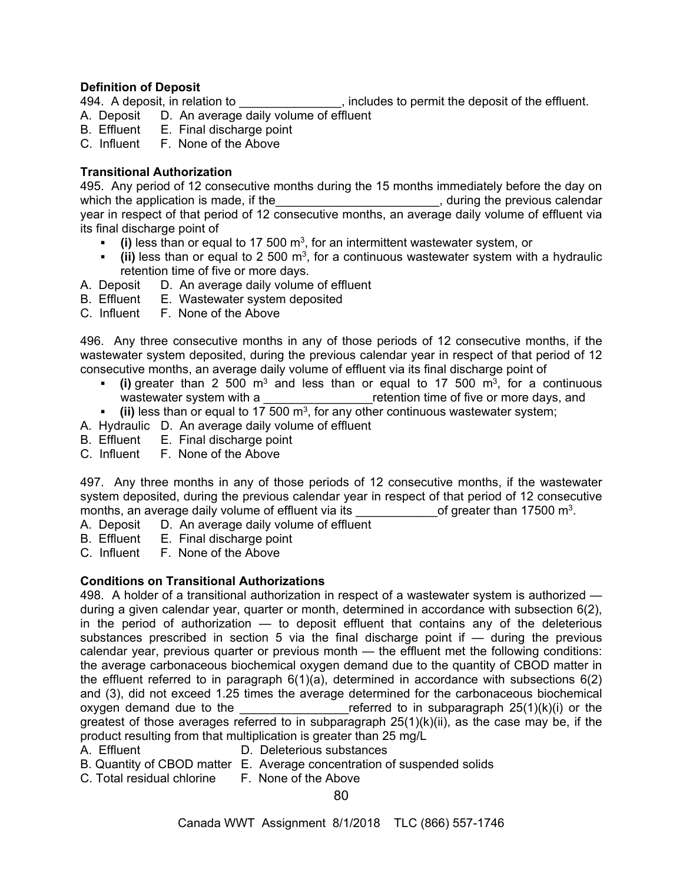**Definition of Deposit**

494. A deposit, in relation to _______________, includes to permit the deposit of the effluent.

A. Deposit D. An average daily volume of effluent
B. Effluent E. Final discharge point
C. Influent F. None of the Above

**Transitional Authorization**

495. Any period of 12 consecutive months during the 15 months immediately before the day on which the application is made, if the________________________, during the previous calendar year in respect of that period of 12 consecutive months, an average daily volume of effluent via its final discharge point of

- **(i)** less than or equal to 17 500 $m^3$, for an intermittent wastewater system, or
- **(ii)** less than or equal to 2 500 $m^3$, for a continuous wastewater system with a hydraulic retention time of five or more days.

A. Deposit D. An average daily volume of effluent
B. Effluent E. Wastewater system deposited
C. Influent F. None of the Above

496. Any three consecutive months in any of those periods of 12 consecutive months, if the wastewater system deposited, during the previous calendar year in respect of that period of 12 consecutive months, an average daily volume of effluent via its final discharge point of

- **(i)** greater than 2 500 $m^3$ and less than or equal to 17 500 $m^3$, for a continuous wastewater system with a ________________retention time of five or more days, and
- **(ii)** less than or equal to 17 500 $m^3$, for any other continuous wastewater system;

A. Hydraulic D. An average daily volume of effluent
B. Effluent E. Final discharge point
C. Influent F. None of the Above

497. Any three months in any of those periods of 12 consecutive months, if the wastewater system deposited, during the previous calendar year in respect of that period of 12 consecutive months, an average daily volume of effluent via its ____________of greater than 17500 $m^3$.

A. Deposit D. An average daily volume of effluent
B. Effluent E. Final discharge point
C. Influent F. None of the Above

**Conditions on Transitional Authorizations**

498. A holder of a transitional authorization in respect of a wastewater system is authorized — during a given calendar year, quarter or month, determined in accordance with subsection 6(2), in the period of authorization — to deposit effluent that contains any of the deleterious substances prescribed in section 5 via the final discharge point if — during the previous calendar year, previous quarter or previous month — the effluent met the following conditions: the average carbonaceous biochemical oxygen demand due to the quantity of CBOD matter in the effluent referred to in paragraph 6(1)(a), determined in accordance with subsections 6(2) and (3), did not exceed 1.25 times the average determined for the carbonaceous biochemical oxygen demand due to the ________________referred to in subparagraph 25(1)(k)(i) or the greatest of those averages referred to in subparagraph 25(1)(k)(ii), as the case may be, if the product resulting from that multiplication is greater than 25 mg/L

A. Effluent D. Deleterious substances
B. Quantity of CBOD matter E. Average concentration of suspended solids
C. Total residual chlorine F. None of the Above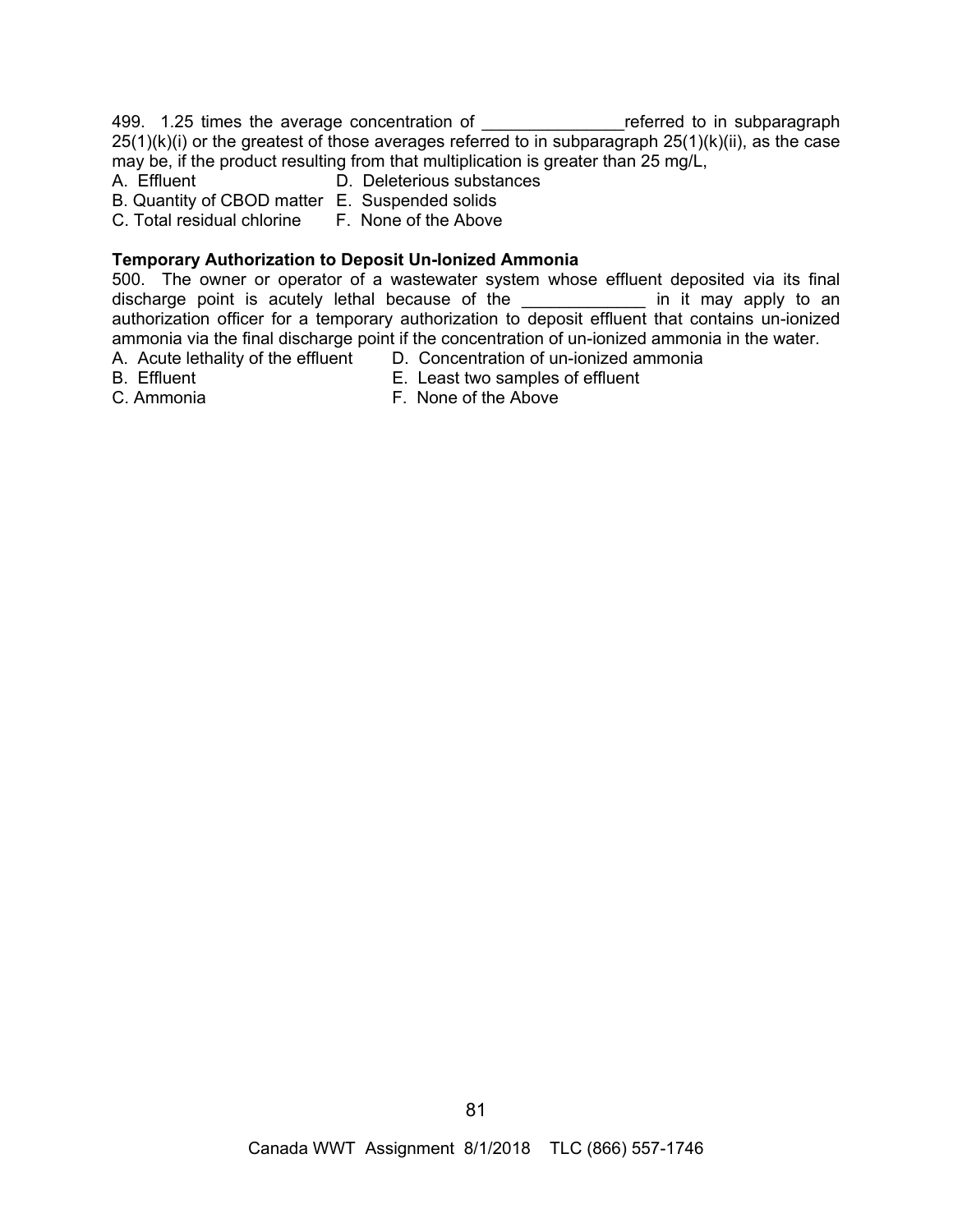499. 1.25 times the average concentration of _______________referred to in subparagraph 25(1)(k)(i) or the greatest of those averages referred to in subparagraph 25(1)(k)(ii), as the case may be, if the product resulting from that multiplication is greater than 25 mg/L,

A. Effluent
B. Quantity of CBOD matter
C. Total residual chlorine
D. Deleterious substances
E. Suspended solids
F. None of the Above

**Temporary Authorization to Deposit Un-Ionized Ammonia**

500. The owner or operator of a wastewater system whose effluent deposited via its final discharge point is acutely lethal because of the _____________ in it may apply to an authorization officer for a temporary authorization to deposit effluent that contains un-ionized ammonia via the final discharge point if the concentration of un-ionized ammonia in the water.

A. Acute lethality of the effluent
B. Effluent
C. Ammonia
D. Concentration of un-ionized ammonia
E. Least two samples of effluent
F. None of the Above

Canada WWT Assignment 8/1/2018 TLC (866) 557-1746